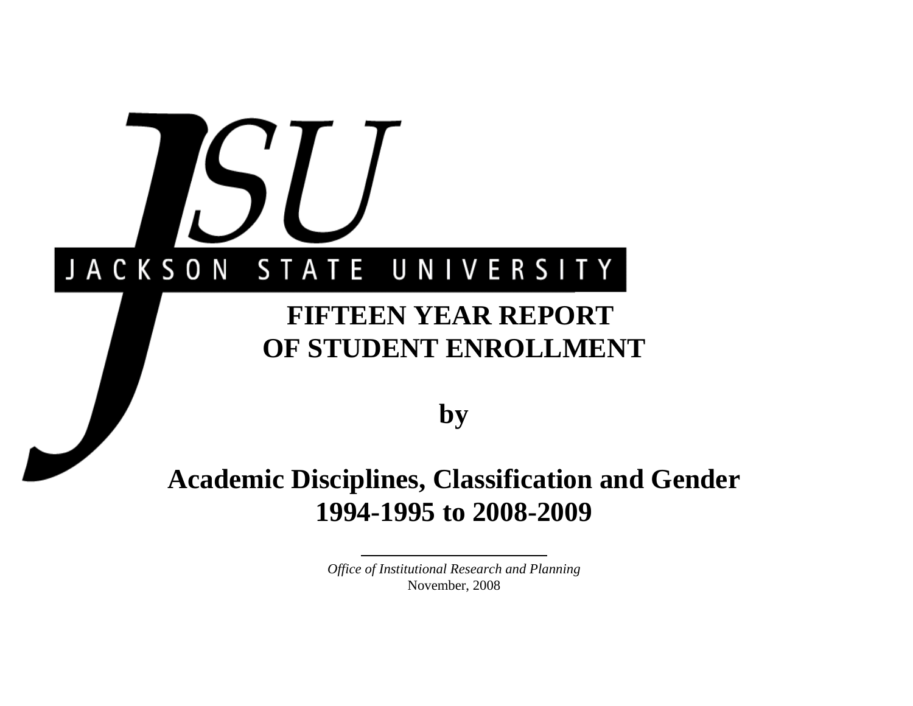JSU

JACKSON STATE UNIVERSITY

# FIFTEEN YEAR REPORT OF STUDENT ENROLLMENT

## by

## Academic Disciplines, Classification and Gender 1994-1995 to 2008-2009

*Office of Institutional Research and Planning*

November, 2008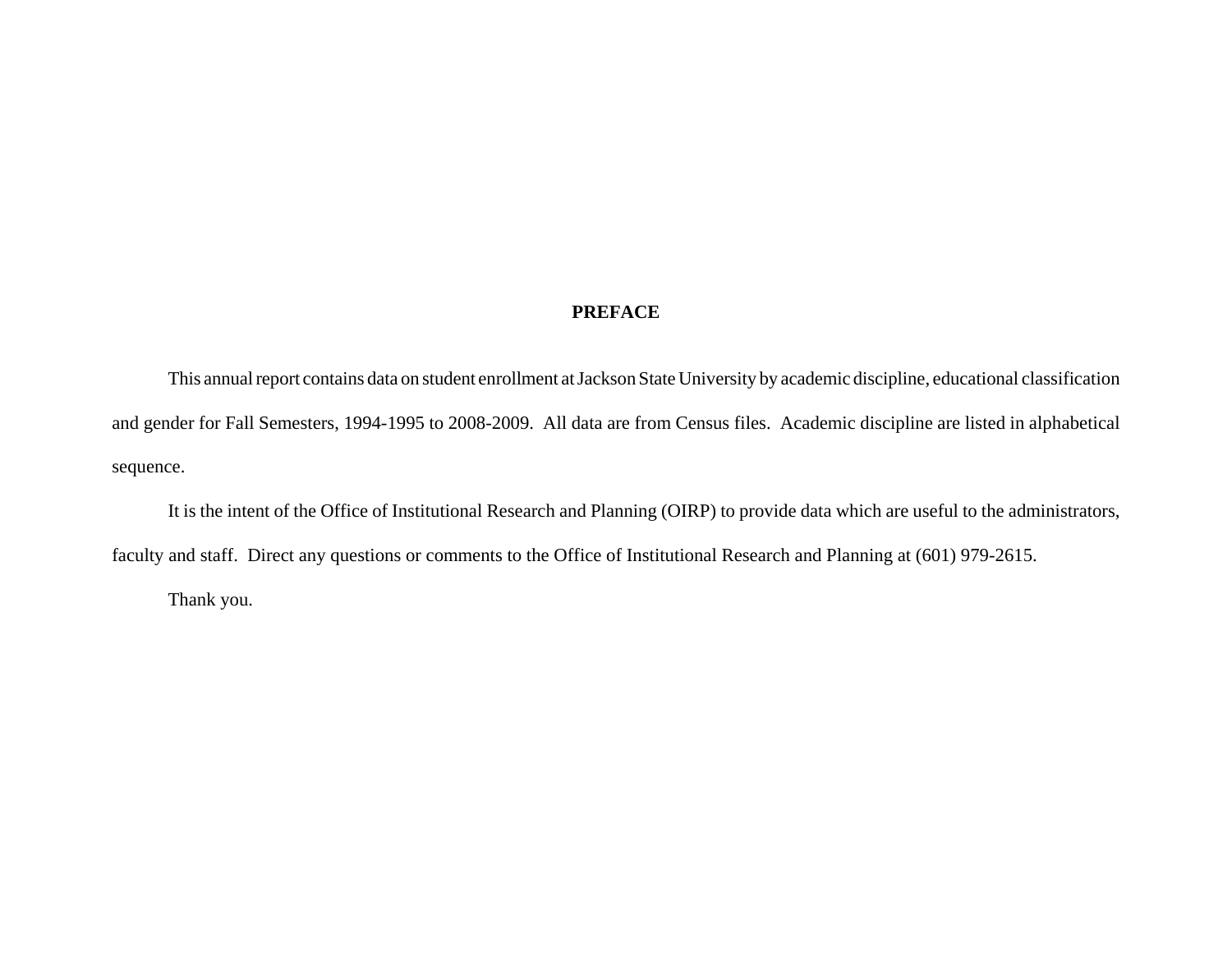# PREFACE

This annual report contains data on student enrollment at Jackson State University by academic discipline, educational classification and gender for Fall Semesters, 1994-1995 to 2008-2009. All data are from Census files. Academic discipline are listed in alphabetical sequence.

It is the intent of the Office of Institutional Research and Planning (OIRP) to provide data which are useful to the administrators, faculty and staff. Direct any questions or comments to the Office of Institutional Research and Planning at (601) 979-2615.

Thank you.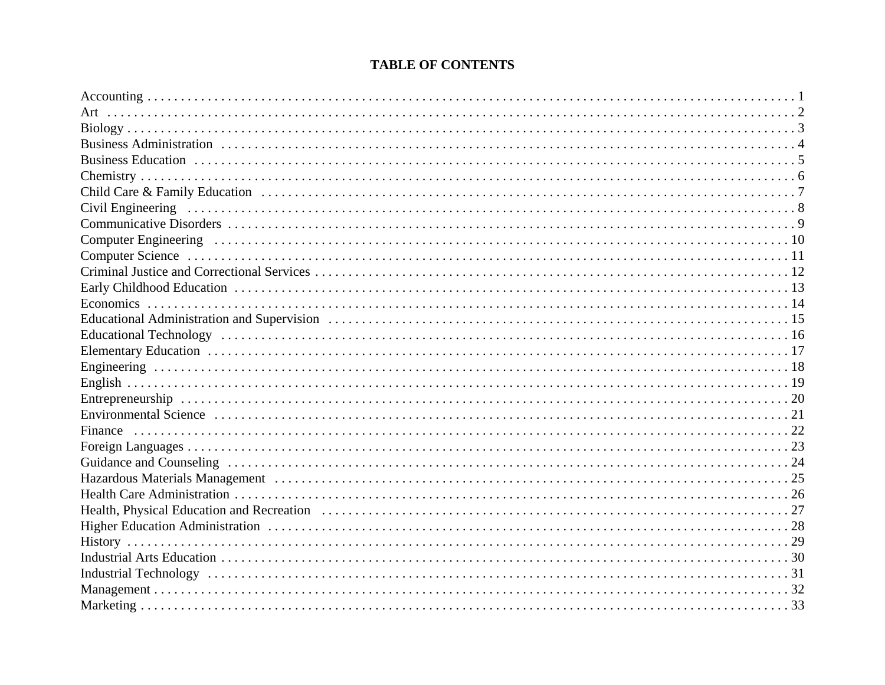# TABLE OF CONTENTS

| Section | Page |
|---|---|
| Accounting | 1 |
| Art | 2 |
| Biology | 3 |
| Business Administration | 4 |
| Business Education | 5 |
| Chemistry | 6 |
| Child Care & Family Education | 7 |
| Civil Engineering | 8 |
| Communicative Disorders | 9 |
| Computer Engineering | 10 |
| Computer Science | 11 |
| Criminal Justice and Correctional Services | 12 |
| Early Childhood Education | 13 |
| Economics | 14 |
| Educational Administration and Supervision | 15 |
| Educational Technology | 16 |
| Elementary Education | 17 |
| Engineering | 18 |
| English | 19 |
| Entrepreneurship | 20 |
| Environmental Science | 21 |
| Finance | 22 |
| Foreign Languages | 23 |
| Guidance and Counseling | 24 |
| Hazardous Materials Management | 25 |
| Health Care Administration | 26 |
| Health, Physical Education and Recreation | 27 |
| Higher Education Administration | 28 |
| History | 29 |
| Industrial Arts Education | 30 |
| Industrial Technology | 31 |
| Management | 32 |
| Marketing | 33 |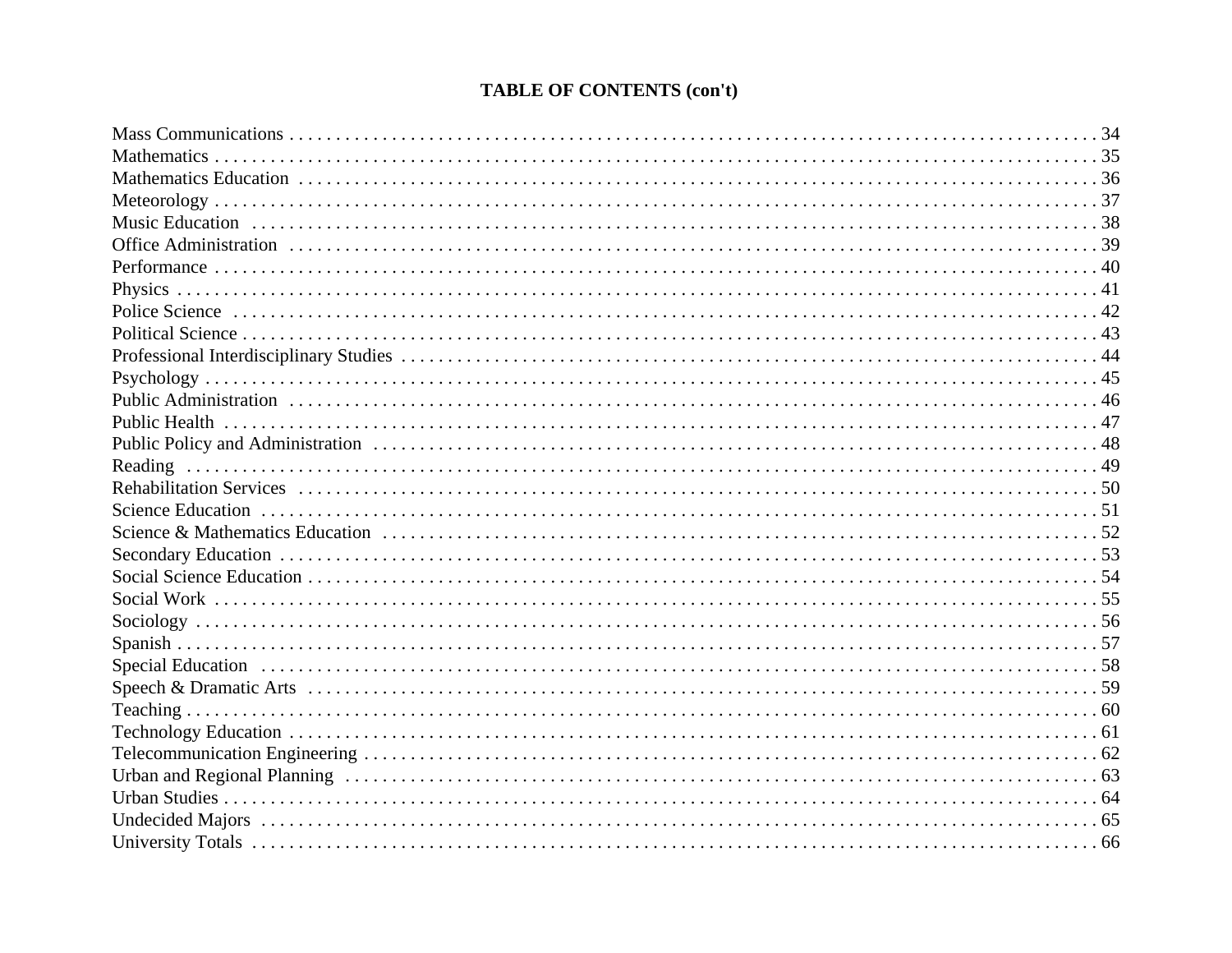## TABLE OF CONTENTS (con't)

| | |
|---|---|
| Mass Communications | 34 |
| Mathematics | 35 |
| Mathematics Education | 36 |
| Meteorology | 37 |
| Music Education | 38 |
| Office Administration | 39 |
| Performance | 40 |
| Physics | 41 |
| Police Science | 42 |
| Political Science | 43 |
| Professional Interdisciplinary Studies | 44 |
| Psychology | 45 |
| Public Administration | 46 |
| Public Health | 47 |
| Public Policy and Administration | 48 |
| Reading | 49 |
| Rehabilitation Services | 50 |
| Science Education | 51 |
| Science & Mathematics Education | 52 |
| Secondary Education | 53 |
| Social Science Education | 54 |
| Social Work | 55 |
| Sociology | 56 |
| Spanish | 57 |
| Special Education | 58 |
| Speech & Dramatic Arts | 59 |
| Teaching | 60 |
| Technology Education | 61 |
| Telecommunication Engineering | 62 |
| Urban and Regional Planning | 63 |
| Urban Studies | 64 |
| Undecided Majors | 65 |
| University Totals | 66 |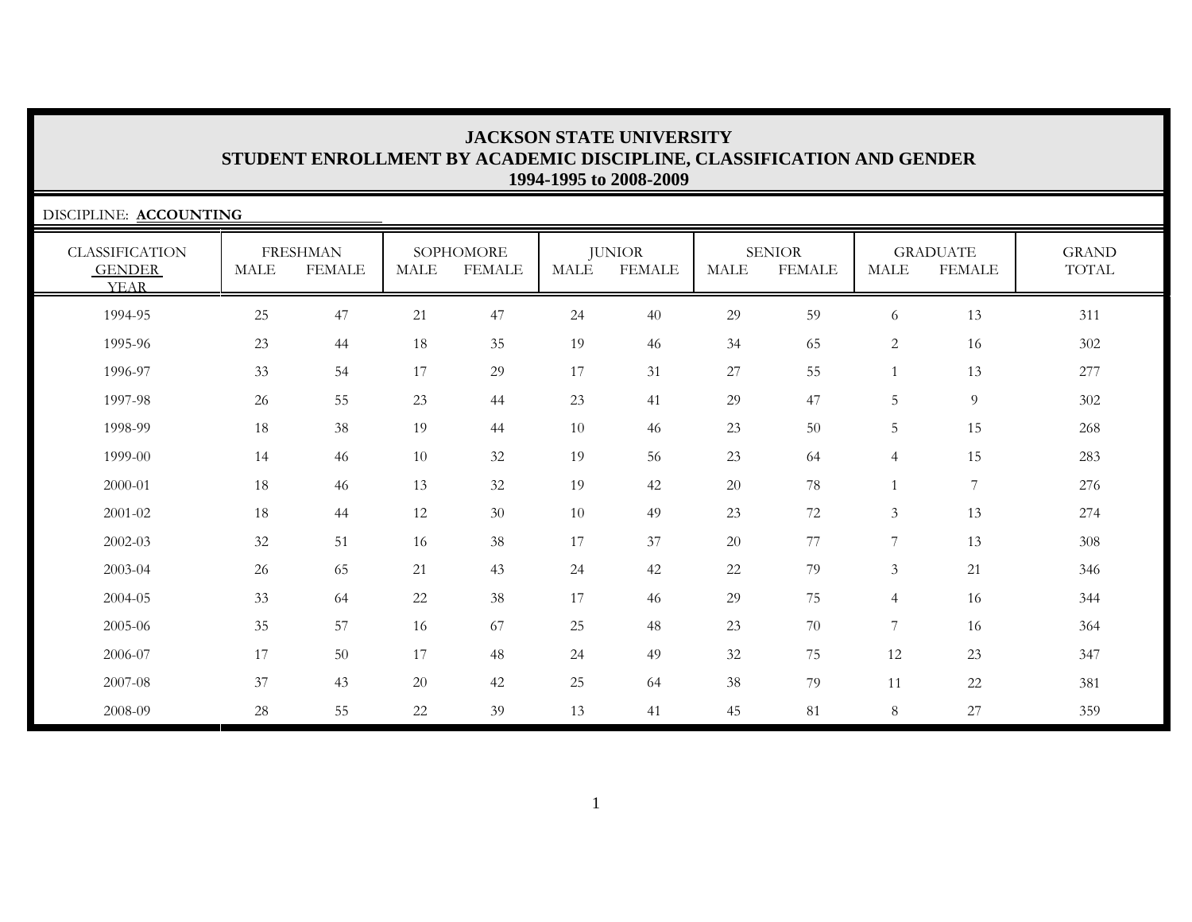# JACKSON STATE UNIVERSITY
## STUDENT ENROLLMENT BY ACADEMIC DISCIPLINE, CLASSIFICATION AND GENDER
### 1994-1995 to 2008-2009

DISCIPLINE: **ACCOUNTING**

| CLASSIFICATION | FRESHMAN | | SOPHOMORE | | JUNIOR | | SENIOR | | GRADUATE | | GRAND |
|---|---|---|---|---|---|---|---|---|---|---|---|
| GENDER / YEAR | MALE | FEMALE | MALE | FEMALE | MALE | FEMALE | MALE | FEMALE | MALE | FEMALE | TOTAL |
| 1994-95 | 25 | 47 | 21 | 47 | 24 | 40 | 29 | 59 | 6 | 13 | 311 |
| 1995-96 | 23 | 44 | 18 | 35 | 19 | 46 | 34 | 65 | 2 | 16 | 302 |
| 1996-97 | 33 | 54 | 17 | 29 | 17 | 31 | 27 | 55 | 1 | 13 | 277 |
| 1997-98 | 26 | 55 | 23 | 44 | 23 | 41 | 29 | 47 | 5 | 9 | 302 |
| 1998-99 | 18 | 38 | 19 | 44 | 10 | 46 | 23 | 50 | 5 | 15 | 268 |
| 1999-00 | 14 | 46 | 10 | 32 | 19 | 56 | 23 | 64 | 4 | 15 | 283 |
| 2000-01 | 18 | 46 | 13 | 32 | 19 | 42 | 20 | 78 | 1 | 7 | 276 |
| 2001-02 | 18 | 44 | 12 | 30 | 10 | 49 | 23 | 72 | 3 | 13 | 274 |
| 2002-03 | 32 | 51 | 16 | 38 | 17 | 37 | 20 | 77 | 7 | 13 | 308 |
| 2003-04 | 26 | 65 | 21 | 43 | 24 | 42 | 22 | 79 | 3 | 21 | 346 |
| 2004-05 | 33 | 64 | 22 | 38 | 17 | 46 | 29 | 75 | 4 | 16 | 344 |
| 2005-06 | 35 | 57 | 16 | 67 | 25 | 48 | 23 | 70 | 7 | 16 | 364 |
| 2006-07 | 17 | 50 | 17 | 48 | 24 | 49 | 32 | 75 | 12 | 23 | 347 |
| 2007-08 | 37 | 43 | 20 | 42 | 25 | 64 | 38 | 79 | 11 | 22 | 381 |
| 2008-09 | 28 | 55 | 22 | 39 | 13 | 41 | 45 | 81 | 8 | 27 | 359 |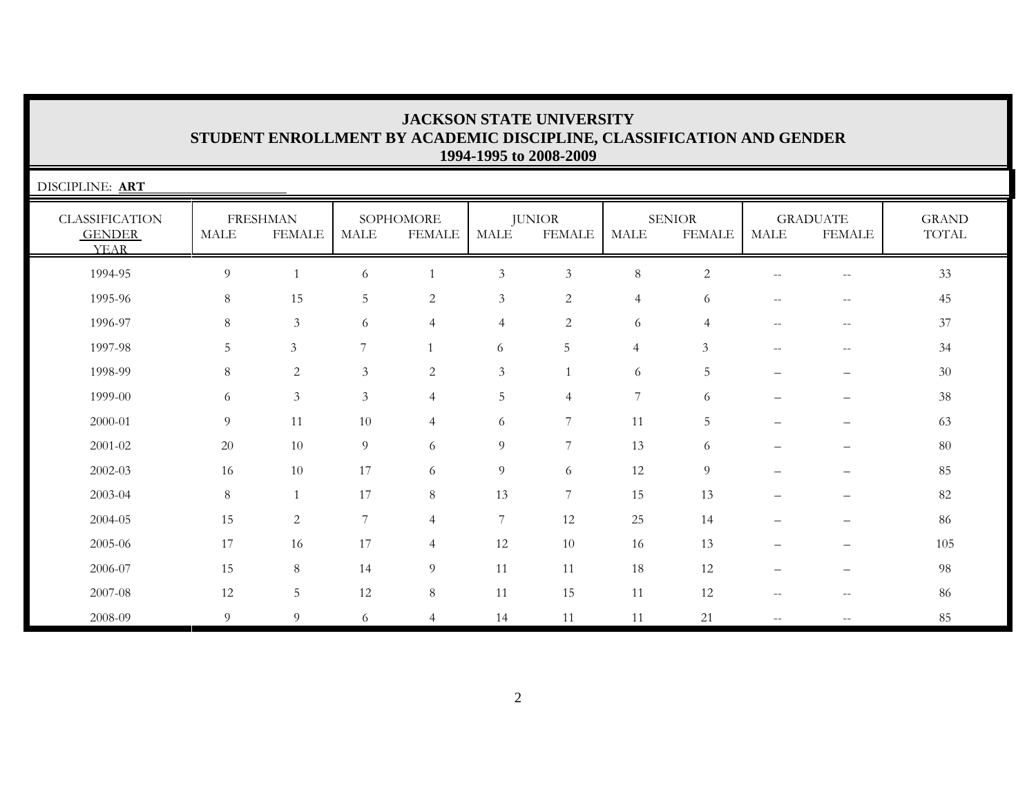# JACKSON STATE UNIVERSITY
## STUDENT ENROLLMENT BY ACADEMIC DISCIPLINE, CLASSIFICATION AND GENDER
### 1994-1995 to 2008-2009

DISCIPLINE: **ART**

| CLASSIFICATION GENDER YEAR | FRESHMAN | | SOPHOMORE | | JUNIOR | | SENIOR | | GRADUATE | | GRAND TOTAL |
|---|---|---|---|---|---|---|---|---|---|---|---|
| | MALE | FEMALE | MALE | FEMALE | MALE | FEMALE | MALE | FEMALE | MALE | FEMALE | |
| 1994-95 | 9 | 1 | 6 | 1 | 3 | 3 | 8 | 2 | -- | -- | 33 |
| 1995-96 | 8 | 15 | 5 | 2 | 3 | 2 | 4 | 6 | -- | -- | 45 |
| 1996-97 | 8 | 3 | 6 | 4 | 4 | 2 | 6 | 4 | -- | -- | 37 |
| 1997-98 | 5 | 3 | 7 | 1 | 6 | 5 | 4 | 3 | -- | -- | 34 |
| 1998-99 | 8 | 2 | 3 | 2 | 3 | 1 | 6 | 5 | – | – | 30 |
| 1999-00 | 6 | 3 | 3 | 4 | 5 | 4 | 7 | 6 | – | – | 38 |
| 2000-01 | 9 | 11 | 10 | 4 | 6 | 7 | 11 | 5 | – | – | 63 |
| 2001-02 | 20 | 10 | 9 | 6 | 9 | 7 | 13 | 6 | – | – | 80 |
| 2002-03 | 16 | 10 | 17 | 6 | 9 | 6 | 12 | 9 | – | – | 85 |
| 2003-04 | 8 | 1 | 17 | 8 | 13 | 7 | 15 | 13 | – | – | 82 |
| 2004-05 | 15 | 2 | 7 | 4 | 7 | 12 | 25 | 14 | – | – | 86 |
| 2005-06 | 17 | 16 | 17 | 4 | 12 | 10 | 16 | 13 | – | – | 105 |
| 2006-07 | 15 | 8 | 14 | 9 | 11 | 11 | 18 | 12 | – | – | 98 |
| 2007-08 | 12 | 5 | 12 | 8 | 11 | 15 | 11 | 12 | -- | -- | 86 |
| 2008-09 | 9 | 9 | 6 | 4 | 14 | 11 | 11 | 21 | -- | -- | 85 |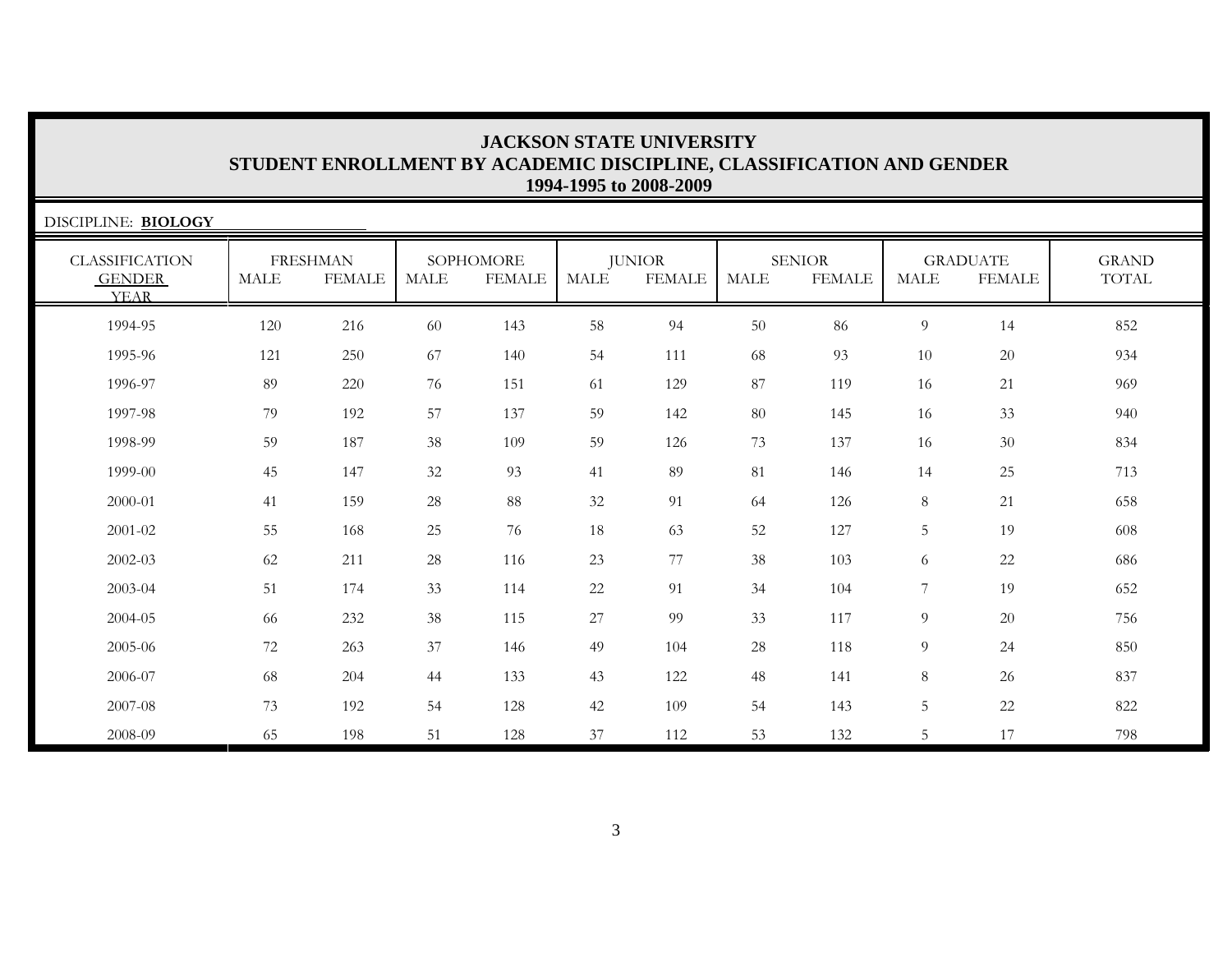# JACKSON STATE UNIVERSITY
## STUDENT ENROLLMENT BY ACADEMIC DISCIPLINE, CLASSIFICATION AND GENDER
### 1994-1995 to 2008-2009

DISCIPLINE: **BIOLOGY**

| CLASSIFICATION | FRESHMAN | | SOPHOMORE | | JUNIOR | | SENIOR | | GRADUATE | | GRAND |
|---|---|---|---|---|---|---|---|---|---|---|---|
| GENDER / YEAR | MALE | FEMALE | MALE | FEMALE | MALE | FEMALE | MALE | FEMALE | MALE | FEMALE | TOTAL |
| 1994-95 | 120 | 216 | 60 | 143 | 58 | 94 | 50 | 86 | 9 | 14 | 852 |
| 1995-96 | 121 | 250 | 67 | 140 | 54 | 111 | 68 | 93 | 10 | 20 | 934 |
| 1996-97 | 89 | 220 | 76 | 151 | 61 | 129 | 87 | 119 | 16 | 21 | 969 |
| 1997-98 | 79 | 192 | 57 | 137 | 59 | 142 | 80 | 145 | 16 | 33 | 940 |
| 1998-99 | 59 | 187 | 38 | 109 | 59 | 126 | 73 | 137 | 16 | 30 | 834 |
| 1999-00 | 45 | 147 | 32 | 93 | 41 | 89 | 81 | 146 | 14 | 25 | 713 |
| 2000-01 | 41 | 159 | 28 | 88 | 32 | 91 | 64 | 126 | 8 | 21 | 658 |
| 2001-02 | 55 | 168 | 25 | 76 | 18 | 63 | 52 | 127 | 5 | 19 | 608 |
| 2002-03 | 62 | 211 | 28 | 116 | 23 | 77 | 38 | 103 | 6 | 22 | 686 |
| 2003-04 | 51 | 174 | 33 | 114 | 22 | 91 | 34 | 104 | 7 | 19 | 652 |
| 2004-05 | 66 | 232 | 38 | 115 | 27 | 99 | 33 | 117 | 9 | 20 | 756 |
| 2005-06 | 72 | 263 | 37 | 146 | 49 | 104 | 28 | 118 | 9 | 24 | 850 |
| 2006-07 | 68 | 204 | 44 | 133 | 43 | 122 | 48 | 141 | 8 | 26 | 837 |
| 2007-08 | 73 | 192 | 54 | 128 | 42 | 109 | 54 | 143 | 5 | 22 | 822 |
| 2008-09 | 65 | 198 | 51 | 128 | 37 | 112 | 53 | 132 | 5 | 17 | 798 |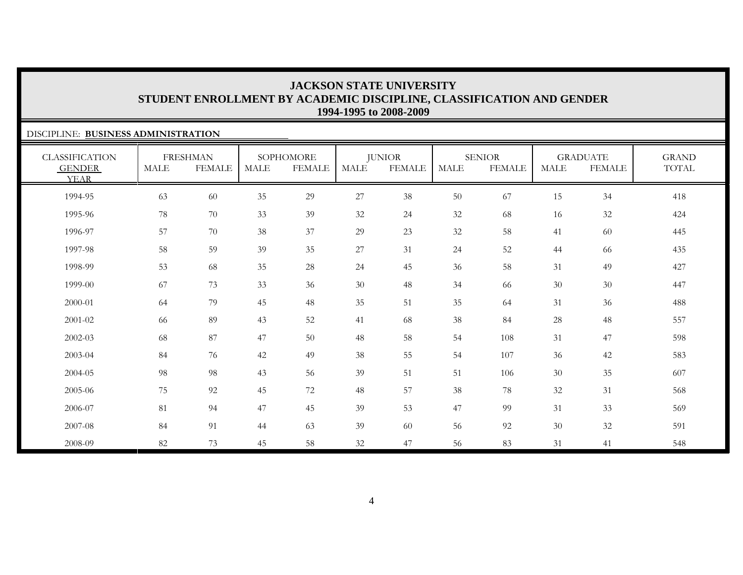## JACKSON STATE UNIVERSITY
## STUDENT ENROLLMENT BY ACADEMIC DISCIPLINE, CLASSIFICATION AND GENDER
## 1994-1995 to 2008-2009

DISCIPLINE: **BUSINESS ADMINISTRATION**

| CLASSIFICATION | FRESHMAN | | SOPHOMORE | | JUNIOR | | SENIOR | | GRADUATE | | GRAND |
|---|---|---|---|---|---|---|---|---|---|---|---|
| GENDER / YEAR | MALE | FEMALE | MALE | FEMALE | MALE | FEMALE | MALE | FEMALE | MALE | FEMALE | TOTAL |
| 1994-95 | 63 | 60 | 35 | 29 | 27 | 38 | 50 | 67 | 15 | 34 | 418 |
| 1995-96 | 78 | 70 | 33 | 39 | 32 | 24 | 32 | 68 | 16 | 32 | 424 |
| 1996-97 | 57 | 70 | 38 | 37 | 29 | 23 | 32 | 58 | 41 | 60 | 445 |
| 1997-98 | 58 | 59 | 39 | 35 | 27 | 31 | 24 | 52 | 44 | 66 | 435 |
| 1998-99 | 53 | 68 | 35 | 28 | 24 | 45 | 36 | 58 | 31 | 49 | 427 |
| 1999-00 | 67 | 73 | 33 | 36 | 30 | 48 | 34 | 66 | 30 | 30 | 447 |
| 2000-01 | 64 | 79 | 45 | 48 | 35 | 51 | 35 | 64 | 31 | 36 | 488 |
| 2001-02 | 66 | 89 | 43 | 52 | 41 | 68 | 38 | 84 | 28 | 48 | 557 |
| 2002-03 | 68 | 87 | 47 | 50 | 48 | 58 | 54 | 108 | 31 | 47 | 598 |
| 2003-04 | 84 | 76 | 42 | 49 | 38 | 55 | 54 | 107 | 36 | 42 | 583 |
| 2004-05 | 98 | 98 | 43 | 56 | 39 | 51 | 51 | 106 | 30 | 35 | 607 |
| 2005-06 | 75 | 92 | 45 | 72 | 48 | 57 | 38 | 78 | 32 | 31 | 568 |
| 2006-07 | 81 | 94 | 47 | 45 | 39 | 53 | 47 | 99 | 31 | 33 | 569 |
| 2007-08 | 84 | 91 | 44 | 63 | 39 | 60 | 56 | 92 | 30 | 32 | 591 |
| 2008-09 | 82 | 73 | 45 | 58 | 32 | 47 | 56 | 83 | 31 | 41 | 548 |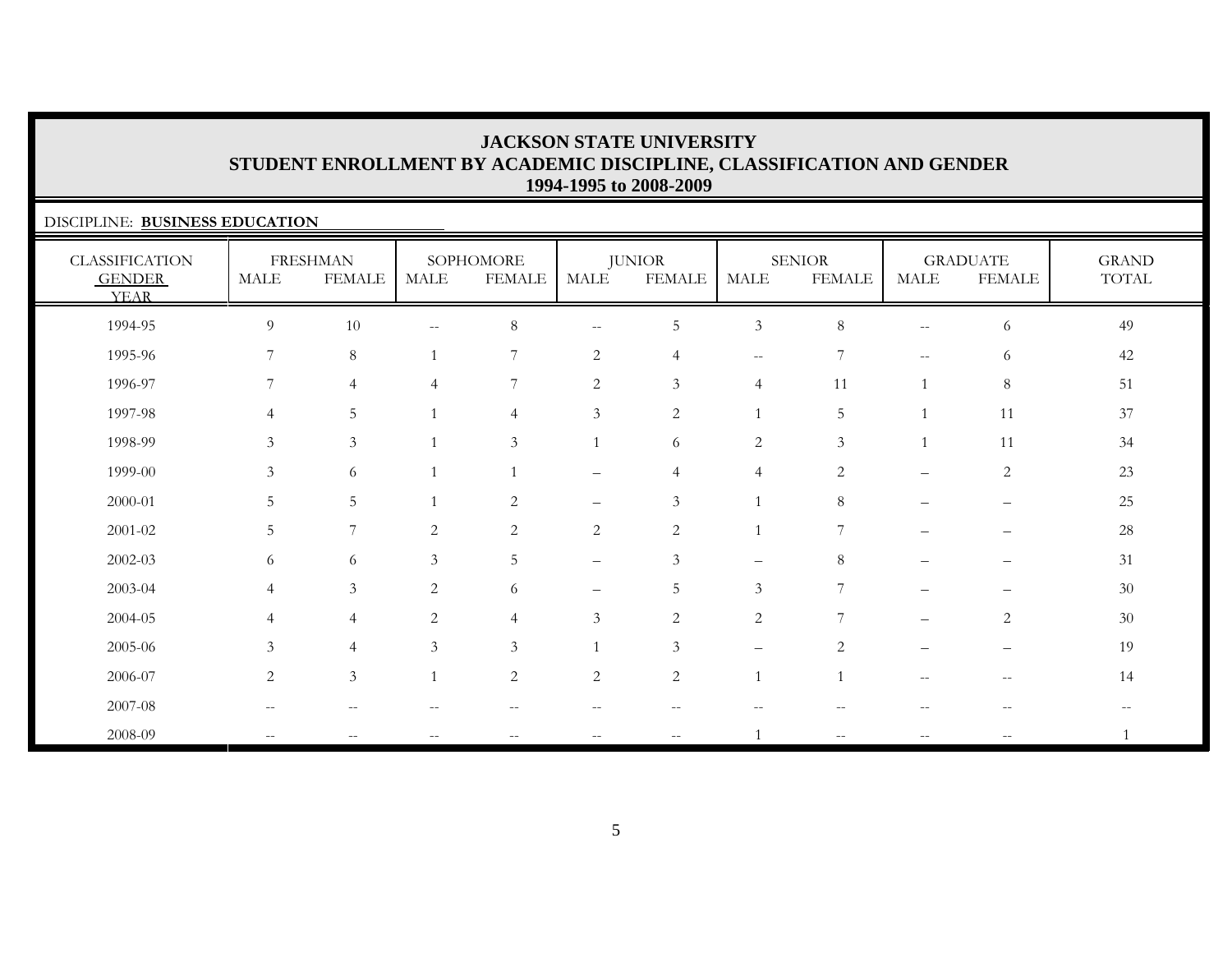# JACKSON STATE UNIVERSITY
## STUDENT ENROLLMENT BY ACADEMIC DISCIPLINE, CLASSIFICATION AND GENDER
### 1994-1995 to 2008-2009

DISCIPLINE: **BUSINESS EDUCATION**

| CLASSIFICATION GENDER YEAR | FRESHMAN | | SOPHOMORE | | JUNIOR | | SENIOR | | GRADUATE | | GRAND TOTAL |
|---|---|---|---|---|---|---|---|---|---|---|---|
| | MALE | FEMALE | MALE | FEMALE | MALE | FEMALE | MALE | FEMALE | MALE | FEMALE | |
| 1994-95 | 9 | 10 | -- | 8 | -- | 5 | 3 | 8 | -- | 6 | 49 |
| 1995-96 | 7 | 8 | 1 | 7 | 2 | 4 | -- | 7 | -- | 6 | 42 |
| 1996-97 | 7 | 4 | 4 | 7 | 2 | 3 | 4 | 11 | 1 | 8 | 51 |
| 1997-98 | 4 | 5 | 1 | 4 | 3 | 2 | 1 | 5 | 1 | 11 | 37 |
| 1998-99 | 3 | 3 | 1 | 3 | 1 | 6 | 2 | 3 | 1 | 11 | 34 |
| 1999-00 | 3 | 6 | 1 | 1 | – | 4 | 4 | 2 | – | 2 | 23 |
| 2000-01 | 5 | 5 | 1 | 2 | – | 3 | 1 | 8 | – | – | 25 |
| 2001-02 | 5 | 7 | 2 | 2 | 2 | 2 | 1 | 7 | – | – | 28 |
| 2002-03 | 6 | 6 | 3 | 5 | – | 3 | – | 8 | – | – | 31 |
| 2003-04 | 4 | 3 | 2 | 6 | – | 5 | 3 | 7 | – | – | 30 |
| 2004-05 | 4 | 4 | 2 | 4 | 3 | 2 | 2 | 7 | – | 2 | 30 |
| 2005-06 | 3 | 4 | 3 | 3 | 1 | 3 | – | 2 | – | – | 19 |
| 2006-07 | 2 | 3 | 1 | 2 | 2 | 2 | 1 | 1 | -- | -- | 14 |
| 2007-08 | -- | -- | -- | -- | -- | -- | -- | -- | -- | -- | -- |
| 2008-09 | -- | -- | -- | -- | -- | -- | 1 | -- | -- | -- | 1 |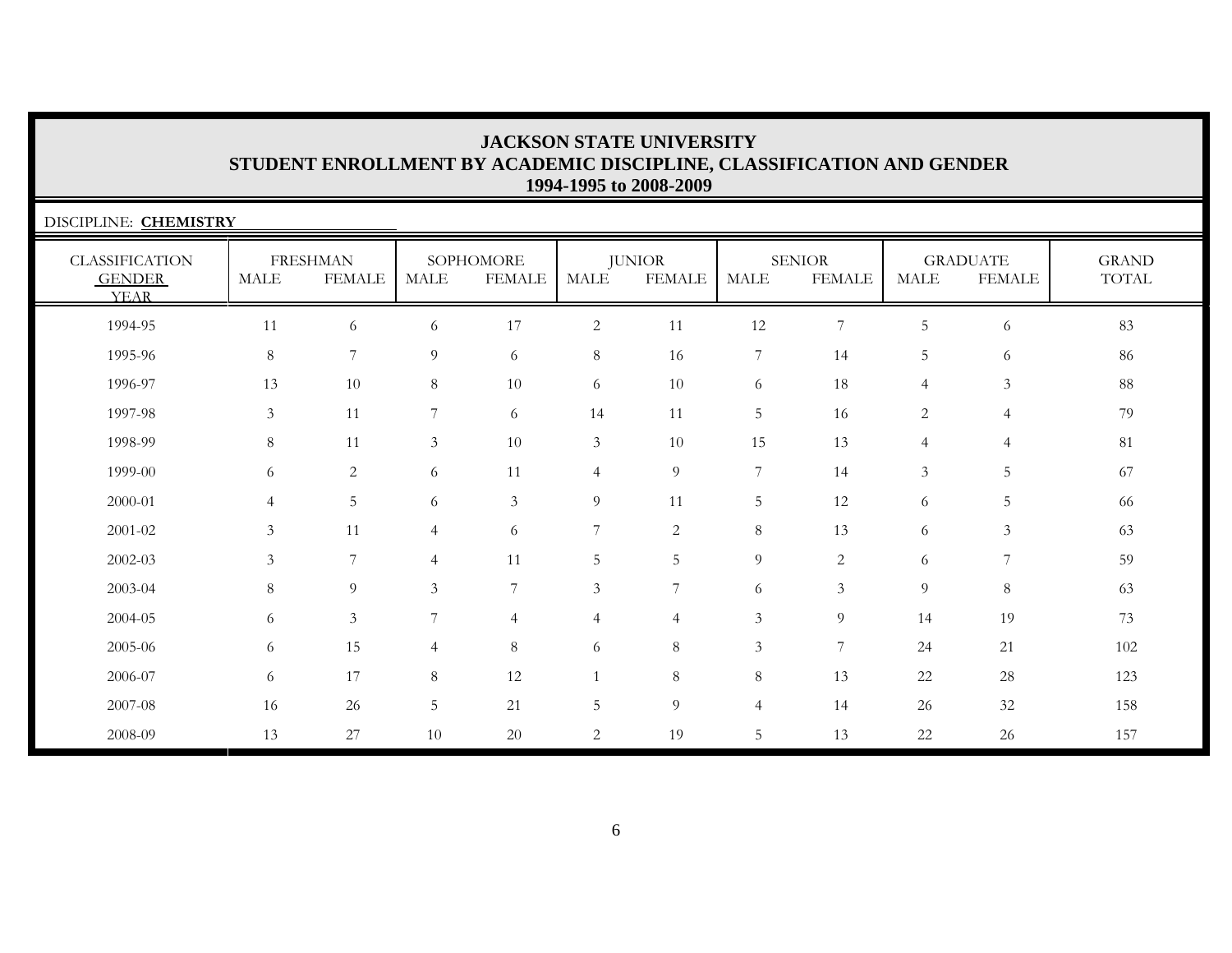# JACKSON STATE UNIVERSITY
## STUDENT ENROLLMENT BY ACADEMIC DISCIPLINE, CLASSIFICATION AND GENDER
### 1994-1995 to 2008-2009

DISCIPLINE: **CHEMISTRY**

| CLASSIFICATION | FRESHMAN | | SOPHOMORE | | JUNIOR | | SENIOR | | GRADUATE | | GRAND |
|---|---|---|---|---|---|---|---|---|---|---|---|
| GENDER / YEAR | MALE | FEMALE | MALE | FEMALE | MALE | FEMALE | MALE | FEMALE | MALE | FEMALE | TOTAL |
| 1994-95 | 11 | 6 | 6 | 17 | 2 | 11 | 12 | 7 | 5 | 6 | 83 |
| 1995-96 | 8 | 7 | 9 | 6 | 8 | 16 | 7 | 14 | 5 | 6 | 86 |
| 1996-97 | 13 | 10 | 8 | 10 | 6 | 10 | 6 | 18 | 4 | 3 | 88 |
| 1997-98 | 3 | 11 | 7 | 6 | 14 | 11 | 5 | 16 | 2 | 4 | 79 |
| 1998-99 | 8 | 11 | 3 | 10 | 3 | 10 | 15 | 13 | 4 | 4 | 81 |
| 1999-00 | 6 | 2 | 6 | 11 | 4 | 9 | 7 | 14 | 3 | 5 | 67 |
| 2000-01 | 4 | 5 | 6 | 3 | 9 | 11 | 5 | 12 | 6 | 5 | 66 |
| 2001-02 | 3 | 11 | 4 | 6 | 7 | 2 | 8 | 13 | 6 | 3 | 63 |
| 2002-03 | 3 | 7 | 4 | 11 | 5 | 5 | 9 | 2 | 6 | 7 | 59 |
| 2003-04 | 8 | 9 | 3 | 7 | 3 | 7 | 6 | 3 | 9 | 8 | 63 |
| 2004-05 | 6 | 3 | 7 | 4 | 4 | 4 | 3 | 9 | 14 | 19 | 73 |
| 2005-06 | 6 | 15 | 4 | 8 | 6 | 8 | 3 | 7 | 24 | 21 | 102 |
| 2006-07 | 6 | 17 | 8 | 12 | 1 | 8 | 8 | 13 | 22 | 28 | 123 |
| 2007-08 | 16 | 26 | 5 | 21 | 5 | 9 | 4 | 14 | 26 | 32 | 158 |
| 2008-09 | 13 | 27 | 10 | 20 | 2 | 19 | 5 | 13 | 22 | 26 | 157 |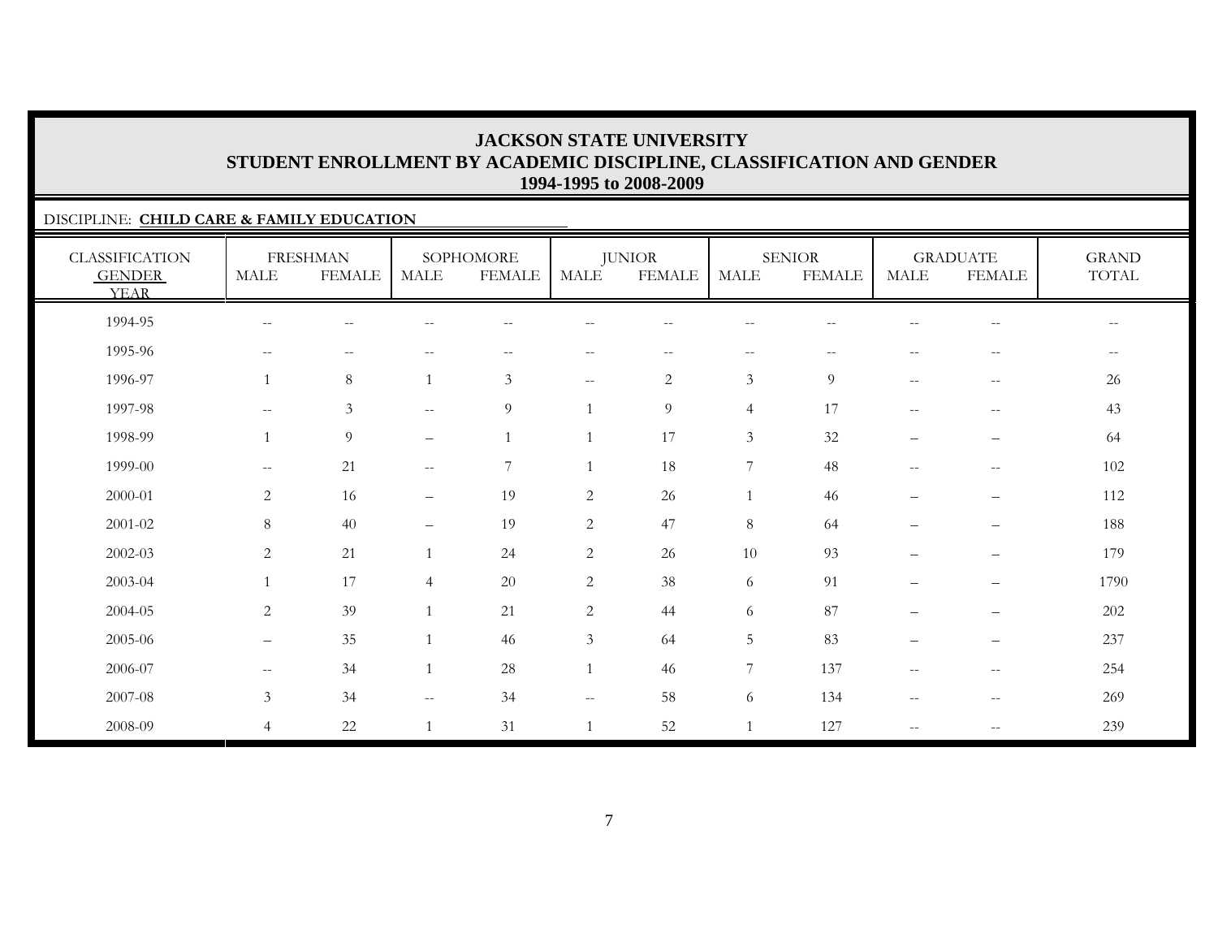# JACKSON STATE UNIVERSITY
## STUDENT ENROLLMENT BY ACADEMIC DISCIPLINE, CLASSIFICATION AND GENDER
### 1994-1995 to 2008-2009

DISCIPLINE: **CHILD CARE & FAMILY EDUCATION**

| CLASSIFICATION | FRESHMAN | | SOPHOMORE | | JUNIOR | | SENIOR | | GRADUATE | | GRAND |
|---|---|---|---|---|---|---|---|---|---|---|---|
| GENDER | MALE | FEMALE | MALE | FEMALE | MALE | FEMALE | MALE | FEMALE | MALE | FEMALE | TOTAL |
| YEAR | | | | | | | | | | | |
| 1994-95 | -- | -- | -- | -- | -- | -- | -- | -- | -- | -- | -- |
| 1995-96 | -- | -- | -- | -- | -- | -- | -- | -- | -- | -- | -- |
| 1996-97 | 1 | 8 | 1 | 3 | -- | 2 | 3 | 9 | -- | -- | 26 |
| 1997-98 | -- | 3 | -- | 9 | 1 | 9 | 4 | 17 | -- | -- | 43 |
| 1998-99 | 1 | 9 | – | 1 | 1 | 17 | 3 | 32 | – | – | 64 |
| 1999-00 | -- | 21 | -- | 7 | 1 | 18 | 7 | 48 | -- | -- | 102 |
| 2000-01 | 2 | 16 | – | 19 | 2 | 26 | 1 | 46 | – | – | 112 |
| 2001-02 | 8 | 40 | – | 19 | 2 | 47 | 8 | 64 | – | – | 188 |
| 2002-03 | 2 | 21 | 1 | 24 | 2 | 26 | 10 | 93 | – | – | 179 |
| 2003-04 | 1 | 17 | 4 | 20 | 2 | 38 | 6 | 91 | – | – | 1790 |
| 2004-05 | 2 | 39 | 1 | 21 | 2 | 44 | 6 | 87 | – | – | 202 |
| 2005-06 | – | 35 | 1 | 46 | 3 | 64 | 5 | 83 | – | – | 237 |
| 2006-07 | -- | 34 | 1 | 28 | 1 | 46 | 7 | 137 | -- | -- | 254 |
| 2007-08 | 3 | 34 | -- | 34 | -- | 58 | 6 | 134 | -- | -- | 269 |
| 2008-09 | 4 | 22 | 1 | 31 | 1 | 52 | 1 | 127 | -- | -- | 239 |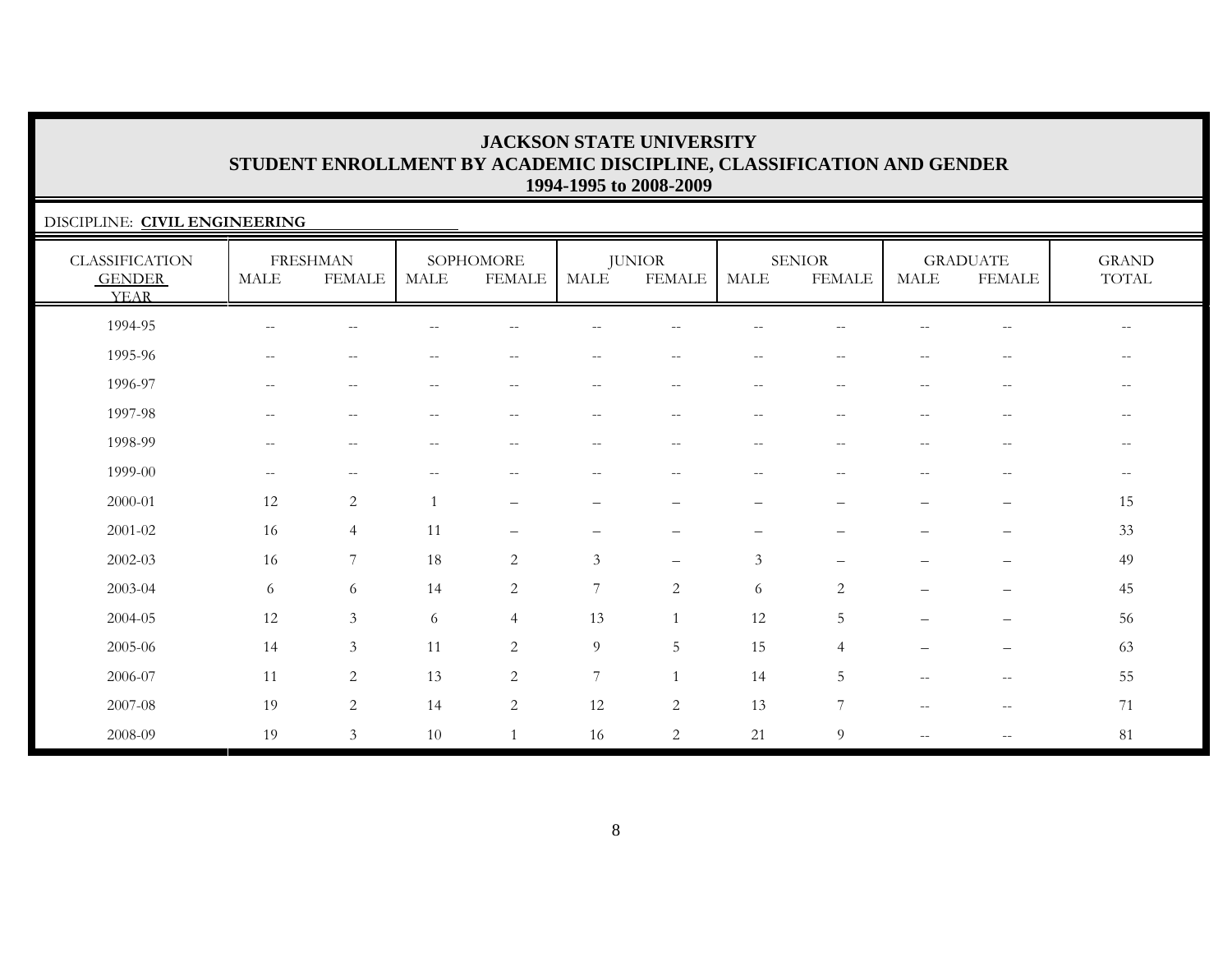# JACKSON STATE UNIVERSITY
## STUDENT ENROLLMENT BY ACADEMIC DISCIPLINE, CLASSIFICATION AND GENDER
### 1994-1995 to 2008-2009

DISCIPLINE: **CIVIL ENGINEERING**

| CLASSIFICATION GENDER YEAR | FRESHMAN | | SOPHOMORE | | JUNIOR | | SENIOR | | GRADUATE | | GRAND TOTAL |
|---|---|---|---|---|---|---|---|---|---|---|---|
| | MALE | FEMALE | MALE | FEMALE | MALE | FEMALE | MALE | FEMALE | MALE | FEMALE | |
| 1994-95 | -- | -- | -- | -- | -- | -- | -- | -- | -- | -- | -- |
| 1995-96 | -- | -- | -- | -- | -- | -- | -- | -- | -- | -- | -- |
| 1996-97 | -- | -- | -- | -- | -- | -- | -- | -- | -- | -- | -- |
| 1997-98 | -- | -- | -- | -- | -- | -- | -- | -- | -- | -- | -- |
| 1998-99 | -- | -- | -- | -- | -- | -- | -- | -- | -- | -- | -- |
| 1999-00 | -- | -- | -- | -- | -- | -- | -- | -- | -- | -- | -- |
| 2000-01 | 12 | 2 | 1 | – | – | – | – | – | – | – | 15 |
| 2001-02 | 16 | 4 | 11 | – | – | – | – | – | – | – | 33 |
| 2002-03 | 16 | 7 | 18 | 2 | 3 | – | 3 | – | – | – | 49 |
| 2003-04 | 6 | 6 | 14 | 2 | 7 | 2 | 6 | 2 | – | – | 45 |
| 2004-05 | 12 | 3 | 6 | 4 | 13 | 1 | 12 | 5 | – | – | 56 |
| 2005-06 | 14 | 3 | 11 | 2 | 9 | 5 | 15 | 4 | – | – | 63 |
| 2006-07 | 11 | 2 | 13 | 2 | 7 | 1 | 14 | 5 | -- | -- | 55 |
| 2007-08 | 19 | 2 | 14 | 2 | 12 | 2 | 13 | 7 | -- | -- | 71 |
| 2008-09 | 19 | 3 | 10 | 1 | 16 | 2 | 21 | 9 | -- | -- | 81 |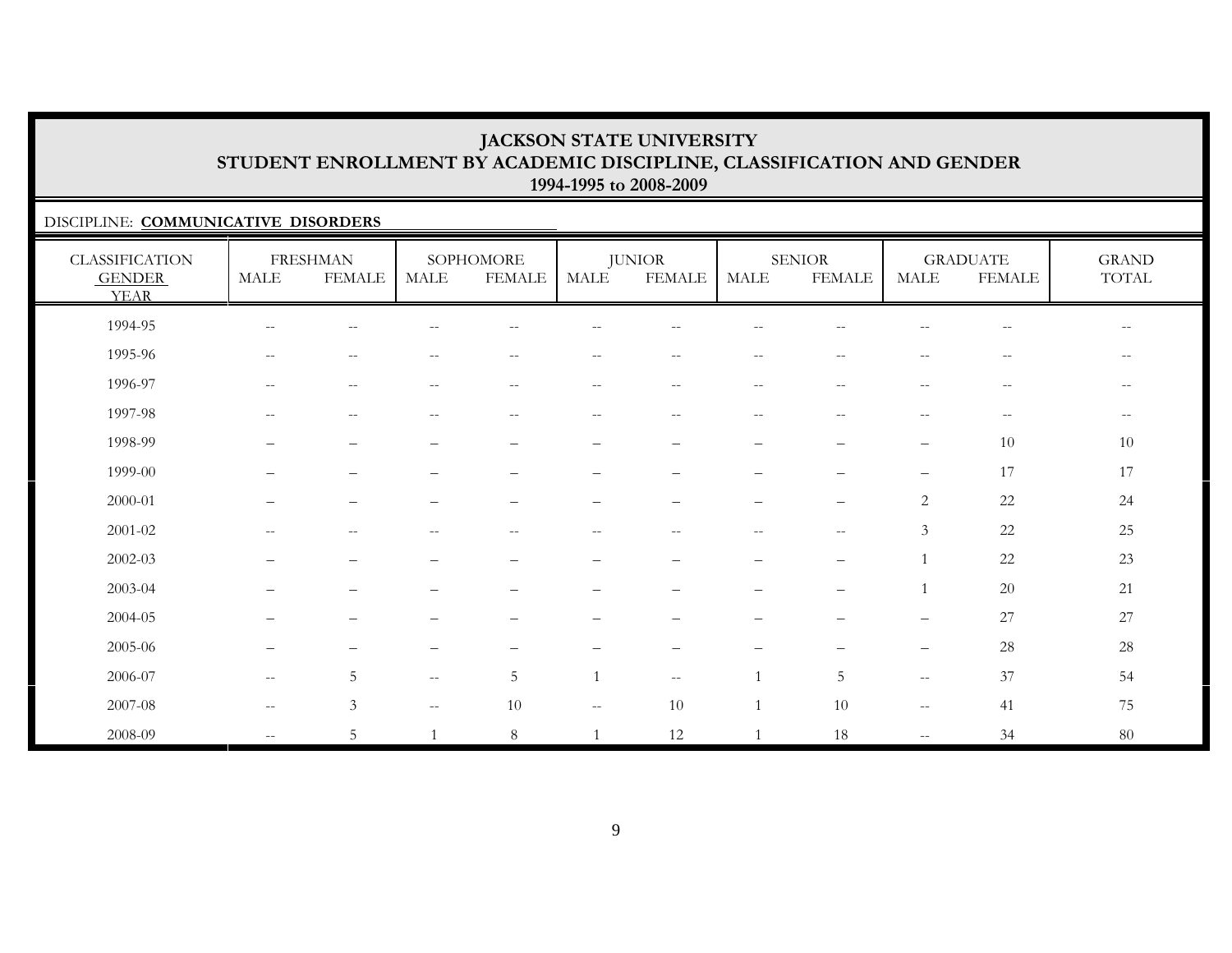# JACKSON STATE UNIVERSITY
## STUDENT ENROLLMENT BY ACADEMIC DISCIPLINE, CLASSIFICATION AND GENDER
### 1994-1995 to 2008-2009

DISCIPLINE: **COMMUNICATIVE DISORDERS**

| CLASSIFICATION GENDER YEAR | FRESHMAN | | SOPHOMORE | | JUNIOR | | SENIOR | | GRADUATE | | GRAND TOTAL |
|---|---|---|---|---|---|---|---|---|---|---|---|
| | MALE | FEMALE | MALE | FEMALE | MALE | FEMALE | MALE | FEMALE | MALE | FEMALE | |
| 1994-95 | -- | -- | -- | -- | -- | -- | -- | -- | -- | -- | -- |
| 1995-96 | -- | -- | -- | -- | -- | -- | -- | -- | -- | -- | -- |
| 1996-97 | -- | -- | -- | -- | -- | -- | -- | -- | -- | -- | -- |
| 1997-98 | -- | -- | -- | -- | -- | -- | -- | -- | -- | -- | -- |
| 1998-99 | – | – | – | – | – | – | – | – | – | 10 | 10 |
| 1999-00 | – | – | – | – | – | – | – | – | – | 17 | 17 |
| 2000-01 | – | – | – | – | – | – | – | – | 2 | 22 | 24 |
| 2001-02 | -- | -- | -- | -- | -- | -- | -- | -- | 3 | 22 | 25 |
| 2002-03 | – | – | – | – | – | – | – | – | 1 | 22 | 23 |
| 2003-04 | – | – | – | – | – | – | – | – | 1 | 20 | 21 |
| 2004-05 | – | – | – | – | – | – | – | – | – | 27 | 27 |
| 2005-06 | – | – | – | – | – | – | – | – | – | 28 | 28 |
| 2006-07 | -- | 5 | -- | 5 | 1 | -- | 1 | 5 | -- | 37 | 54 |
| 2007-08 | -- | 3 | -- | 10 | -- | 10 | 1 | 10 | -- | 41 | 75 |
| 2008-09 | -- | 5 | 1 | 8 | 1 | 12 | 1 | 18 | -- | 34 | 80 |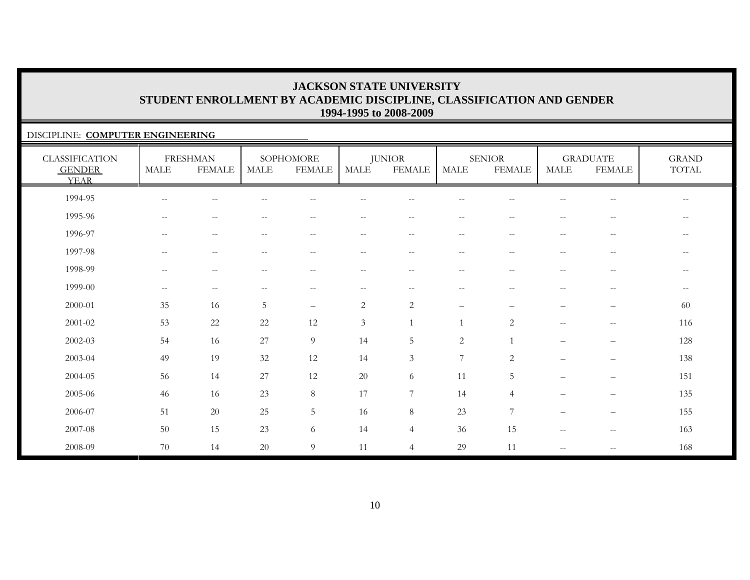# JACKSON STATE UNIVERSITY
## STUDENT ENROLLMENT BY ACADEMIC DISCIPLINE, CLASSIFICATION AND GENDER
### 1994-1995 to 2008-2009

DISCIPLINE: **COMPUTER ENGINEERING**

| CLASSIFICATION | FRESHMAN | | SOPHOMORE | | JUNIOR | | SENIOR | | GRADUATE | | GRAND |
|---|---|---|---|---|---|---|---|---|---|---|---|
| GENDER / YEAR | MALE | FEMALE | MALE | FEMALE | MALE | FEMALE | MALE | FEMALE | MALE | FEMALE | TOTAL |
| 1994-95 | -- | -- | -- | -- | -- | -- | -- | -- | -- | -- | -- |
| 1995-96 | -- | -- | -- | -- | -- | -- | -- | -- | -- | -- | -- |
| 1996-97 | -- | -- | -- | -- | -- | -- | -- | -- | -- | -- | -- |
| 1997-98 | -- | -- | -- | -- | -- | -- | -- | -- | -- | -- | -- |
| 1998-99 | -- | -- | -- | -- | -- | -- | -- | -- | -- | -- | -- |
| 1999-00 | -- | -- | -- | -- | -- | -- | -- | -- | -- | -- | -- |
| 2000-01 | 35 | 16 | 5 | – | 2 | 2 | – | – | – | – | 60 |
| 2001-02 | 53 | 22 | 22 | 12 | 3 | 1 | 1 | 2 | -- | -- | 116 |
| 2002-03 | 54 | 16 | 27 | 9 | 14 | 5 | 2 | 1 | – | – | 128 |
| 2003-04 | 49 | 19 | 32 | 12 | 14 | 3 | 7 | 2 | – | – | 138 |
| 2004-05 | 56 | 14 | 27 | 12 | 20 | 6 | 11 | 5 | – | – | 151 |
| 2005-06 | 46 | 16 | 23 | 8 | 17 | 7 | 14 | 4 | – | – | 135 |
| 2006-07 | 51 | 20 | 25 | 5 | 16 | 8 | 23 | 7 | – | – | 155 |
| 2007-08 | 50 | 15 | 23 | 6 | 14 | 4 | 36 | 15 | -- | -- | 163 |
| 2008-09 | 70 | 14 | 20 | 9 | 11 | 4 | 29 | 11 | -- | -- | 168 |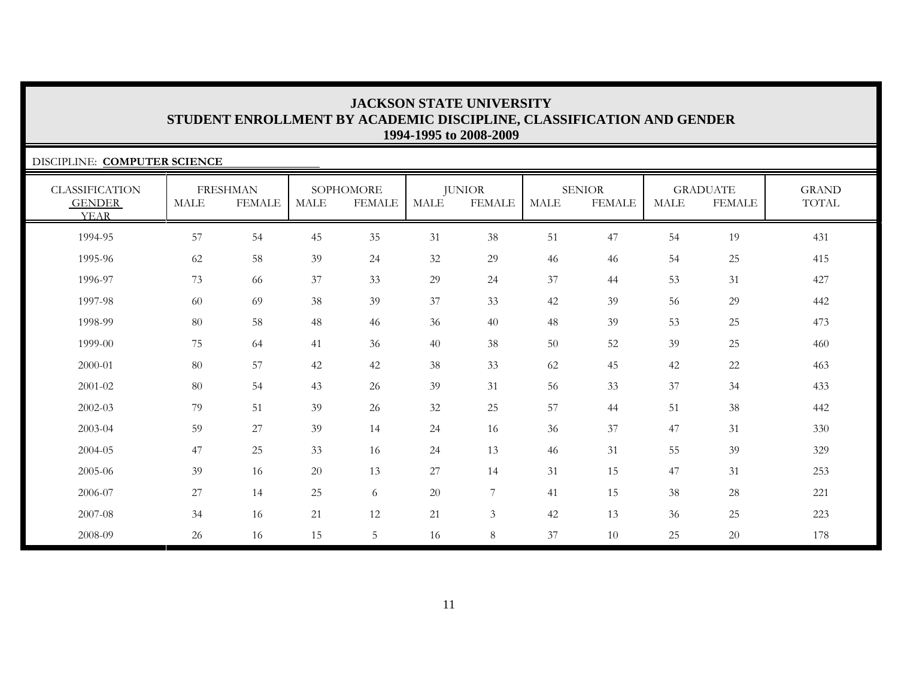# JACKSON STATE UNIVERSITY
## STUDENT ENROLLMENT BY ACADEMIC DISCIPLINE, CLASSIFICATION AND GENDER
### 1994-1995 to 2008-2009

DISCIPLINE: **COMPUTER SCIENCE**

| CLASSIFICATION GENDER YEAR | FRESHMAN | | SOPHOMORE | | JUNIOR | | SENIOR | | GRADUATE | | GRAND TOTAL |
|---|---|---|---|---|---|---|---|---|---|---|---|
| | MALE | FEMALE | MALE | FEMALE | MALE | FEMALE | MALE | FEMALE | MALE | FEMALE | |
| 1994-95 | 57 | 54 | 45 | 35 | 31 | 38 | 51 | 47 | 54 | 19 | 431 |
| 1995-96 | 62 | 58 | 39 | 24 | 32 | 29 | 46 | 46 | 54 | 25 | 415 |
| 1996-97 | 73 | 66 | 37 | 33 | 29 | 24 | 37 | 44 | 53 | 31 | 427 |
| 1997-98 | 60 | 69 | 38 | 39 | 37 | 33 | 42 | 39 | 56 | 29 | 442 |
| 1998-99 | 80 | 58 | 48 | 46 | 36 | 40 | 48 | 39 | 53 | 25 | 473 |
| 1999-00 | 75 | 64 | 41 | 36 | 40 | 38 | 50 | 52 | 39 | 25 | 460 |
| 2000-01 | 80 | 57 | 42 | 42 | 38 | 33 | 62 | 45 | 42 | 22 | 463 |
| 2001-02 | 80 | 54 | 43 | 26 | 39 | 31 | 56 | 33 | 37 | 34 | 433 |
| 2002-03 | 79 | 51 | 39 | 26 | 32 | 25 | 57 | 44 | 51 | 38 | 442 |
| 2003-04 | 59 | 27 | 39 | 14 | 24 | 16 | 36 | 37 | 47 | 31 | 330 |
| 2004-05 | 47 | 25 | 33 | 16 | 24 | 13 | 46 | 31 | 55 | 39 | 329 |
| 2005-06 | 39 | 16 | 20 | 13 | 27 | 14 | 31 | 15 | 47 | 31 | 253 |
| 2006-07 | 27 | 14 | 25 | 6 | 20 | 7 | 41 | 15 | 38 | 28 | 221 |
| 2007-08 | 34 | 16 | 21 | 12 | 21 | 3 | 42 | 13 | 36 | 25 | 223 |
| 2008-09 | 26 | 16 | 15 | 5 | 16 | 8 | 37 | 10 | 25 | 20 | 178 |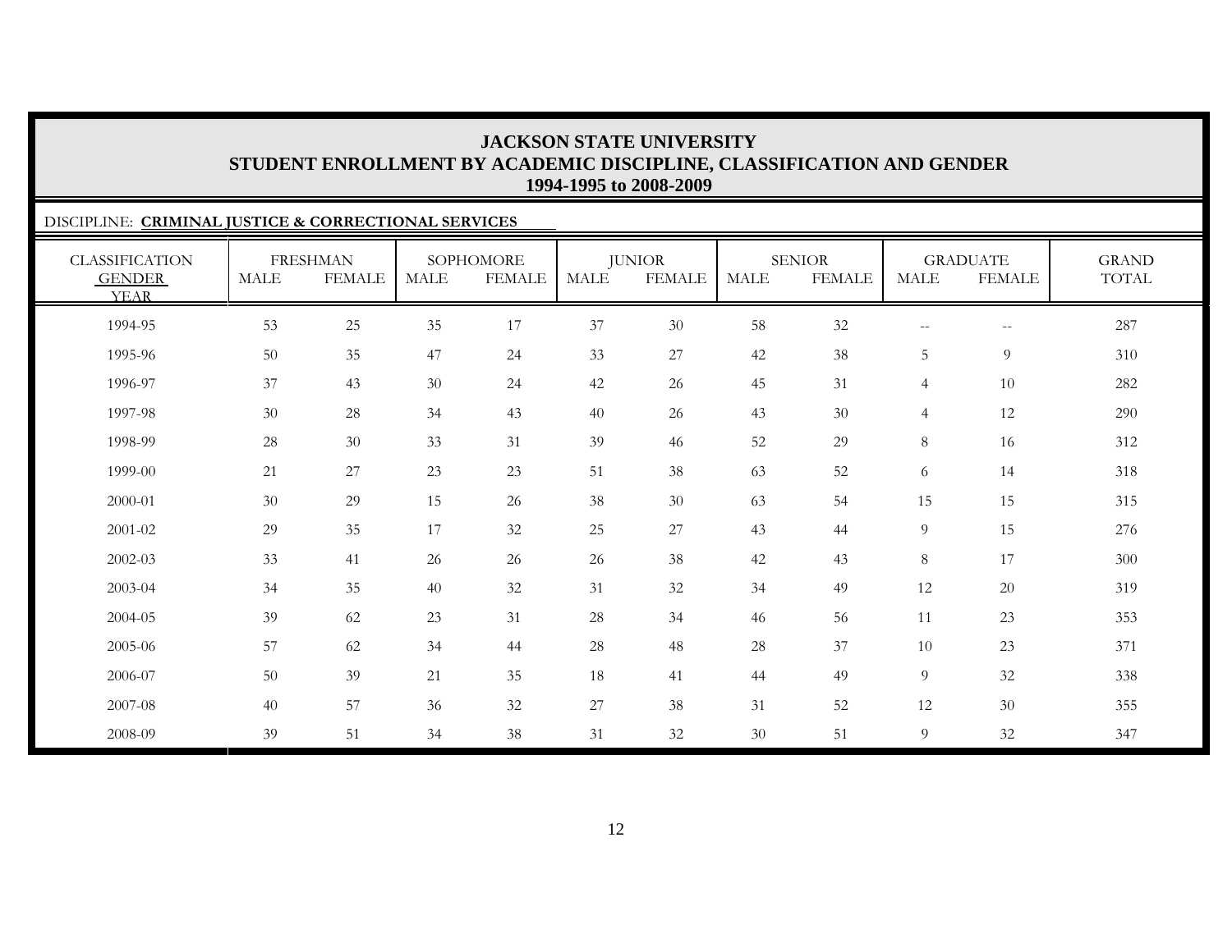# JACKSON STATE UNIVERSITY
## STUDENT ENROLLMENT BY ACADEMIC DISCIPLINE, CLASSIFICATION AND GENDER
### 1994-1995 to 2008-2009

DISCIPLINE: **CRIMINAL JUSTICE & CORRECTIONAL SERVICES**

| CLASSIFICATION | FRESHMAN | | SOPHOMORE | | JUNIOR | | SENIOR | | GRADUATE | | GRAND |
|---|---|---|---|---|---|---|---|---|---|---|---|
| GENDER / YEAR | MALE | FEMALE | MALE | FEMALE | MALE | FEMALE | MALE | FEMALE | MALE | FEMALE | TOTAL |
| 1994-95 | 53 | 25 | 35 | 17 | 37 | 30 | 58 | 32 | -- | -- | 287 |
| 1995-96 | 50 | 35 | 47 | 24 | 33 | 27 | 42 | 38 | 5 | 9 | 310 |
| 1996-97 | 37 | 43 | 30 | 24 | 42 | 26 | 45 | 31 | 4 | 10 | 282 |
| 1997-98 | 30 | 28 | 34 | 43 | 40 | 26 | 43 | 30 | 4 | 12 | 290 |
| 1998-99 | 28 | 30 | 33 | 31 | 39 | 46 | 52 | 29 | 8 | 16 | 312 |
| 1999-00 | 21 | 27 | 23 | 23 | 51 | 38 | 63 | 52 | 6 | 14 | 318 |
| 2000-01 | 30 | 29 | 15 | 26 | 38 | 30 | 63 | 54 | 15 | 15 | 315 |
| 2001-02 | 29 | 35 | 17 | 32 | 25 | 27 | 43 | 44 | 9 | 15 | 276 |
| 2002-03 | 33 | 41 | 26 | 26 | 26 | 38 | 42 | 43 | 8 | 17 | 300 |
| 2003-04 | 34 | 35 | 40 | 32 | 31 | 32 | 34 | 49 | 12 | 20 | 319 |
| 2004-05 | 39 | 62 | 23 | 31 | 28 | 34 | 46 | 56 | 11 | 23 | 353 |
| 2005-06 | 57 | 62 | 34 | 44 | 28 | 48 | 28 | 37 | 10 | 23 | 371 |
| 2006-07 | 50 | 39 | 21 | 35 | 18 | 41 | 44 | 49 | 9 | 32 | 338 |
| 2007-08 | 40 | 57 | 36 | 32 | 27 | 38 | 31 | 52 | 12 | 30 | 355 |
| 2008-09 | 39 | 51 | 34 | 38 | 31 | 32 | 30 | 51 | 9 | 32 | 347 |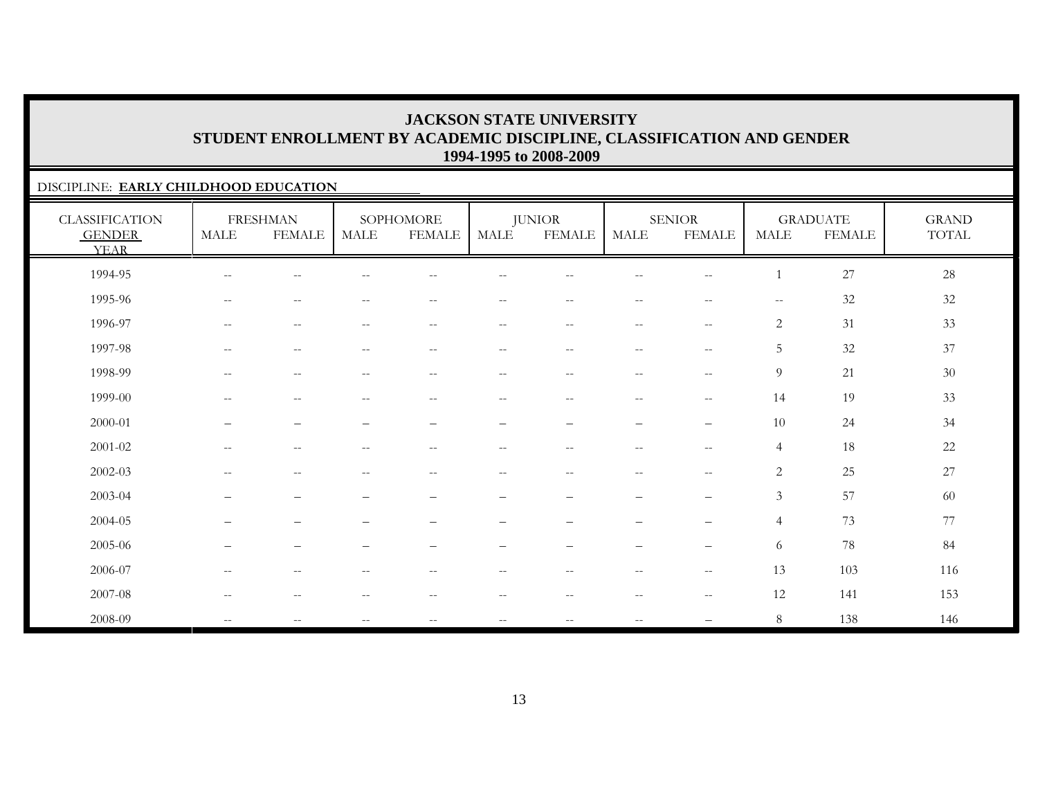# JACKSON STATE UNIVERSITY
## STUDENT ENROLLMENT BY ACADEMIC DISCIPLINE, CLASSIFICATION AND GENDER
### 1994-1995 to 2008-2009

DISCIPLINE: **EARLY CHILDHOOD EDUCATION**

| CLASSIFICATION GENDER YEAR | FRESHMAN | | SOPHOMORE | | JUNIOR | | SENIOR | | GRADUATE | | GRAND TOTAL |
|---|---|---|---|---|---|---|---|---|---|---|---|
| | MALE | FEMALE | MALE | FEMALE | MALE | FEMALE | MALE | FEMALE | MALE | FEMALE | |
| 1994-95 | -- | -- | -- | -- | -- | -- | -- | -- | 1 | 27 | 28 |
| 1995-96 | -- | -- | -- | -- | -- | -- | -- | -- | -- | 32 | 32 |
| 1996-97 | -- | -- | -- | -- | -- | -- | -- | -- | 2 | 31 | 33 |
| 1997-98 | -- | -- | -- | -- | -- | -- | -- | -- | 5 | 32 | 37 |
| 1998-99 | -- | -- | -- | -- | -- | -- | -- | -- | 9 | 21 | 30 |
| 1999-00 | -- | -- | -- | -- | -- | -- | -- | -- | 14 | 19 | 33 |
| 2000-01 | – | – | – | – | – | – | – | – | 10 | 24 | 34 |
| 2001-02 | -- | -- | -- | -- | -- | -- | -- | -- | 4 | 18 | 22 |
| 2002-03 | -- | -- | -- | -- | -- | -- | -- | -- | 2 | 25 | 27 |
| 2003-04 | – | – | – | – | – | – | – | – | 3 | 57 | 60 |
| 2004-05 | – | – | – | – | – | – | – | – | 4 | 73 | 77 |
| 2005-06 | – | – | – | – | – | – | – | – | 6 | 78 | 84 |
| 2006-07 | -- | -- | -- | -- | -- | -- | -- | -- | 13 | 103 | 116 |
| 2007-08 | -- | -- | -- | -- | -- | -- | -- | -- | 12 | 141 | 153 |
| 2008-09 | -- | -- | -- | -- | -- | -- | -- | – | 8 | 138 | 146 |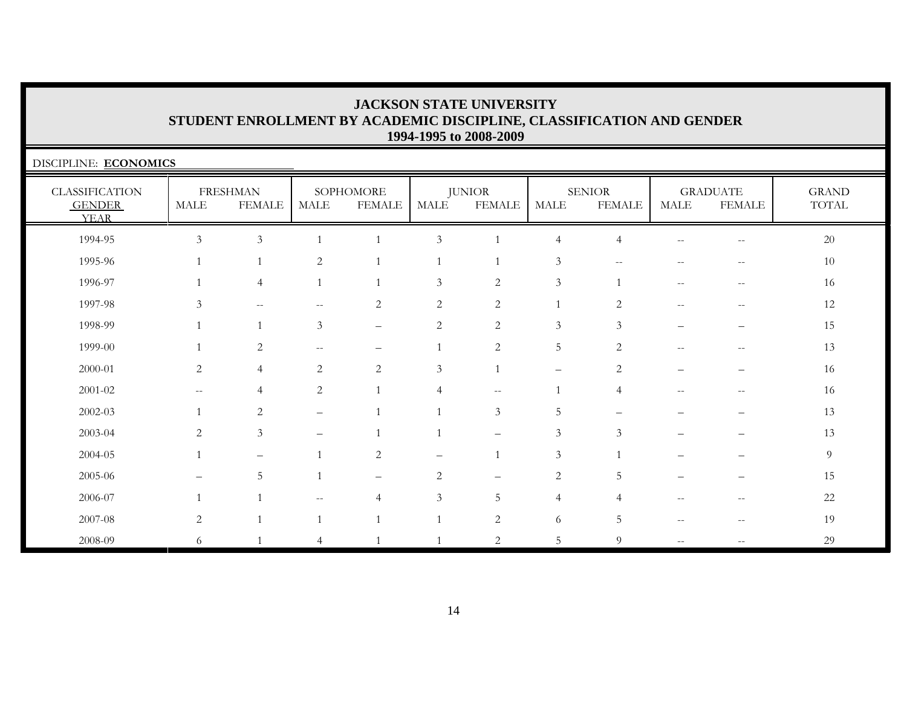# JACKSON STATE UNIVERSITY
## STUDENT ENROLLMENT BY ACADEMIC DISCIPLINE, CLASSIFICATION AND GENDER
### 1994-1995 to 2008-2009

DISCIPLINE: **ECONOMICS**

| CLASSIFICATION | FRESHMAN | | SOPHOMORE | | JUNIOR | | SENIOR | | GRADUATE | | GRAND |
|---|---|---|---|---|---|---|---|---|---|---|---|
| GENDER / YEAR | MALE | FEMALE | MALE | FEMALE | MALE | FEMALE | MALE | FEMALE | MALE | FEMALE | TOTAL |
| 1994-95 | 3 | 3 | 1 | 1 | 3 | 1 | 4 | 4 | -- | -- | 20 |
| 1995-96 | 1 | 1 | 2 | 1 | 1 | 1 | 3 | -- | -- | -- | 10 |
| 1996-97 | 1 | 4 | 1 | 1 | 3 | 2 | 3 | 1 | -- | -- | 16 |
| 1997-98 | 3 | -- | -- | 2 | 2 | 2 | 1 | 2 | -- | -- | 12 |
| 1998-99 | 1 | 1 | 3 | – | 2 | 2 | 3 | 3 | – | – | 15 |
| 1999-00 | 1 | 2 | -- | – | 1 | 2 | 5 | 2 | -- | -- | 13 |
| 2000-01 | 2 | 4 | 2 | 2 | 3 | 1 | – | 2 | – | – | 16 |
| 2001-02 | -- | 4 | 2 | 1 | 4 | -- | 1 | 4 | -- | -- | 16 |
| 2002-03 | 1 | 2 | – | 1 | 1 | 3 | 5 | – | – | – | 13 |
| 2003-04 | 2 | 3 | – | 1 | 1 | – | 3 | 3 | – | – | 13 |
| 2004-05 | 1 | – | 1 | 2 | – | 1 | 3 | 1 | – | – | 9 |
| 2005-06 | – | 5 | 1 | – | 2 | – | 2 | 5 | – | – | 15 |
| 2006-07 | 1 | 1 | -- | 4 | 3 | 5 | 4 | 4 | -- | -- | 22 |
| 2007-08 | 2 | 1 | 1 | 1 | 1 | 2 | 6 | 5 | -- | -- | 19 |
| 2008-09 | 6 | 1 | 4 | 1 | 1 | 2 | 5 | 9 | -- | -- | 29 |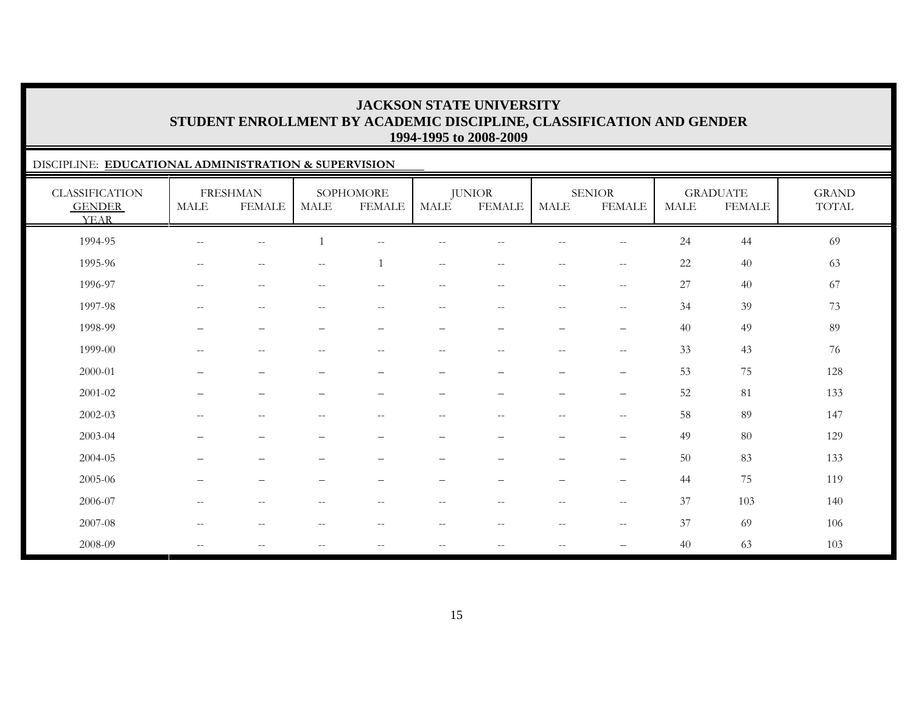# JACKSON STATE UNIVERSITY
## STUDENT ENROLLMENT BY ACADEMIC DISCIPLINE, CLASSIFICATION AND GENDER
### 1994-1995 to 2008-2009

DISCIPLINE: **EDUCATIONAL ADMINISTRATION & SUPERVISION**

| CLASSIFICATION | FRESHMAN | | SOPHOMORE | | JUNIOR | | SENIOR | | GRADUATE | | GRAND |
|---|---|---|---|---|---|---|---|---|---|---|---|
| GENDER<br>YEAR | MALE | FEMALE | MALE | FEMALE | MALE | FEMALE | MALE | FEMALE | MALE | FEMALE | TOTAL |
| 1994-95 | -- | -- | 1 | -- | -- | -- | -- | -- | 24 | 44 | 69 |
| 1995-96 | -- | -- | -- | 1 | -- | -- | -- | -- | 22 | 40 | 63 |
| 1996-97 | -- | -- | -- | -- | -- | -- | -- | -- | 27 | 40 | 67 |
| 1997-98 | -- | -- | -- | -- | -- | -- | -- | -- | 34 | 39 | 73 |
| 1998-99 | – | – | – | – | – | – | – | – | 40 | 49 | 89 |
| 1999-00 | -- | -- | -- | -- | -- | -- | -- | -- | 33 | 43 | 76 |
| 2000-01 | – | – | – | – | – | – | – | – | 53 | 75 | 128 |
| 2001-02 | – | – | – | – | – | – | – | – | 52 | 81 | 133 |
| 2002-03 | -- | -- | -- | -- | -- | -- | -- | -- | 58 | 89 | 147 |
| 2003-04 | – | – | – | – | – | – | – | – | 49 | 80 | 129 |
| 2004-05 | – | – | – | – | – | – | – | – | 50 | 83 | 133 |
| 2005-06 | – | – | – | – | – | – | – | – | 44 | 75 | 119 |
| 2006-07 | -- | -- | -- | -- | -- | -- | -- | -- | 37 | 103 | 140 |
| 2007-08 | -- | -- | -- | -- | -- | -- | -- | -- | 37 | 69 | 106 |
| 2008-09 | -- | -- | -- | -- | -- | -- | -- | – | 40 | 63 | 103 |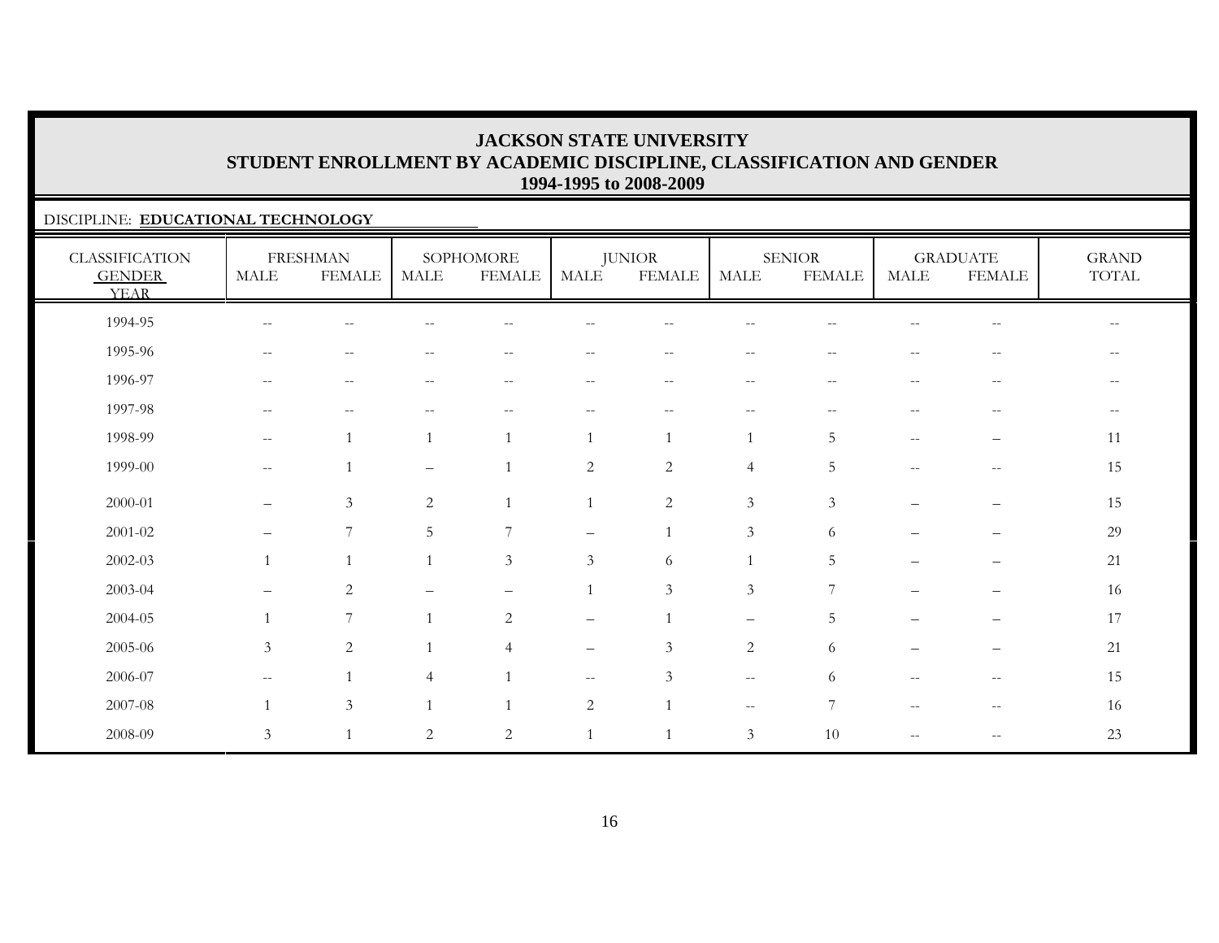# JACKSON STATE UNIVERSITY
## STUDENT ENROLLMENT BY ACADEMIC DISCIPLINE, CLASSIFICATION AND GENDER
### 1994-1995 to 2008-2009

DISCIPLINE: **EDUCATIONAL TECHNOLOGY**

| CLASSIFICATION GENDER YEAR | FRESHMAN | | SOPHOMORE | | JUNIOR | | SENIOR | | GRADUATE | | GRAND TOTAL |
|---|---|---|---|---|---|---|---|---|---|---|---|
| | MALE | FEMALE | MALE | FEMALE | MALE | FEMALE | MALE | FEMALE | MALE | FEMALE | |
| 1994-95 | -- | -- | -- | -- | -- | -- | -- | -- | -- | -- | -- |
| 1995-96 | -- | -- | -- | -- | -- | -- | -- | -- | -- | -- | -- |
| 1996-97 | -- | -- | -- | -- | -- | -- | -- | -- | -- | -- | -- |
| 1997-98 | -- | -- | -- | -- | -- | -- | -- | -- | -- | -- | -- |
| 1998-99 | -- | 1 | 1 | 1 | 1 | 1 | 1 | 5 | -- | – | 11 |
| 1999-00 | -- | 1 | – | 1 | 2 | 2 | 4 | 5 | -- | -- | 15 |
| 2000-01 | – | 3 | 2 | 1 | 1 | 2 | 3 | 3 | – | – | 15 |
| 2001-02 | – | 7 | 5 | 7 | – | 1 | 3 | 6 | – | – | 29 |
| 2002-03 | 1 | 1 | 1 | 3 | 3 | 6 | 1 | 5 | – | – | 21 |
| 2003-04 | – | 2 | – | – | 1 | 3 | 3 | 7 | – | – | 16 |
| 2004-05 | 1 | 7 | 1 | 2 | – | 1 | – | 5 | – | – | 17 |
| 2005-06 | 3 | 2 | 1 | 4 | – | 3 | 2 | 6 | – | – | 21 |
| 2006-07 | -- | 1 | 4 | 1 | -- | 3 | -- | 6 | -- | -- | 15 |
| 2007-08 | 1 | 3 | 1 | 1 | 2 | 1 | -- | 7 | -- | -- | 16 |
| 2008-09 | 3 | 1 | 2 | 2 | 1 | 1 | 3 | 10 | -- | -- | 23 |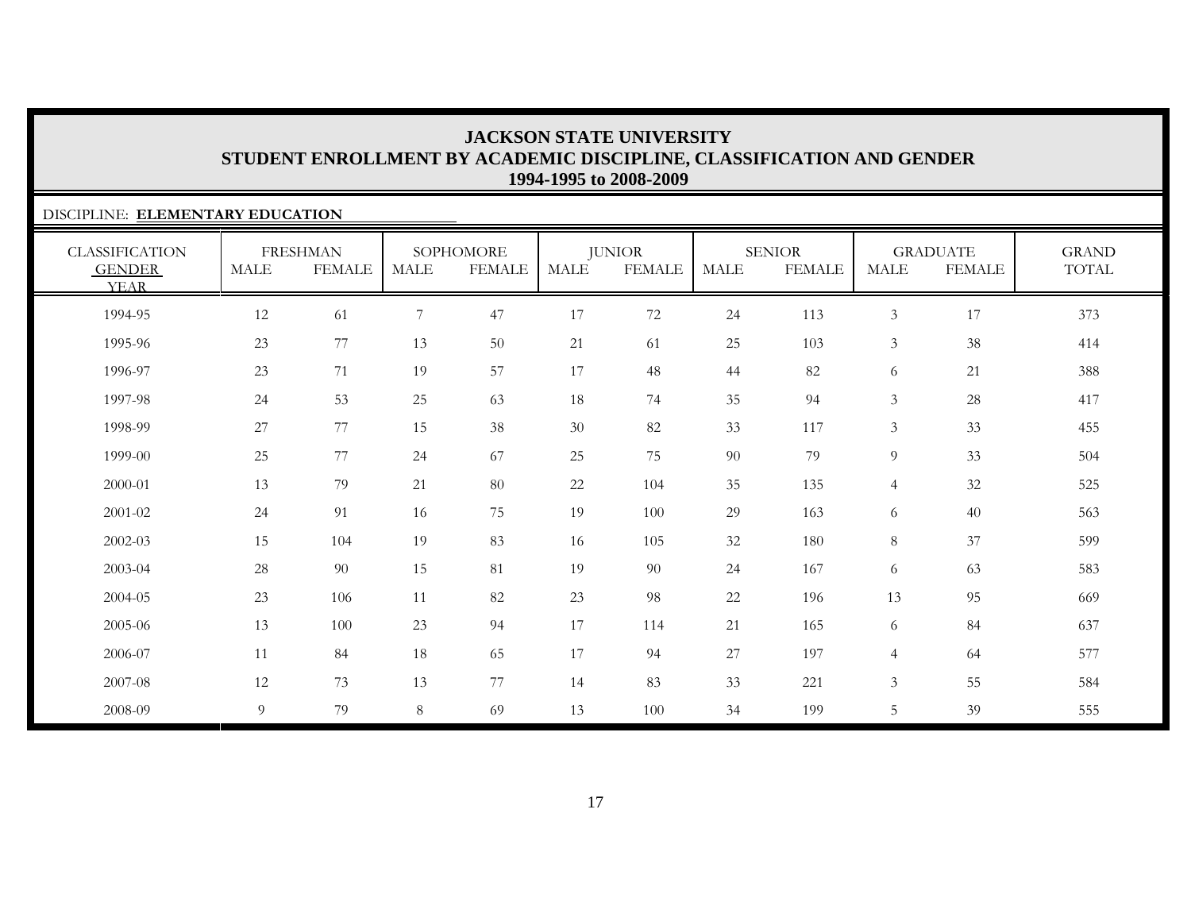# JACKSON STATE UNIVERSITY
## STUDENT ENROLLMENT BY ACADEMIC DISCIPLINE, CLASSIFICATION AND GENDER
### 1994-1995 to 2008-2009

DISCIPLINE: **ELEMENTARY EDUCATION**

| CLASSIFICATION | FRESHMAN | | SOPHOMORE | | JUNIOR | | SENIOR | | GRADUATE | | GRAND |
|---|---|---|---|---|---|---|---|---|---|---|---|
| GENDER YEAR | MALE | FEMALE | MALE | FEMALE | MALE | FEMALE | MALE | FEMALE | MALE | FEMALE | TOTAL |
| 1994-95 | 12 | 61 | 7 | 47 | 17 | 72 | 24 | 113 | 3 | 17 | 373 |
| 1995-96 | 23 | 77 | 13 | 50 | 21 | 61 | 25 | 103 | 3 | 38 | 414 |
| 1996-97 | 23 | 71 | 19 | 57 | 17 | 48 | 44 | 82 | 6 | 21 | 388 |
| 1997-98 | 24 | 53 | 25 | 63 | 18 | 74 | 35 | 94 | 3 | 28 | 417 |
| 1998-99 | 27 | 77 | 15 | 38 | 30 | 82 | 33 | 117 | 3 | 33 | 455 |
| 1999-00 | 25 | 77 | 24 | 67 | 25 | 75 | 90 | 79 | 9 | 33 | 504 |
| 2000-01 | 13 | 79 | 21 | 80 | 22 | 104 | 35 | 135 | 4 | 32 | 525 |
| 2001-02 | 24 | 91 | 16 | 75 | 19 | 100 | 29 | 163 | 6 | 40 | 563 |
| 2002-03 | 15 | 104 | 19 | 83 | 16 | 105 | 32 | 180 | 8 | 37 | 599 |
| 2003-04 | 28 | 90 | 15 | 81 | 19 | 90 | 24 | 167 | 6 | 63 | 583 |
| 2004-05 | 23 | 106 | 11 | 82 | 23 | 98 | 22 | 196 | 13 | 95 | 669 |
| 2005-06 | 13 | 100 | 23 | 94 | 17 | 114 | 21 | 165 | 6 | 84 | 637 |
| 2006-07 | 11 | 84 | 18 | 65 | 17 | 94 | 27 | 197 | 4 | 64 | 577 |
| 2007-08 | 12 | 73 | 13 | 77 | 14 | 83 | 33 | 221 | 3 | 55 | 584 |
| 2008-09 | 9 | 79 | 8 | 69 | 13 | 100 | 34 | 199 | 5 | 39 | 555 |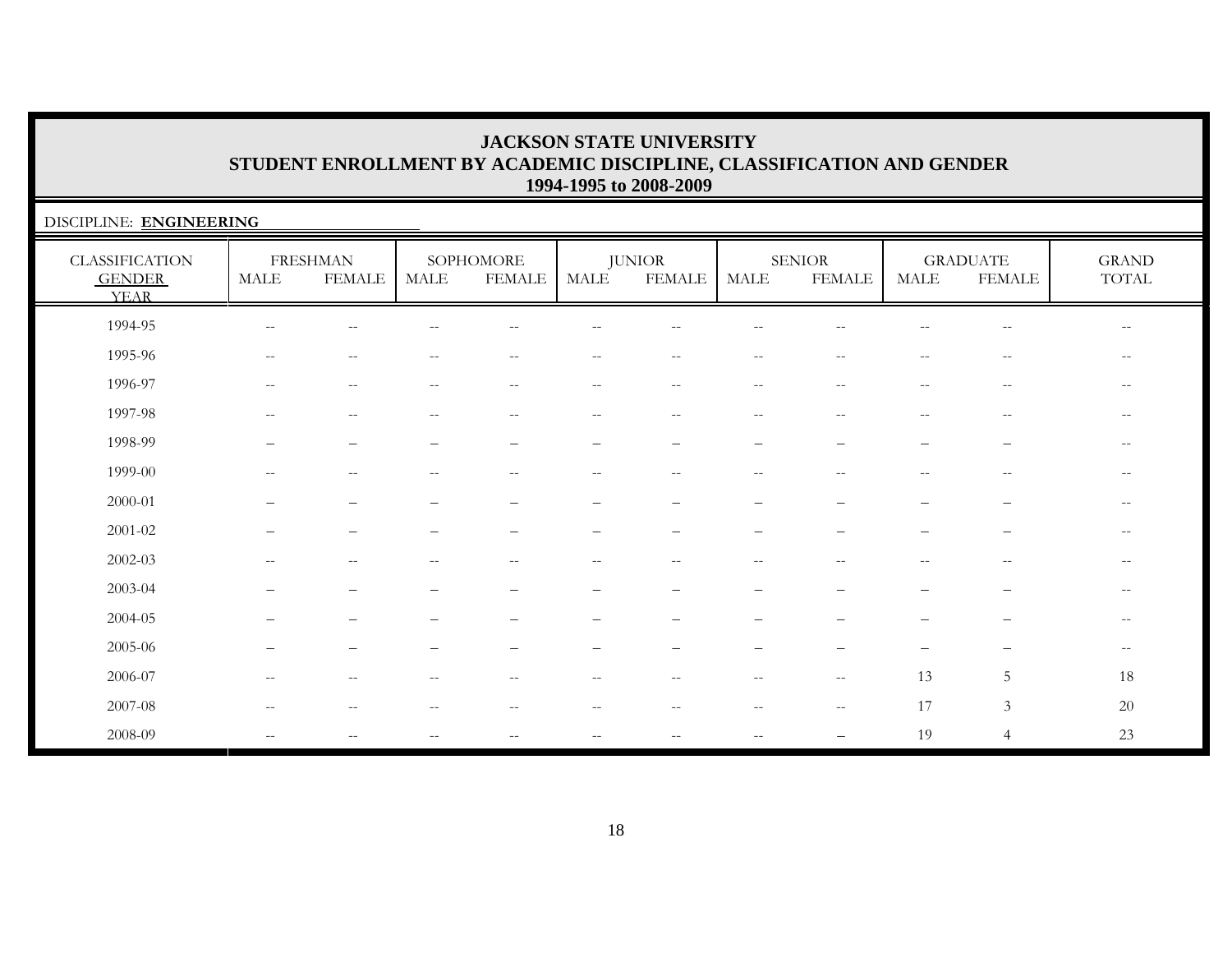# JACKSON STATE UNIVERSITY
## STUDENT ENROLLMENT BY ACADEMIC DISCIPLINE, CLASSIFICATION AND GENDER
### 1994-1995 to 2008-2009

DISCIPLINE: **ENGINEERING**

| CLASSIFICATION GENDER YEAR | FRESHMAN | | SOPHOMORE | | JUNIOR | | SENIOR | | GRADUATE | | GRAND TOTAL |
|---|---|---|---|---|---|---|---|---|---|---|---|
| | MALE | FEMALE | MALE | FEMALE | MALE | FEMALE | MALE | FEMALE | MALE | FEMALE | |
| 1994-95 | -- | -- | -- | -- | -- | -- | -- | -- | -- | -- | -- |
| 1995-96 | -- | -- | -- | -- | -- | -- | -- | -- | -- | -- | -- |
| 1996-97 | -- | -- | -- | -- | -- | -- | -- | -- | -- | -- | -- |
| 1997-98 | -- | -- | -- | -- | -- | -- | -- | -- | -- | -- | -- |
| 1998-99 | – | – | – | – | – | – | – | – | – | – | -- |
| 1999-00 | -- | -- | -- | -- | -- | -- | -- | -- | -- | -- | -- |
| 2000-01 | – | – | – | – | – | – | – | – | – | – | -- |
| 2001-02 | – | – | – | – | – | – | – | – | – | – | -- |
| 2002-03 | -- | -- | -- | -- | -- | -- | -- | -- | -- | -- | -- |
| 2003-04 | – | – | – | – | – | – | – | – | – | – | -- |
| 2004-05 | – | – | – | – | – | – | – | – | – | – | -- |
| 2005-06 | – | – | – | – | – | – | – | – | – | – | -- |
| 2006-07 | -- | -- | -- | -- | -- | -- | -- | -- | 13 | 5 | 18 |
| 2007-08 | -- | -- | -- | -- | -- | -- | -- | -- | 17 | 3 | 20 |
| 2008-09 | -- | -- | -- | -- | -- | -- | -- | – | 19 | 4 | 23 |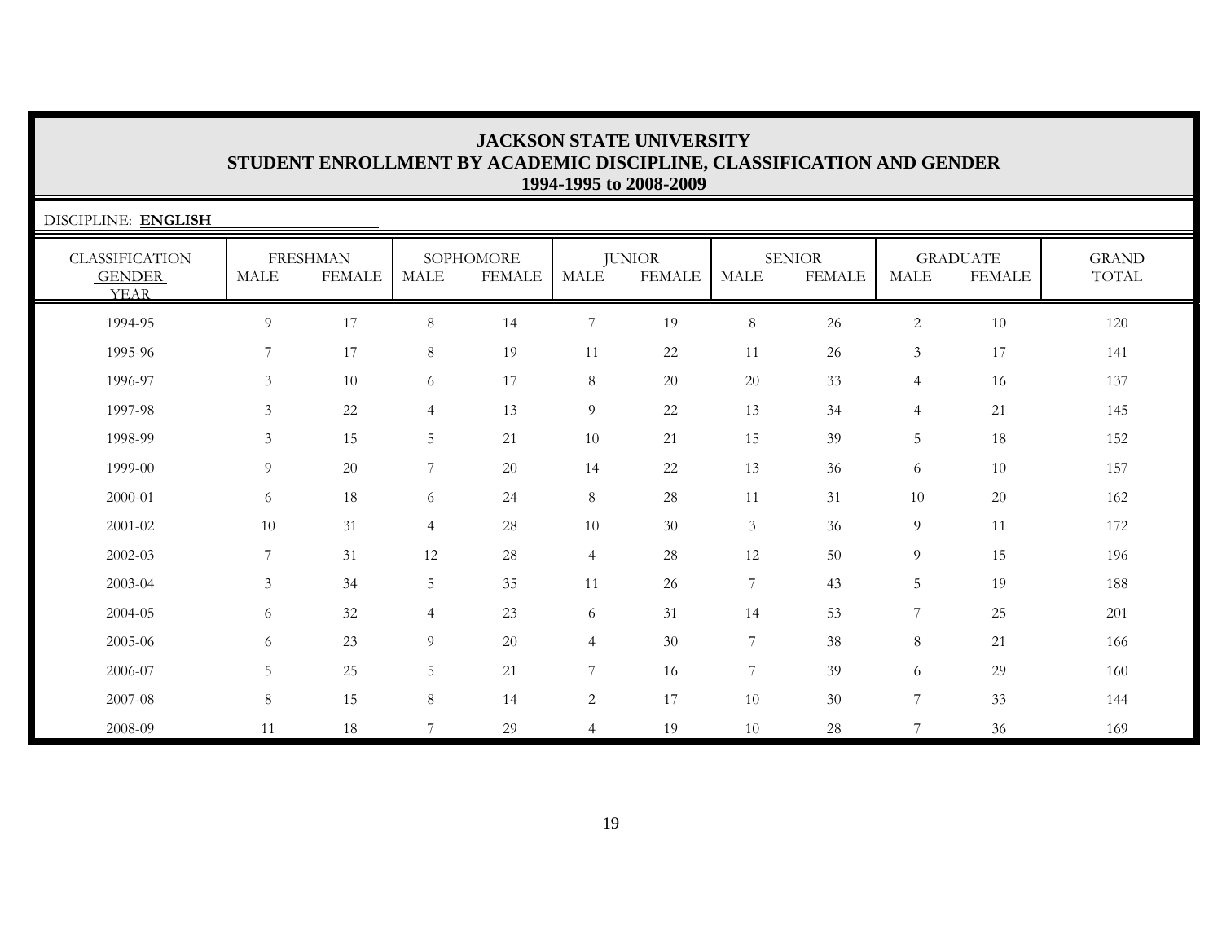# JACKSON STATE UNIVERSITY
## STUDENT ENROLLMENT BY ACADEMIC DISCIPLINE, CLASSIFICATION AND GENDER
### 1994-1995 to 2008-2009

DISCIPLINE: **ENGLISH**

| CLASSIFICATION GENDER YEAR | FRESHMAN | | SOPHOMORE | | JUNIOR | | SENIOR | | GRADUATE | | GRAND TOTAL |
|---|---|---|---|---|---|---|---|---|---|---|---|
| | MALE | FEMALE | MALE | FEMALE | MALE | FEMALE | MALE | FEMALE | MALE | FEMALE | |
| 1994-95 | 9 | 17 | 8 | 14 | 7 | 19 | 8 | 26 | 2 | 10 | 120 |
| 1995-96 | 7 | 17 | 8 | 19 | 11 | 22 | 11 | 26 | 3 | 17 | 141 |
| 1996-97 | 3 | 10 | 6 | 17 | 8 | 20 | 20 | 33 | 4 | 16 | 137 |
| 1997-98 | 3 | 22 | 4 | 13 | 9 | 22 | 13 | 34 | 4 | 21 | 145 |
| 1998-99 | 3 | 15 | 5 | 21 | 10 | 21 | 15 | 39 | 5 | 18 | 152 |
| 1999-00 | 9 | 20 | 7 | 20 | 14 | 22 | 13 | 36 | 6 | 10 | 157 |
| 2000-01 | 6 | 18 | 6 | 24 | 8 | 28 | 11 | 31 | 10 | 20 | 162 |
| 2001-02 | 10 | 31 | 4 | 28 | 10 | 30 | 3 | 36 | 9 | 11 | 172 |
| 2002-03 | 7 | 31 | 12 | 28 | 4 | 28 | 12 | 50 | 9 | 15 | 196 |
| 2003-04 | 3 | 34 | 5 | 35 | 11 | 26 | 7 | 43 | 5 | 19 | 188 |
| 2004-05 | 6 | 32 | 4 | 23 | 6 | 31 | 14 | 53 | 7 | 25 | 201 |
| 2005-06 | 6 | 23 | 9 | 20 | 4 | 30 | 7 | 38 | 8 | 21 | 166 |
| 2006-07 | 5 | 25 | 5 | 21 | 7 | 16 | 7 | 39 | 6 | 29 | 160 |
| 2007-08 | 8 | 15 | 8 | 14 | 2 | 17 | 10 | 30 | 7 | 33 | 144 |
| 2008-09 | 11 | 18 | 7 | 29 | 4 | 19 | 10 | 28 | 7 | 36 | 169 |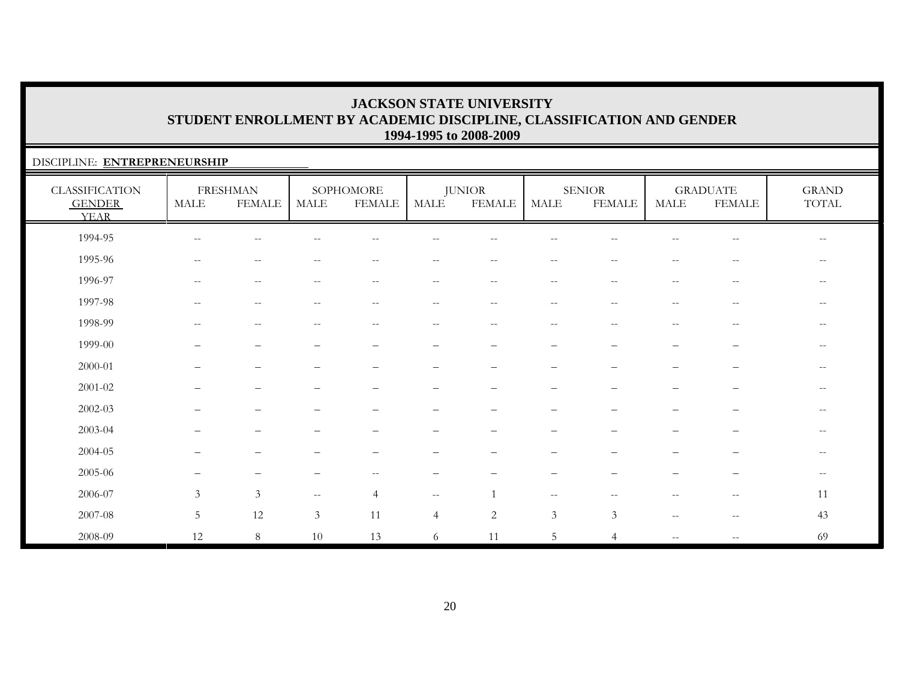# JACKSON STATE UNIVERSITY
## STUDENT ENROLLMENT BY ACADEMIC DISCIPLINE, CLASSIFICATION AND GENDER
### 1994-1995 to 2008-2009

DISCIPLINE: **ENTREPRENEURSHIP**

| CLASSIFICATION GENDER YEAR | FRESHMAN | | SOPHOMORE | | JUNIOR | | SENIOR | | GRADUATE | | GRAND TOTAL |
|---|---|---|---|---|---|---|---|---|---|---|---|
| | MALE | FEMALE | MALE | FEMALE | MALE | FEMALE | MALE | FEMALE | MALE | FEMALE | |
| 1994-95 | -- | -- | -- | -- | -- | -- | -- | -- | -- | -- | -- |
| 1995-96 | -- | -- | -- | -- | -- | -- | -- | -- | -- | -- | -- |
| 1996-97 | -- | -- | -- | -- | -- | -- | -- | -- | -- | -- | -- |
| 1997-98 | -- | -- | -- | -- | -- | -- | -- | -- | -- | -- | -- |
| 1998-99 | -- | -- | -- | -- | -- | -- | -- | -- | -- | -- | -- |
| 1999-00 | – | – | – | – | – | – | – | – | – | – | -- |
| 2000-01 | – | – | – | – | – | – | – | – | – | – | -- |
| 2001-02 | – | – | – | – | – | – | – | – | – | – | -- |
| 2002-03 | – | – | – | – | – | – | – | – | – | – | -- |
| 2003-04 | – | – | – | – | – | – | – | – | – | – | -- |
| 2004-05 | – | – | – | – | – | – | – | – | – | – | -- |
| 2005-06 | – | – | – | -- | – | – | – | – | – | – | -- |
| 2006-07 | 3 | 3 | -- | 4 | -- | 1 | -- | -- | -- | -- | 11 |
| 2007-08 | 5 | 12 | 3 | 11 | 4 | 2 | 3 | 3 | -- | -- | 43 |
| 2008-09 | 12 | 8 | 10 | 13 | 6 | 11 | 5 | 4 | -- | -- | 69 |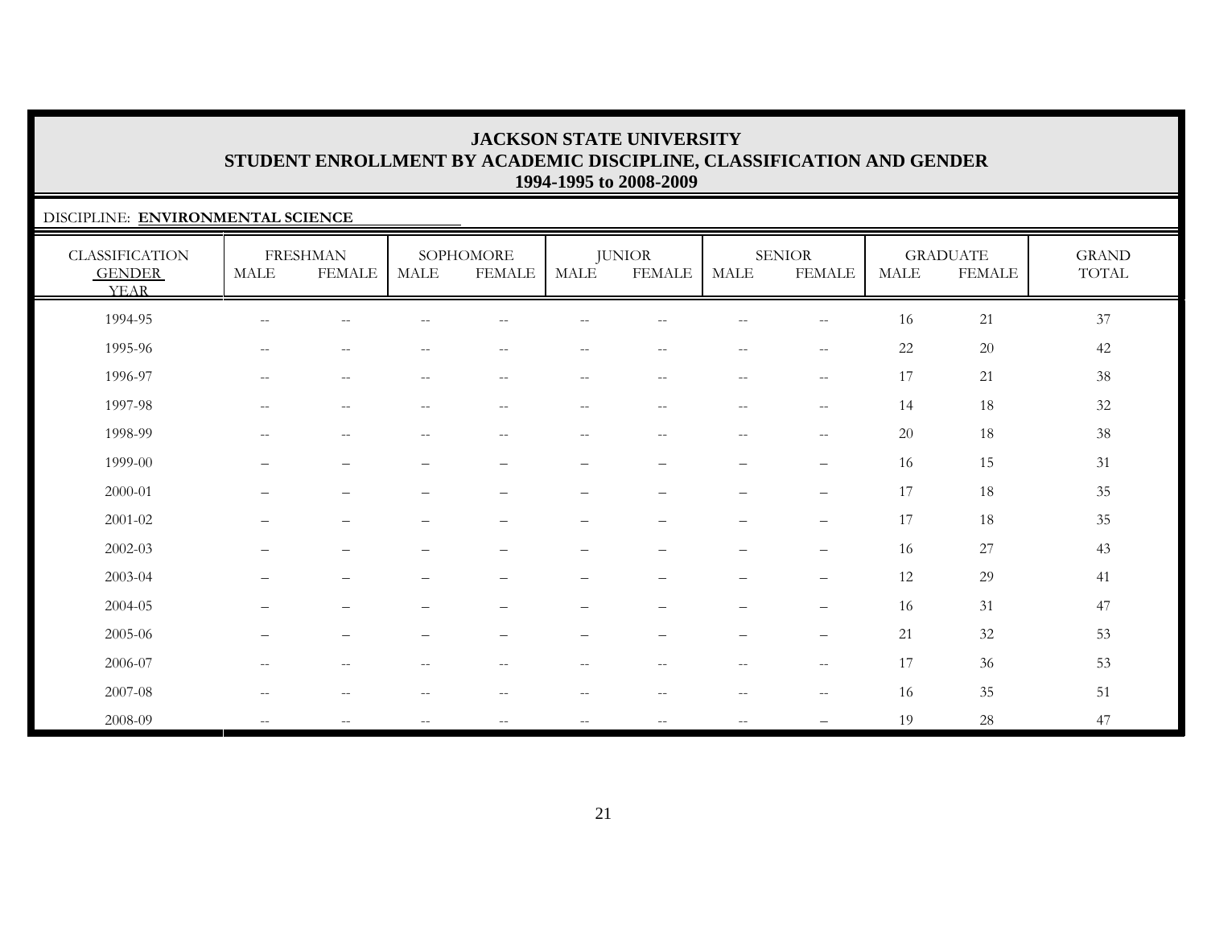# JACKSON STATE UNIVERSITY
## STUDENT ENROLLMENT BY ACADEMIC DISCIPLINE, CLASSIFICATION AND GENDER
### 1994-1995 to 2008-2009

DISCIPLINE: **ENVIRONMENTAL SCIENCE**

| CLASSIFICATION GENDER YEAR | FRESHMAN | | SOPHOMORE | | JUNIOR | | SENIOR | | GRADUATE | | GRAND TOTAL |
|---|---|---|---|---|---|---|---|---|---|---|---|
| | MALE | FEMALE | MALE | FEMALE | MALE | FEMALE | MALE | FEMALE | MALE | FEMALE | |
| 1994-95 | -- | -- | -- | -- | -- | -- | -- | -- | 16 | 21 | 37 |
| 1995-96 | -- | -- | -- | -- | -- | -- | -- | -- | 22 | 20 | 42 |
| 1996-97 | -- | -- | -- | -- | -- | -- | -- | -- | 17 | 21 | 38 |
| 1997-98 | -- | -- | -- | -- | -- | -- | -- | -- | 14 | 18 | 32 |
| 1998-99 | -- | -- | -- | -- | -- | -- | -- | -- | 20 | 18 | 38 |
| 1999-00 | – | – | – | – | – | – | – | – | 16 | 15 | 31 |
| 2000-01 | – | – | – | – | – | – | – | – | 17 | 18 | 35 |
| 2001-02 | – | – | – | – | – | – | – | – | 17 | 18 | 35 |
| 2002-03 | – | – | – | – | – | – | – | – | 16 | 27 | 43 |
| 2003-04 | – | – | – | – | – | – | – | – | 12 | 29 | 41 |
| 2004-05 | – | – | – | – | – | – | – | – | 16 | 31 | 47 |
| 2005-06 | – | – | – | – | – | – | – | – | 21 | 32 | 53 |
| 2006-07 | -- | -- | -- | -- | -- | -- | -- | -- | 17 | 36 | 53 |
| 2007-08 | -- | -- | -- | -- | -- | -- | -- | -- | 16 | 35 | 51 |
| 2008-09 | -- | -- | -- | -- | -- | -- | -- | – | 19 | 28 | 47 |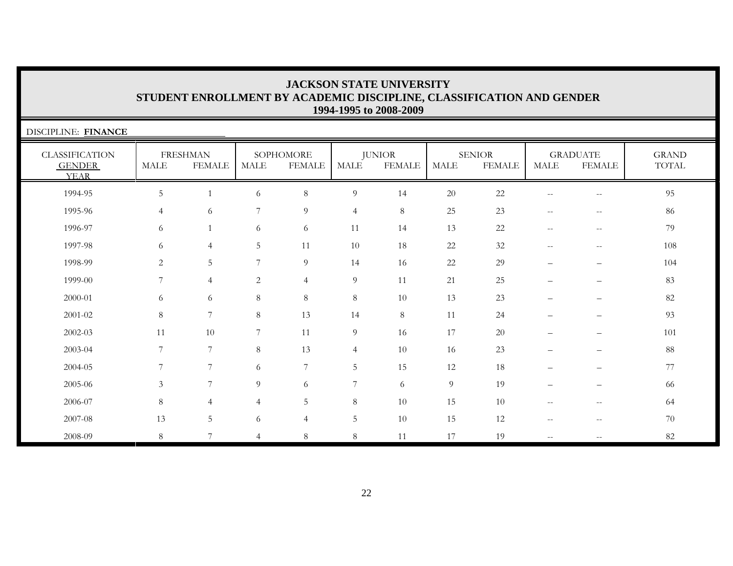# JACKSON STATE UNIVERSITY
## STUDENT ENROLLMENT BY ACADEMIC DISCIPLINE, CLASSIFICATION AND GENDER
### 1994-1995 to 2008-2009

DISCIPLINE: **FINANCE**

| CLASSIFICATION | FRESHMAN | | SOPHOMORE | | JUNIOR | | SENIOR | | GRADUATE | | GRAND |
|---|---|---|---|---|---|---|---|---|---|---|---|
| GENDER / YEAR | MALE | FEMALE | MALE | FEMALE | MALE | FEMALE | MALE | FEMALE | MALE | FEMALE | TOTAL |
| 1994-95 | 5 | 1 | 6 | 8 | 9 | 14 | 20 | 22 | -- | -- | 95 |
| 1995-96 | 4 | 6 | 7 | 9 | 4 | 8 | 25 | 23 | -- | -- | 86 |
| 1996-97 | 6 | 1 | 6 | 6 | 11 | 14 | 13 | 22 | -- | -- | 79 |
| 1997-98 | 6 | 4 | 5 | 11 | 10 | 18 | 22 | 32 | -- | -- | 108 |
| 1998-99 | 2 | 5 | 7 | 9 | 14 | 16 | 22 | 29 | – | – | 104 |
| 1999-00 | 7 | 4 | 2 | 4 | 9 | 11 | 21 | 25 | – | – | 83 |
| 2000-01 | 6 | 6 | 8 | 8 | 8 | 10 | 13 | 23 | – | – | 82 |
| 2001-02 | 8 | 7 | 8 | 13 | 14 | 8 | 11 | 24 | – | – | 93 |
| 2002-03 | 11 | 10 | 7 | 11 | 9 | 16 | 17 | 20 | – | – | 101 |
| 2003-04 | 7 | 7 | 8 | 13 | 4 | 10 | 16 | 23 | – | – | 88 |
| 2004-05 | 7 | 7 | 6 | 7 | 5 | 15 | 12 | 18 | – | – | 77 |
| 2005-06 | 3 | 7 | 9 | 6 | 7 | 6 | 9 | 19 | – | – | 66 |
| 2006-07 | 8 | 4 | 4 | 5 | 8 | 10 | 15 | 10 | -- | -- | 64 |
| 2007-08 | 13 | 5 | 6 | 4 | 5 | 10 | 15 | 12 | -- | -- | 70 |
| 2008-09 | 8 | 7 | 4 | 8 | 8 | 11 | 17 | 19 | -- | -- | 82 |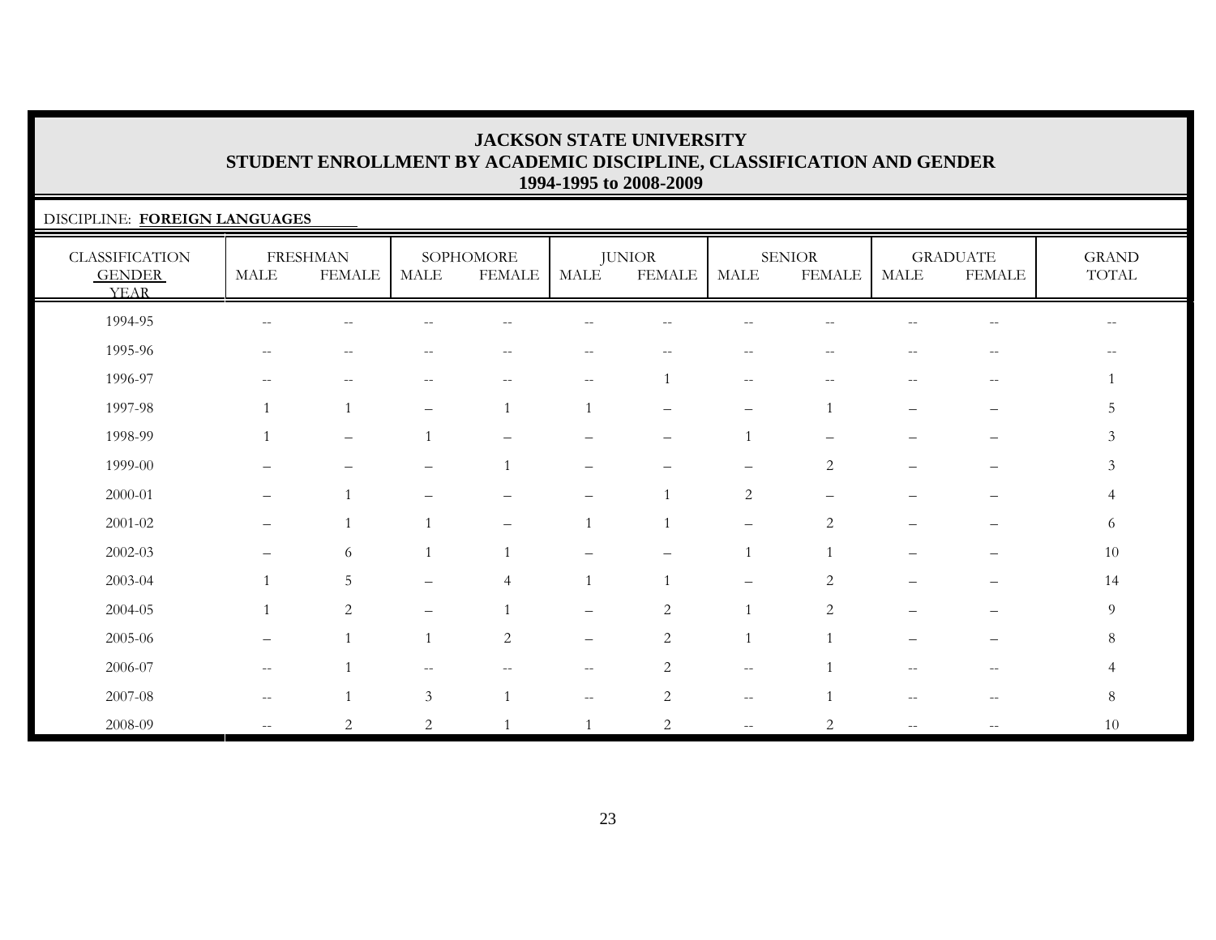# JACKSON STATE UNIVERSITY
## STUDENT ENROLLMENT BY ACADEMIC DISCIPLINE, CLASSIFICATION AND GENDER
### 1994-1995 to 2008-2009

DISCIPLINE: **FOREIGN LANGUAGES**

| CLASSIFICATION GENDER YEAR | FRESHMAN | | SOPHOMORE | | JUNIOR | | SENIOR | | GRADUATE | | GRAND TOTAL |
|---|---|---|---|---|---|---|---|---|---|---|---|
| | MALE | FEMALE | MALE | FEMALE | MALE | FEMALE | MALE | FEMALE | MALE | FEMALE | |
| 1994-95 | -- | -- | -- | -- | -- | -- | -- | -- | -- | -- | -- |
| 1995-96 | -- | -- | -- | -- | -- | -- | -- | -- | -- | -- | -- |
| 1996-97 | -- | -- | -- | -- | -- | 1 | -- | -- | -- | -- | 1 |
| 1997-98 | 1 | 1 | – | 1 | 1 | – | – | 1 | – | – | 5 |
| 1998-99 | 1 | – | 1 | – | – | – | 1 | – | – | – | 3 |
| 1999-00 | – | – | – | 1 | – | – | – | 2 | – | – | 3 |
| 2000-01 | – | 1 | – | – | – | 1 | 2 | – | – | – | 4 |
| 2001-02 | – | 1 | 1 | – | 1 | 1 | – | 2 | – | – | 6 |
| 2002-03 | – | 6 | 1 | 1 | – | – | 1 | 1 | – | – | 10 |
| 2003-04 | 1 | 5 | – | 4 | 1 | 1 | – | 2 | – | – | 14 |
| 2004-05 | 1 | 2 | – | 1 | – | 2 | 1 | 2 | – | – | 9 |
| 2005-06 | – | 1 | 1 | 2 | – | 2 | 1 | 1 | – | – | 8 |
| 2006-07 | -- | 1 | -- | -- | -- | 2 | -- | 1 | -- | -- | 4 |
| 2007-08 | -- | 1 | 3 | 1 | -- | 2 | -- | 1 | -- | -- | 8 |
| 2008-09 | -- | 2 | 2 | 1 | 1 | 2 | -- | 2 | -- | -- | 10 |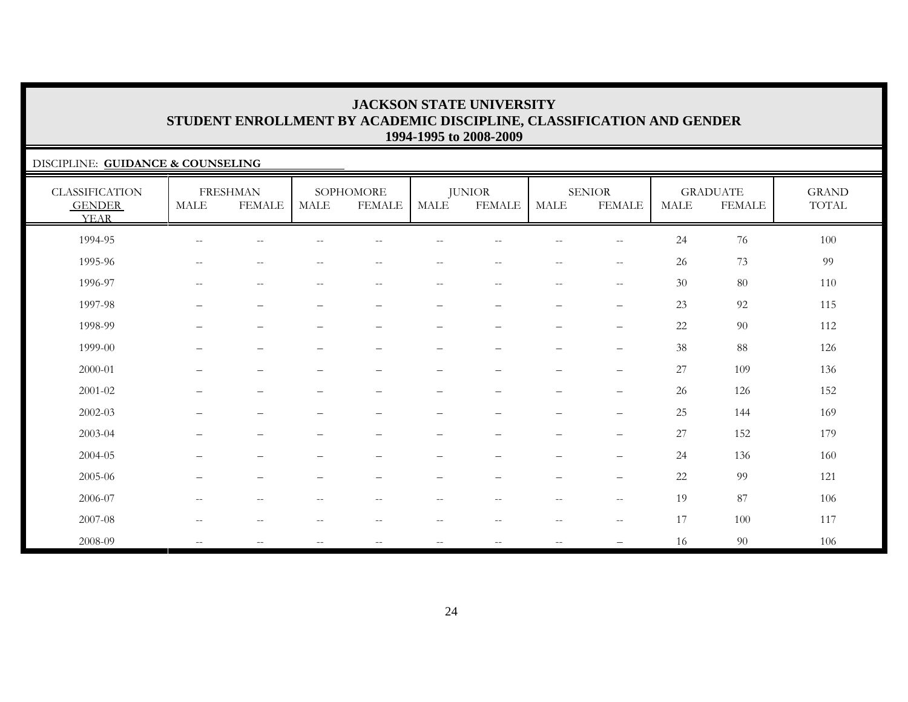# JACKSON STATE UNIVERSITY
## STUDENT ENROLLMENT BY ACADEMIC DISCIPLINE, CLASSIFICATION AND GENDER
### 1994-1995 to 2008-2009

DISCIPLINE: **GUIDANCE & COUNSELING**

| CLASSIFICATION | FRESHMAN | | SOPHOMORE | | JUNIOR | | SENIOR | | GRADUATE | | GRAND |
|---|---|---|---|---|---|---|---|---|---|---|---|
| GENDER / YEAR | MALE | FEMALE | MALE | FEMALE | MALE | FEMALE | MALE | FEMALE | MALE | FEMALE | TOTAL |
| 1994-95 | -- | -- | -- | -- | -- | -- | -- | -- | 24 | 76 | 100 |
| 1995-96 | -- | -- | -- | -- | -- | -- | -- | -- | 26 | 73 | 99 |
| 1996-97 | -- | -- | -- | -- | -- | -- | -- | -- | 30 | 80 | 110 |
| 1997-98 | – | – | – | – | – | – | – | – | 23 | 92 | 115 |
| 1998-99 | – | – | – | – | – | – | – | – | 22 | 90 | 112 |
| 1999-00 | – | – | – | – | – | – | – | – | 38 | 88 | 126 |
| 2000-01 | – | – | – | – | – | – | – | – | 27 | 109 | 136 |
| 2001-02 | – | – | – | – | – | – | – | – | 26 | 126 | 152 |
| 2002-03 | – | – | – | – | – | – | – | – | 25 | 144 | 169 |
| 2003-04 | – | – | – | – | – | – | – | – | 27 | 152 | 179 |
| 2004-05 | – | – | – | – | – | – | – | – | 24 | 136 | 160 |
| 2005-06 | – | – | – | – | – | – | – | – | 22 | 99 | 121 |
| 2006-07 | -- | -- | -- | -- | -- | -- | -- | -- | 19 | 87 | 106 |
| 2007-08 | -- | -- | -- | -- | -- | -- | -- | -- | 17 | 100 | 117 |
| 2008-09 | -- | -- | -- | -- | -- | -- | -- | – | 16 | 90 | 106 |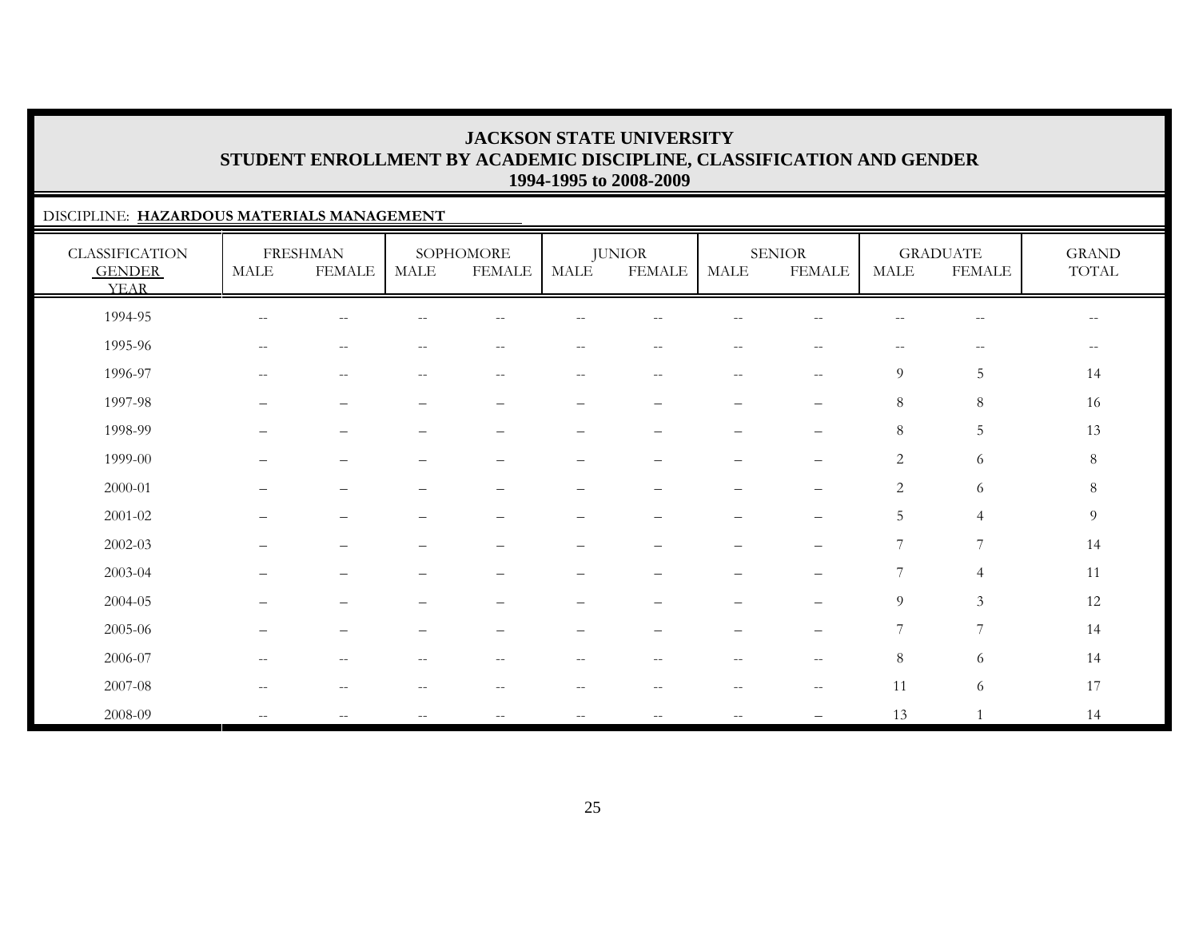# JACKSON STATE UNIVERSITY
## STUDENT ENROLLMENT BY ACADEMIC DISCIPLINE, CLASSIFICATION AND GENDER
### 1994-1995 to 2008-2009

DISCIPLINE: **HAZARDOUS MATERIALS MANAGEMENT**

| CLASSIFICATION GENDER YEAR | FRESHMAN | | SOPHOMORE | | JUNIOR | | SENIOR | | GRADUATE | | GRAND TOTAL |
|---|---|---|---|---|---|---|---|---|---|---|---|
| | MALE | FEMALE | MALE | FEMALE | MALE | FEMALE | MALE | FEMALE | MALE | FEMALE | |
| 1994-95 | -- | -- | -- | -- | -- | -- | -- | -- | -- | -- | -- |
| 1995-96 | -- | -- | -- | -- | -- | -- | -- | -- | -- | -- | -- |
| 1996-97 | -- | -- | -- | -- | -- | -- | -- | -- | 9 | 5 | 14 |
| 1997-98 | – | – | – | – | – | – | – | – | 8 | 8 | 16 |
| 1998-99 | – | – | – | – | – | – | – | – | 8 | 5 | 13 |
| 1999-00 | – | – | – | – | – | – | – | – | 2 | 6 | 8 |
| 2000-01 | – | – | – | – | – | – | – | – | 2 | 6 | 8 |
| 2001-02 | – | – | – | – | – | – | – | – | 5 | 4 | 9 |
| 2002-03 | – | – | – | – | – | – | – | – | 7 | 7 | 14 |
| 2003-04 | – | – | – | – | – | – | – | – | 7 | 4 | 11 |
| 2004-05 | – | – | – | – | – | – | – | – | 9 | 3 | 12 |
| 2005-06 | – | – | – | – | – | – | – | – | 7 | 7 | 14 |
| 2006-07 | -- | -- | -- | -- | -- | -- | -- | -- | 8 | 6 | 14 |
| 2007-08 | -- | -- | -- | -- | -- | -- | -- | -- | 11 | 6 | 17 |
| 2008-09 | -- | -- | -- | -- | -- | -- | -- | – | 13 | 1 | 14 |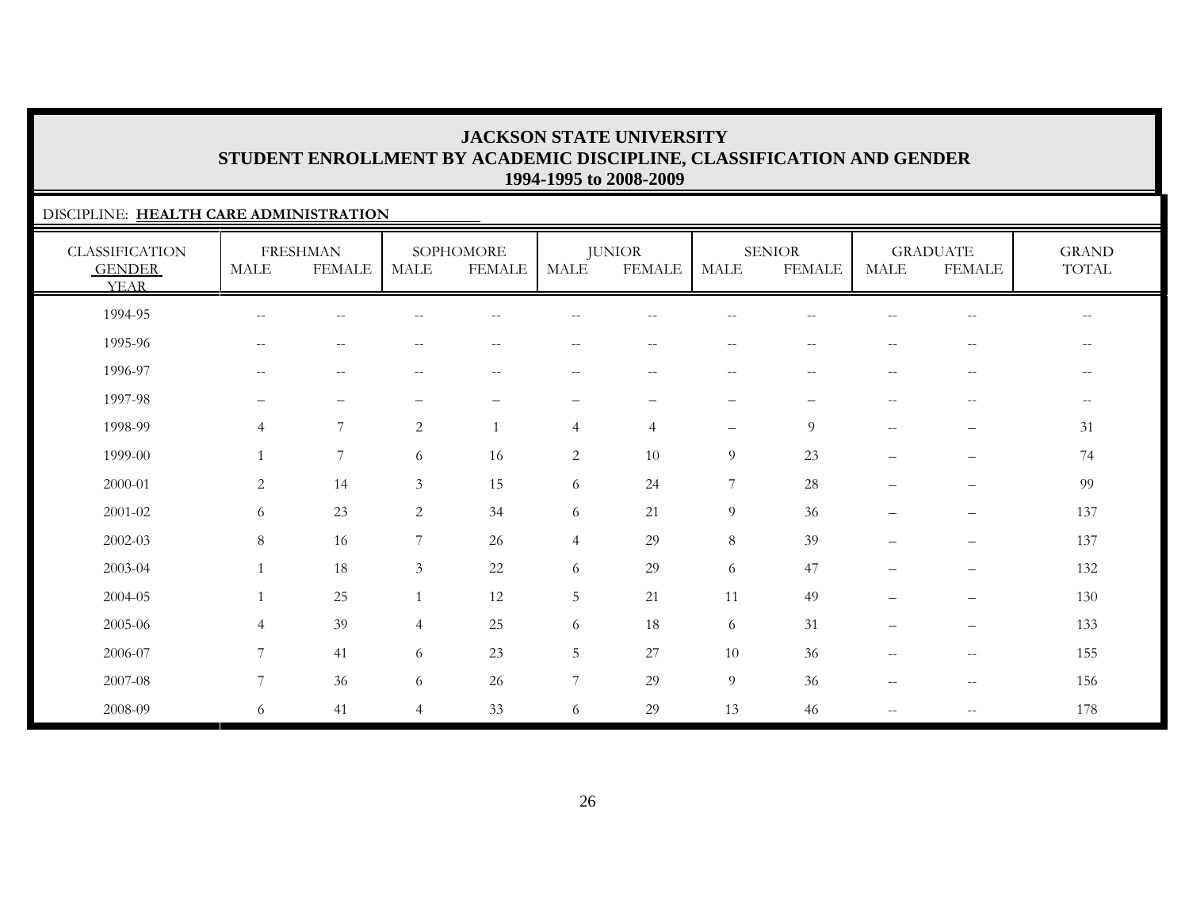# JACKSON STATE UNIVERSITY
## STUDENT ENROLLMENT BY ACADEMIC DISCIPLINE, CLASSIFICATION AND GENDER
### 1994-1995 to 2008-2009

DISCIPLINE: **HEALTH CARE ADMINISTRATION**

| CLASSIFICATION GENDER YEAR | FRESHMAN | | SOPHOMORE | | JUNIOR | | SENIOR | | GRADUATE | | GRAND TOTAL |
|---|---|---|---|---|---|---|---|---|---|---|---|
| | MALE | FEMALE | MALE | FEMALE | MALE | FEMALE | MALE | FEMALE | MALE | FEMALE | |
| 1994-95 | -- | -- | -- | -- | -- | -- | -- | -- | -- | -- | -- |
| 1995-96 | -- | -- | -- | -- | -- | -- | -- | -- | -- | -- | -- |
| 1996-97 | -- | -- | -- | -- | -- | -- | -- | -- | -- | -- | -- |
| 1997-98 | – | – | – | – | – | – | – | – | -- | -- | -- |
| 1998-99 | 4 | 7 | 2 | 1 | 4 | 4 | – | 9 | -- | – | 31 |
| 1999-00 | 1 | 7 | 6 | 16 | 2 | 10 | 9 | 23 | – | – | 74 |
| 2000-01 | 2 | 14 | 3 | 15 | 6 | 24 | 7 | 28 | – | – | 99 |
| 2001-02 | 6 | 23 | 2 | 34 | 6 | 21 | 9 | 36 | – | – | 137 |
| 2002-03 | 8 | 16 | 7 | 26 | 4 | 29 | 8 | 39 | – | – | 137 |
| 2003-04 | 1 | 18 | 3 | 22 | 6 | 29 | 6 | 47 | – | – | 132 |
| 2004-05 | 1 | 25 | 1 | 12 | 5 | 21 | 11 | 49 | – | – | 130 |
| 2005-06 | 4 | 39 | 4 | 25 | 6 | 18 | 6 | 31 | – | – | 133 |
| 2006-07 | 7 | 41 | 6 | 23 | 5 | 27 | 10 | 36 | -- | -- | 155 |
| 2007-08 | 7 | 36 | 6 | 26 | 7 | 29 | 9 | 36 | -- | -- | 156 |
| 2008-09 | 6 | 41 | 4 | 33 | 6 | 29 | 13 | 46 | -- | -- | 178 |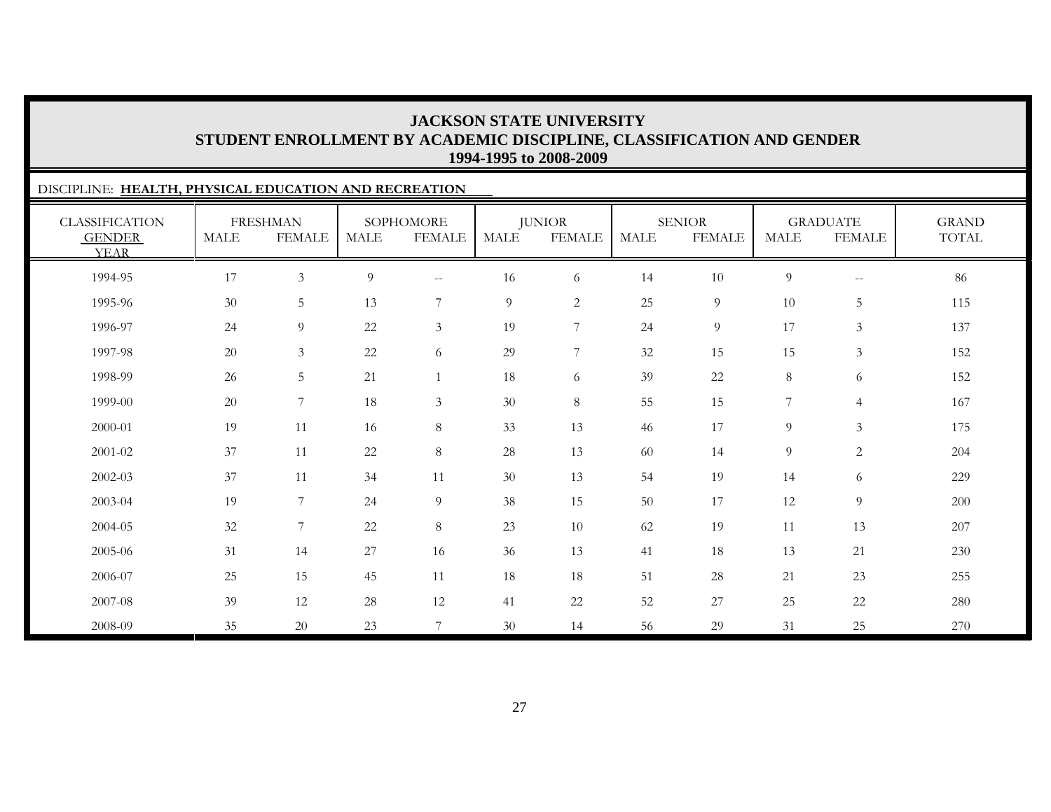# JACKSON STATE UNIVERSITY
## STUDENT ENROLLMENT BY ACADEMIC DISCIPLINE, CLASSIFICATION AND GENDER
### 1994-1995 to 2008-2009

DISCIPLINE: **HEALTH, PHYSICAL EDUCATION AND RECREATION**

| CLASSIFICATION GENDER YEAR | FRESHMAN | | SOPHOMORE | | JUNIOR | | SENIOR | | GRADUATE | | GRAND TOTAL |
|---|---|---|---|---|---|---|---|---|---|---|---|
| | MALE | FEMALE | MALE | FEMALE | MALE | FEMALE | MALE | FEMALE | MALE | FEMALE | |
| 1994-95 | 17 | 3 | 9 | -- | 16 | 6 | 14 | 10 | 9 | -- | 86 |
| 1995-96 | 30 | 5 | 13 | 7 | 9 | 2 | 25 | 9 | 10 | 5 | 115 |
| 1996-97 | 24 | 9 | 22 | 3 | 19 | 7 | 24 | 9 | 17 | 3 | 137 |
| 1997-98 | 20 | 3 | 22 | 6 | 29 | 7 | 32 | 15 | 15 | 3 | 152 |
| 1998-99 | 26 | 5 | 21 | 1 | 18 | 6 | 39 | 22 | 8 | 6 | 152 |
| 1999-00 | 20 | 7 | 18 | 3 | 30 | 8 | 55 | 15 | 7 | 4 | 167 |
| 2000-01 | 19 | 11 | 16 | 8 | 33 | 13 | 46 | 17 | 9 | 3 | 175 |
| 2001-02 | 37 | 11 | 22 | 8 | 28 | 13 | 60 | 14 | 9 | 2 | 204 |
| 2002-03 | 37 | 11 | 34 | 11 | 30 | 13 | 54 | 19 | 14 | 6 | 229 |
| 2003-04 | 19 | 7 | 24 | 9 | 38 | 15 | 50 | 17 | 12 | 9 | 200 |
| 2004-05 | 32 | 7 | 22 | 8 | 23 | 10 | 62 | 19 | 11 | 13 | 207 |
| 2005-06 | 31 | 14 | 27 | 16 | 36 | 13 | 41 | 18 | 13 | 21 | 230 |
| 2006-07 | 25 | 15 | 45 | 11 | 18 | 18 | 51 | 28 | 21 | 23 | 255 |
| 2007-08 | 39 | 12 | 28 | 12 | 41 | 22 | 52 | 27 | 25 | 22 | 280 |
| 2008-09 | 35 | 20 | 23 | 7 | 30 | 14 | 56 | 29 | 31 | 25 | 270 |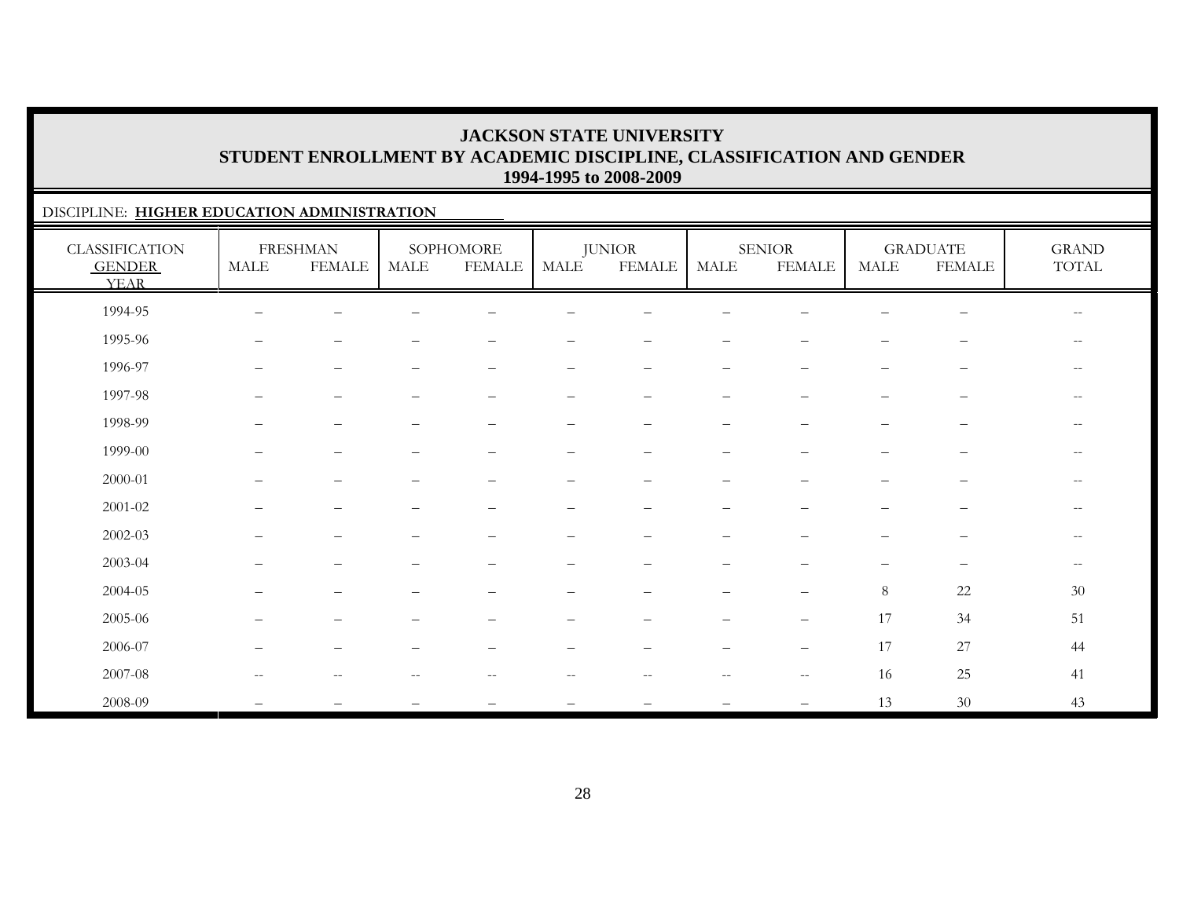# JACKSON STATE UNIVERSITY
## STUDENT ENROLLMENT BY ACADEMIC DISCIPLINE, CLASSIFICATION AND GENDER
### 1994-1995 to 2008-2009

DISCIPLINE: **HIGHER EDUCATION ADMINISTRATION**

| CLASSIFICATION | FRESHMAN | | SOPHOMORE | | JUNIOR | | SENIOR | | GRADUATE | | GRAND |
|---|---|---|---|---|---|---|---|---|---|---|---|
| GENDER / YEAR | MALE | FEMALE | MALE | FEMALE | MALE | FEMALE | MALE | FEMALE | MALE | FEMALE | TOTAL |
| 1994-95 | – | – | – | – | – | – | – | – | – | – | -- |
| 1995-96 | – | – | – | – | – | – | – | – | – | – | -- |
| 1996-97 | – | – | – | – | – | – | – | – | – | – | -- |
| 1997-98 | – | – | – | – | – | – | – | – | – | – | -- |
| 1998-99 | – | – | – | – | – | – | – | – | – | – | -- |
| 1999-00 | – | – | – | – | – | – | – | – | – | – | -- |
| 2000-01 | – | – | – | – | – | – | – | – | – | – | -- |
| 2001-02 | – | – | – | – | – | – | – | – | – | – | -- |
| 2002-03 | – | – | – | – | – | – | – | – | – | – | -- |
| 2003-04 | – | – | – | – | – | – | – | – | – | – | -- |
| 2004-05 | – | – | – | – | – | – | – | – | 8 | 22 | 30 |
| 2005-06 | – | – | – | – | – | – | – | – | 17 | 34 | 51 |
| 2006-07 | – | – | – | – | – | – | – | – | 17 | 27 | 44 |
| 2007-08 | -- | -- | -- | -- | -- | -- | -- | -- | 16 | 25 | 41 |
| 2008-09 | – | – | – | – | – | – | – | – | 13 | 30 | 43 |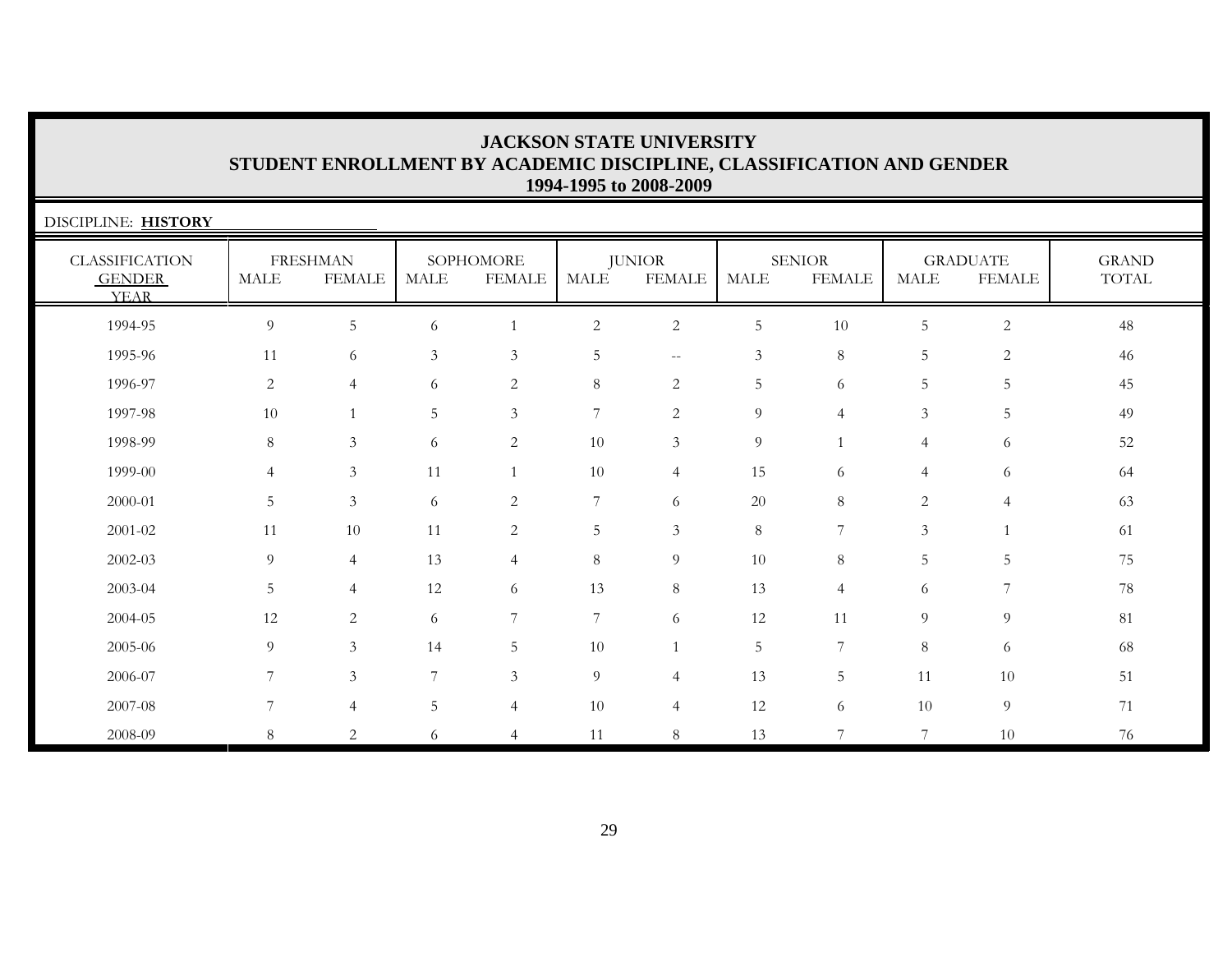# JACKSON STATE UNIVERSITY
## STUDENT ENROLLMENT BY ACADEMIC DISCIPLINE, CLASSIFICATION AND GENDER
### 1994-1995 to 2008-2009

DISCIPLINE: **HISTORY**

| CLASSIFICATION | FRESHMAN | | SOPHOMORE | | JUNIOR | | SENIOR | | GRADUATE | | GRAND |
|---|---|---|---|---|---|---|---|---|---|---|---|
| GENDER YEAR | MALE | FEMALE | MALE | FEMALE | MALE | FEMALE | MALE | FEMALE | MALE | FEMALE | TOTAL |
| 1994-95 | 9 | 5 | 6 | 1 | 2 | 2 | 5 | 10 | 5 | 2 | 48 |
| 1995-96 | 11 | 6 | 3 | 3 | 5 | -- | 3 | 8 | 5 | 2 | 46 |
| 1996-97 | 2 | 4 | 6 | 2 | 8 | 2 | 5 | 6 | 5 | 5 | 45 |
| 1997-98 | 10 | 1 | 5 | 3 | 7 | 2 | 9 | 4 | 3 | 5 | 49 |
| 1998-99 | 8 | 3 | 6 | 2 | 10 | 3 | 9 | 1 | 4 | 6 | 52 |
| 1999-00 | 4 | 3 | 11 | 1 | 10 | 4 | 15 | 6 | 4 | 6 | 64 |
| 2000-01 | 5 | 3 | 6 | 2 | 7 | 6 | 20 | 8 | 2 | 4 | 63 |
| 2001-02 | 11 | 10 | 11 | 2 | 5 | 3 | 8 | 7 | 3 | 1 | 61 |
| 2002-03 | 9 | 4 | 13 | 4 | 8 | 9 | 10 | 8 | 5 | 5 | 75 |
| 2003-04 | 5 | 4 | 12 | 6 | 13 | 8 | 13 | 4 | 6 | 7 | 78 |
| 2004-05 | 12 | 2 | 6 | 7 | 7 | 6 | 12 | 11 | 9 | 9 | 81 |
| 2005-06 | 9 | 3 | 14 | 5 | 10 | 1 | 5 | 7 | 8 | 6 | 68 |
| 2006-07 | 7 | 3 | 7 | 3 | 9 | 4 | 13 | 5 | 11 | 10 | 51 |
| 2007-08 | 7 | 4 | 5 | 4 | 10 | 4 | 12 | 6 | 10 | 9 | 71 |
| 2008-09 | 8 | 2 | 6 | 4 | 11 | 8 | 13 | 7 | 7 | 10 | 76 |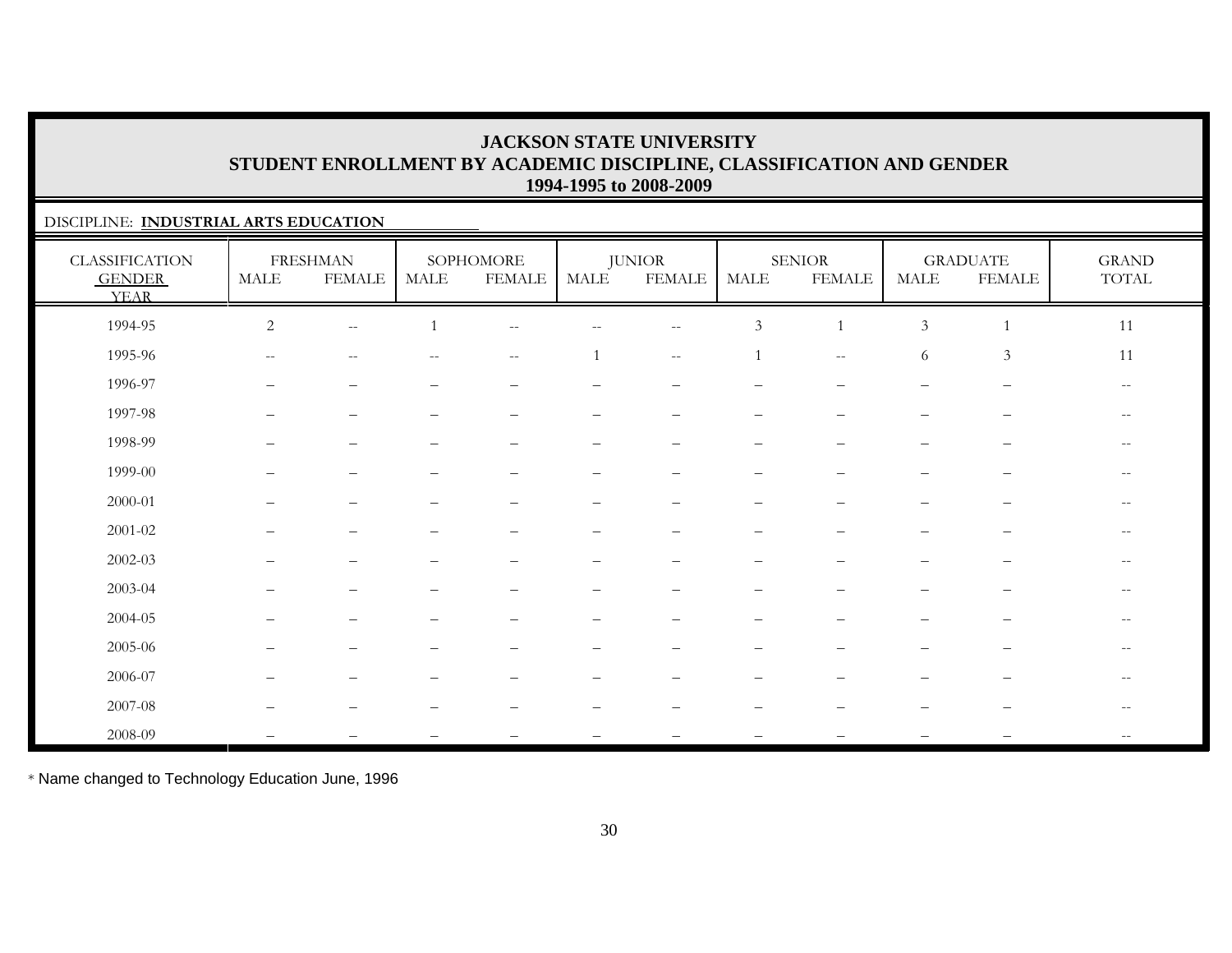**JACKSON STATE UNIVERSITY**
**STUDENT ENROLLMENT BY ACADEMIC DISCIPLINE, CLASSIFICATION AND GENDER**
**1994-1995 to 2008-2009**

DISCIPLINE: **INDUSTRIAL ARTS EDUCATION**

| CLASSIFICATION GENDER YEAR | FRESHMAN | | SOPHOMORE | | JUNIOR | | SENIOR | | GRADUATE | | GRAND TOTAL |
|---|---|---|---|---|---|---|---|---|---|---|---|
| | MALE | FEMALE | MALE | FEMALE | MALE | FEMALE | MALE | FEMALE | MALE | FEMALE | |
| 1994-95 | 2 | -- | 1 | -- | -- | -- | 3 | 1 | 3 | 1 | 11 |
| 1995-96 | -- | -- | -- | -- | 1 | -- | 1 | -- | 6 | 3 | 11 |
| 1996-97 | – | – | – | – | – | – | – | – | – | – | -- |
| 1997-98 | – | – | – | – | – | – | – | – | – | – | -- |
| 1998-99 | – | – | – | – | – | – | – | – | – | – | -- |
| 1999-00 | – | – | – | – | – | – | – | – | – | – | -- |
| 2000-01 | – | – | – | – | – | – | – | – | – | – | -- |
| 2001-02 | – | – | – | – | – | – | – | – | – | – | -- |
| 2002-03 | – | – | – | – | – | – | – | – | – | – | -- |
| 2003-04 | – | – | – | – | – | – | – | – | – | – | -- |
| 2004-05 | – | – | – | – | – | – | – | – | – | – | -- |
| 2005-06 | – | – | – | – | – | – | – | – | – | – | -- |
| 2006-07 | – | – | – | – | – | – | – | – | – | – | -- |
| 2007-08 | – | – | – | – | – | – | – | – | – | – | -- |
| 2008-09 | – | – | – | – | – | – | – | – | – | – | -- |

* Name changed to Technology Education June, 1996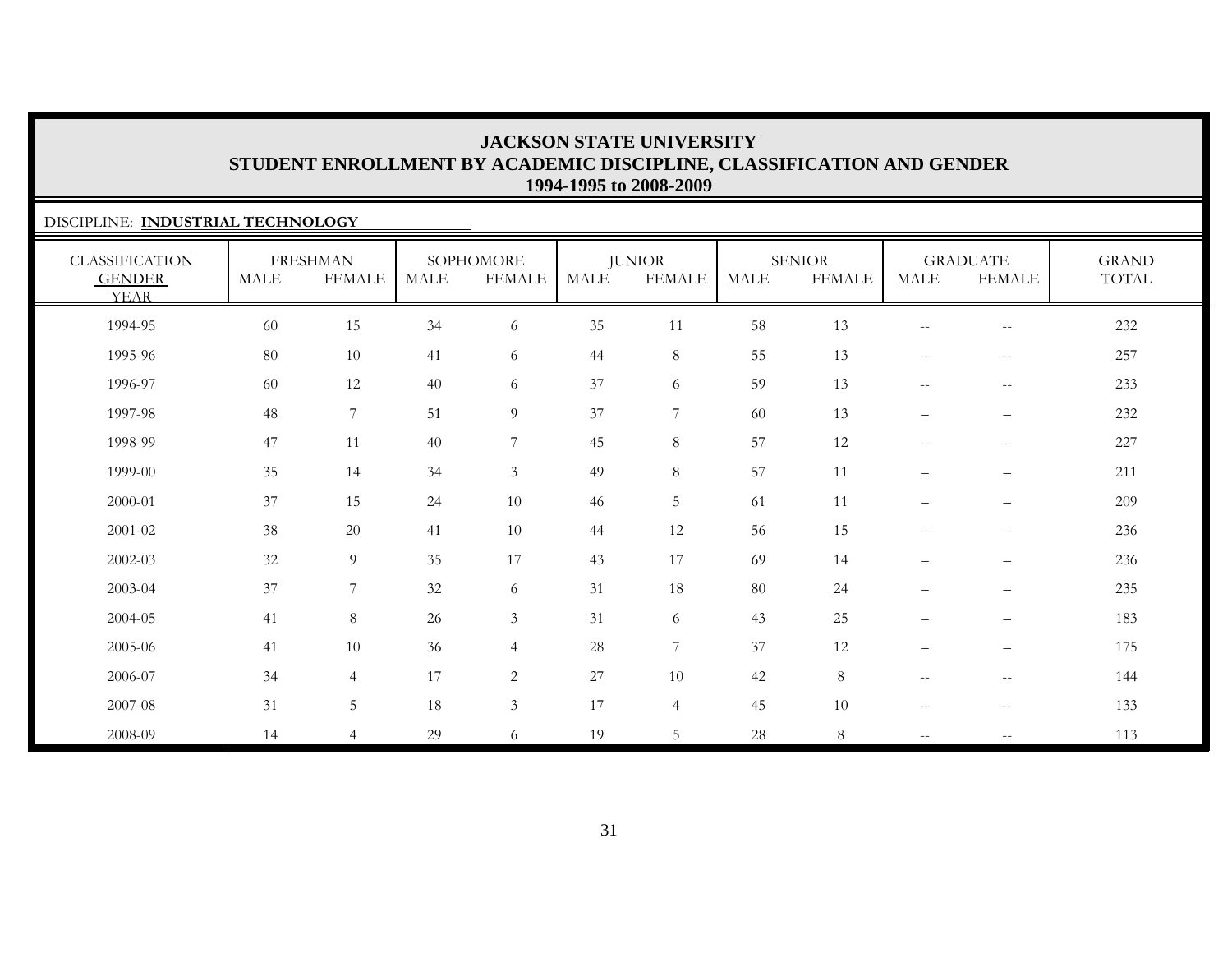# JACKSON STATE UNIVERSITY
## STUDENT ENROLLMENT BY ACADEMIC DISCIPLINE, CLASSIFICATION AND GENDER
### 1994-1995 to 2008-2009

DISCIPLINE: **INDUSTRIAL TECHNOLOGY**

| CLASSIFICATION GENDER YEAR | FRESHMAN | | SOPHOMORE | | JUNIOR | | SENIOR | | GRADUATE | | GRAND TOTAL |
|---|---|---|---|---|---|---|---|---|---|---|---|
| | MALE | FEMALE | MALE | FEMALE | MALE | FEMALE | MALE | FEMALE | MALE | FEMALE | |
| 1994-95 | 60 | 15 | 34 | 6 | 35 | 11 | 58 | 13 | -- | -- | 232 |
| 1995-96 | 80 | 10 | 41 | 6 | 44 | 8 | 55 | 13 | -- | -- | 257 |
| 1996-97 | 60 | 12 | 40 | 6 | 37 | 6 | 59 | 13 | -- | -- | 233 |
| 1997-98 | 48 | 7 | 51 | 9 | 37 | 7 | 60 | 13 | – | – | 232 |
| 1998-99 | 47 | 11 | 40 | 7 | 45 | 8 | 57 | 12 | – | – | 227 |
| 1999-00 | 35 | 14 | 34 | 3 | 49 | 8 | 57 | 11 | – | – | 211 |
| 2000-01 | 37 | 15 | 24 | 10 | 46 | 5 | 61 | 11 | – | – | 209 |
| 2001-02 | 38 | 20 | 41 | 10 | 44 | 12 | 56 | 15 | – | – | 236 |
| 2002-03 | 32 | 9 | 35 | 17 | 43 | 17 | 69 | 14 | – | – | 236 |
| 2003-04 | 37 | 7 | 32 | 6 | 31 | 18 | 80 | 24 | – | – | 235 |
| 2004-05 | 41 | 8 | 26 | 3 | 31 | 6 | 43 | 25 | – | – | 183 |
| 2005-06 | 41 | 10 | 36 | 4 | 28 | 7 | 37 | 12 | – | – | 175 |
| 2006-07 | 34 | 4 | 17 | 2 | 27 | 10 | 42 | 8 | -- | -- | 144 |
| 2007-08 | 31 | 5 | 18 | 3 | 17 | 4 | 45 | 10 | -- | -- | 133 |
| 2008-09 | 14 | 4 | 29 | 6 | 19 | 5 | 28 | 8 | -- | -- | 113 |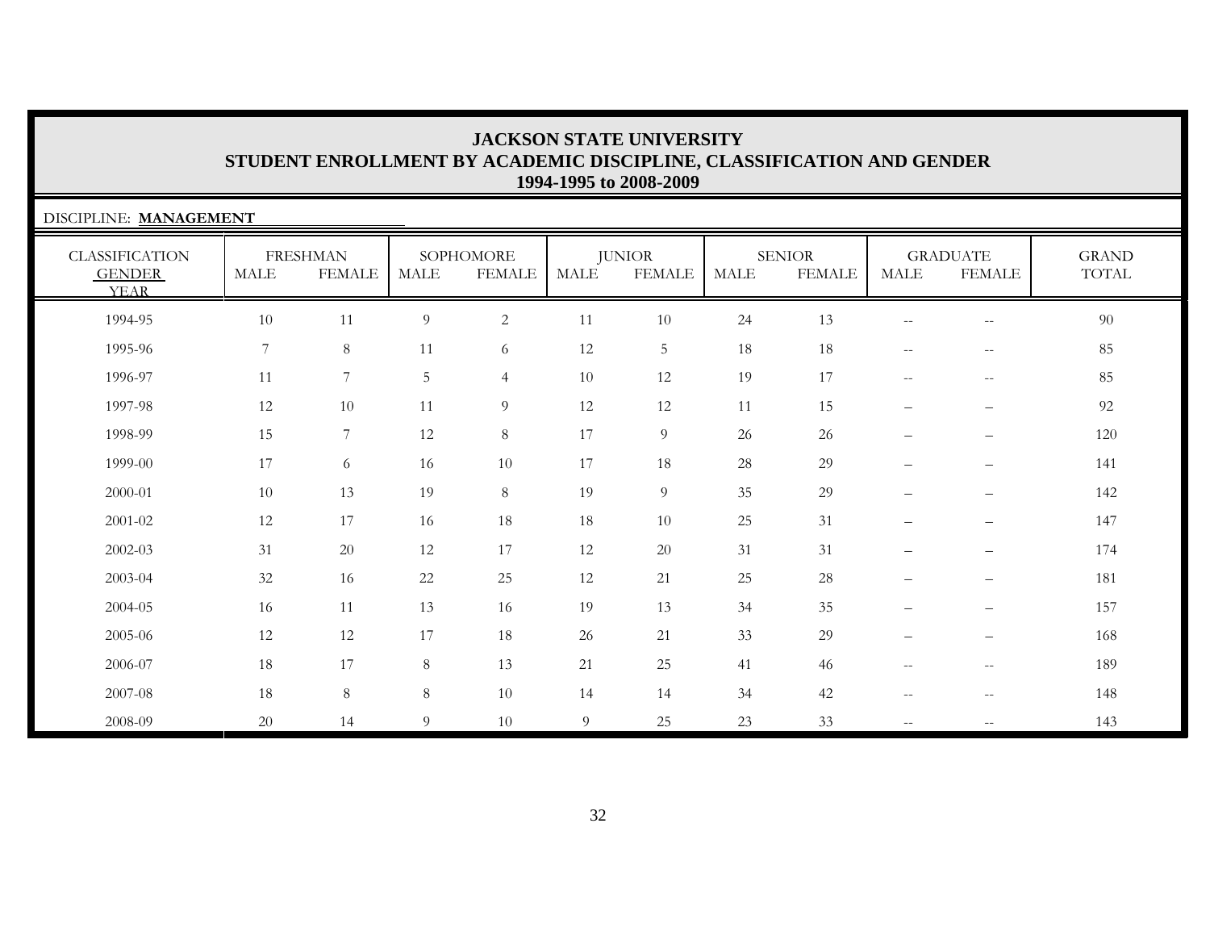# JACKSON STATE UNIVERSITY
## STUDENT ENROLLMENT BY ACADEMIC DISCIPLINE, CLASSIFICATION AND GENDER
### 1994-1995 to 2008-2009

DISCIPLINE: **MANAGEMENT**

| CLASSIFICATION GENDER YEAR | FRESHMAN | | SOPHOMORE | | JUNIOR | | SENIOR | | GRADUATE | | GRAND TOTAL |
|---|---|---|---|---|---|---|---|---|---|---|---|
| | MALE | FEMALE | MALE | FEMALE | MALE | FEMALE | MALE | FEMALE | MALE | FEMALE | |
| 1994-95 | 10 | 11 | 9 | 2 | 11 | 10 | 24 | 13 | -- | -- | 90 |
| 1995-96 | 7 | 8 | 11 | 6 | 12 | 5 | 18 | 18 | -- | -- | 85 |
| 1996-97 | 11 | 7 | 5 | 4 | 10 | 12 | 19 | 17 | -- | -- | 85 |
| 1997-98 | 12 | 10 | 11 | 9 | 12 | 12 | 11 | 15 | – | – | 92 |
| 1998-99 | 15 | 7 | 12 | 8 | 17 | 9 | 26 | 26 | – | – | 120 |
| 1999-00 | 17 | 6 | 16 | 10 | 17 | 18 | 28 | 29 | – | – | 141 |
| 2000-01 | 10 | 13 | 19 | 8 | 19 | 9 | 35 | 29 | – | – | 142 |
| 2001-02 | 12 | 17 | 16 | 18 | 18 | 10 | 25 | 31 | – | – | 147 |
| 2002-03 | 31 | 20 | 12 | 17 | 12 | 20 | 31 | 31 | – | – | 174 |
| 2003-04 | 32 | 16 | 22 | 25 | 12 | 21 | 25 | 28 | – | – | 181 |
| 2004-05 | 16 | 11 | 13 | 16 | 19 | 13 | 34 | 35 | – | – | 157 |
| 2005-06 | 12 | 12 | 17 | 18 | 26 | 21 | 33 | 29 | – | – | 168 |
| 2006-07 | 18 | 17 | 8 | 13 | 21 | 25 | 41 | 46 | -- | -- | 189 |
| 2007-08 | 18 | 8 | 8 | 10 | 14 | 14 | 34 | 42 | -- | -- | 148 |
| 2008-09 | 20 | 14 | 9 | 10 | 9 | 25 | 23 | 33 | -- | -- | 143 |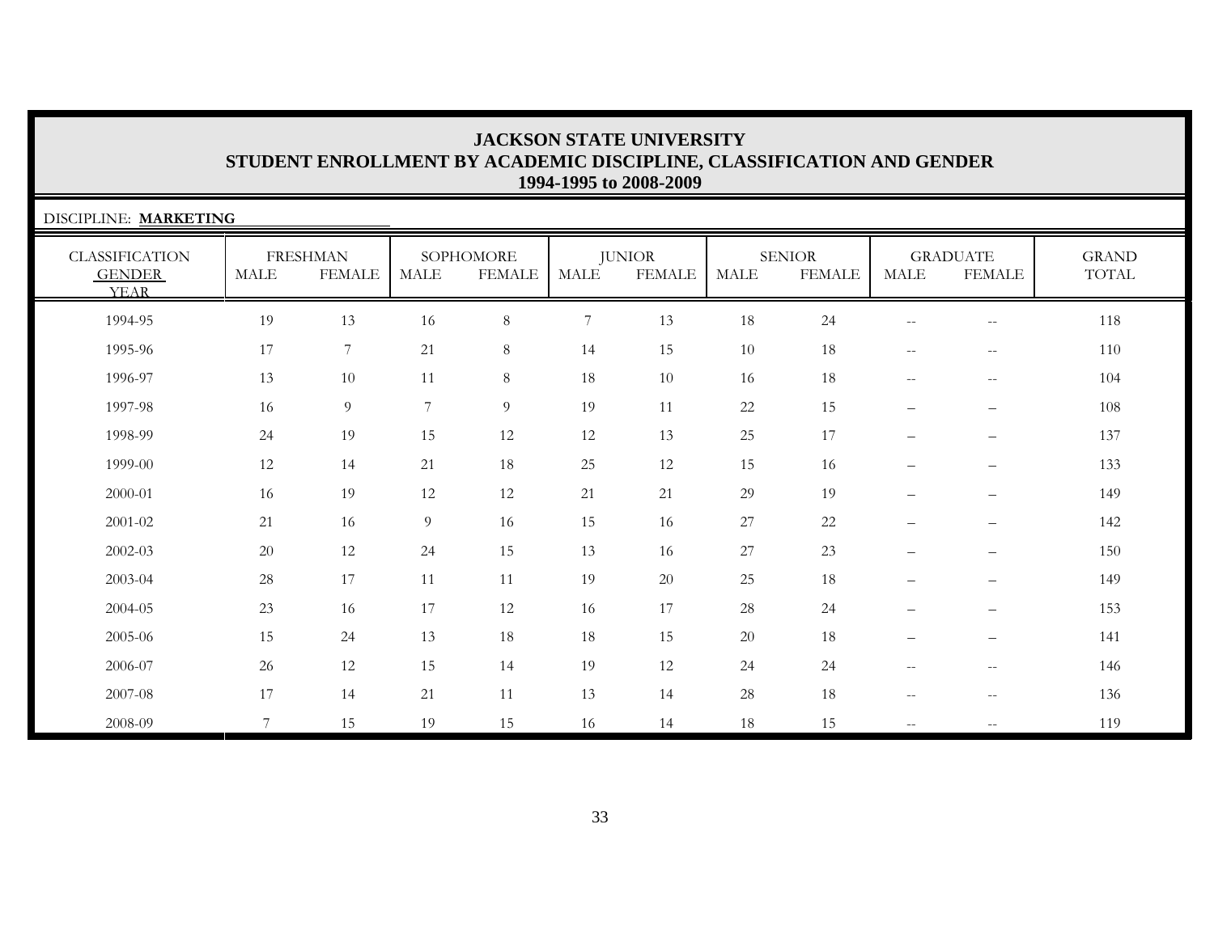# JACKSON STATE UNIVERSITY
## STUDENT ENROLLMENT BY ACADEMIC DISCIPLINE, CLASSIFICATION AND GENDER
### 1994-1995 to 2008-2009

DISCIPLINE: **MARKETING**

| CLASSIFICATION GENDER YEAR | FRESHMAN | | SOPHOMORE | | JUNIOR | | SENIOR | | GRADUATE | | GRAND TOTAL |
|---|---|---|---|---|---|---|---|---|---|---|---|
| | MALE | FEMALE | MALE | FEMALE | MALE | FEMALE | MALE | FEMALE | MALE | FEMALE | |
| 1994-95 | 19 | 13 | 16 | 8 | 7 | 13 | 18 | 24 | -- | -- | 118 |
| 1995-96 | 17 | 7 | 21 | 8 | 14 | 15 | 10 | 18 | -- | -- | 110 |
| 1996-97 | 13 | 10 | 11 | 8 | 18 | 10 | 16 | 18 | -- | -- | 104 |
| 1997-98 | 16 | 9 | 7 | 9 | 19 | 11 | 22 | 15 | – | – | 108 |
| 1998-99 | 24 | 19 | 15 | 12 | 12 | 13 | 25 | 17 | – | – | 137 |
| 1999-00 | 12 | 14 | 21 | 18 | 25 | 12 | 15 | 16 | – | – | 133 |
| 2000-01 | 16 | 19 | 12 | 12 | 21 | 21 | 29 | 19 | – | – | 149 |
| 2001-02 | 21 | 16 | 9 | 16 | 15 | 16 | 27 | 22 | – | – | 142 |
| 2002-03 | 20 | 12 | 24 | 15 | 13 | 16 | 27 | 23 | – | – | 150 |
| 2003-04 | 28 | 17 | 11 | 11 | 19 | 20 | 25 | 18 | – | – | 149 |
| 2004-05 | 23 | 16 | 17 | 12 | 16 | 17 | 28 | 24 | – | – | 153 |
| 2005-06 | 15 | 24 | 13 | 18 | 18 | 15 | 20 | 18 | – | – | 141 |
| 2006-07 | 26 | 12 | 15 | 14 | 19 | 12 | 24 | 24 | -- | -- | 146 |
| 2007-08 | 17 | 14 | 21 | 11 | 13 | 14 | 28 | 18 | -- | -- | 136 |
| 2008-09 | 7 | 15 | 19 | 15 | 16 | 14 | 18 | 15 | -- | -- | 119 |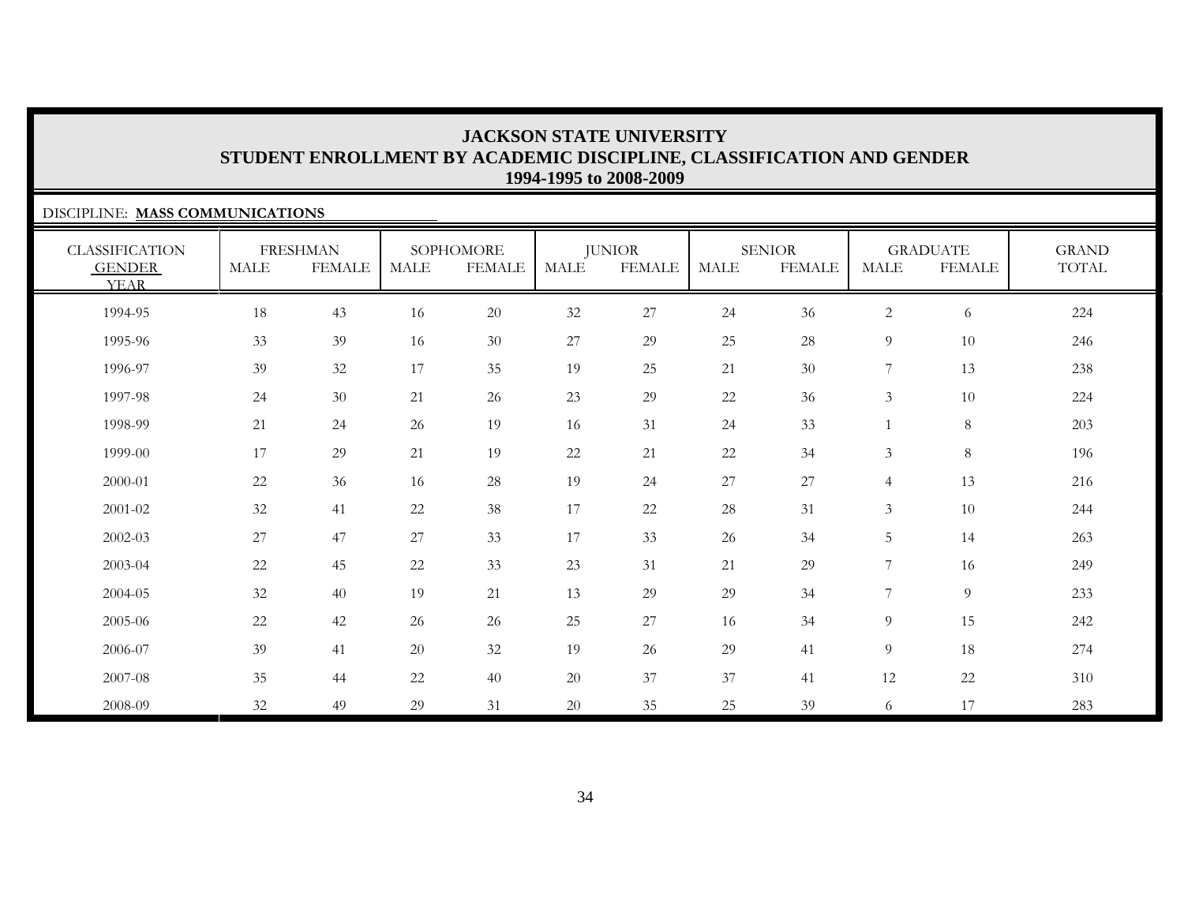# JACKSON STATE UNIVERSITY
## STUDENT ENROLLMENT BY ACADEMIC DISCIPLINE, CLASSIFICATION AND GENDER
### 1994-1995 to 2008-2009

DISCIPLINE: **MASS COMMUNICATIONS**

| CLASSIFICATION | FRESHMAN | | SOPHOMORE | | JUNIOR | | SENIOR | | GRADUATE | | GRAND |
|---|---|---|---|---|---|---|---|---|---|---|---|
| GENDER / YEAR | MALE | FEMALE | MALE | FEMALE | MALE | FEMALE | MALE | FEMALE | MALE | FEMALE | TOTAL |
| 1994-95 | 18 | 43 | 16 | 20 | 32 | 27 | 24 | 36 | 2 | 6 | 224 |
| 1995-96 | 33 | 39 | 16 | 30 | 27 | 29 | 25 | 28 | 9 | 10 | 246 |
| 1996-97 | 39 | 32 | 17 | 35 | 19 | 25 | 21 | 30 | 7 | 13 | 238 |
| 1997-98 | 24 | 30 | 21 | 26 | 23 | 29 | 22 | 36 | 3 | 10 | 224 |
| 1998-99 | 21 | 24 | 26 | 19 | 16 | 31 | 24 | 33 | 1 | 8 | 203 |
| 1999-00 | 17 | 29 | 21 | 19 | 22 | 21 | 22 | 34 | 3 | 8 | 196 |
| 2000-01 | 22 | 36 | 16 | 28 | 19 | 24 | 27 | 27 | 4 | 13 | 216 |
| 2001-02 | 32 | 41 | 22 | 38 | 17 | 22 | 28 | 31 | 3 | 10 | 244 |
| 2002-03 | 27 | 47 | 27 | 33 | 17 | 33 | 26 | 34 | 5 | 14 | 263 |
| 2003-04 | 22 | 45 | 22 | 33 | 23 | 31 | 21 | 29 | 7 | 16 | 249 |
| 2004-05 | 32 | 40 | 19 | 21 | 13 | 29 | 29 | 34 | 7 | 9 | 233 |
| 2005-06 | 22 | 42 | 26 | 26 | 25 | 27 | 16 | 34 | 9 | 15 | 242 |
| 2006-07 | 39 | 41 | 20 | 32 | 19 | 26 | 29 | 41 | 9 | 18 | 274 |
| 2007-08 | 35 | 44 | 22 | 40 | 20 | 37 | 37 | 41 | 12 | 22 | 310 |
| 2008-09 | 32 | 49 | 29 | 31 | 20 | 35 | 25 | 39 | 6 | 17 | 283 |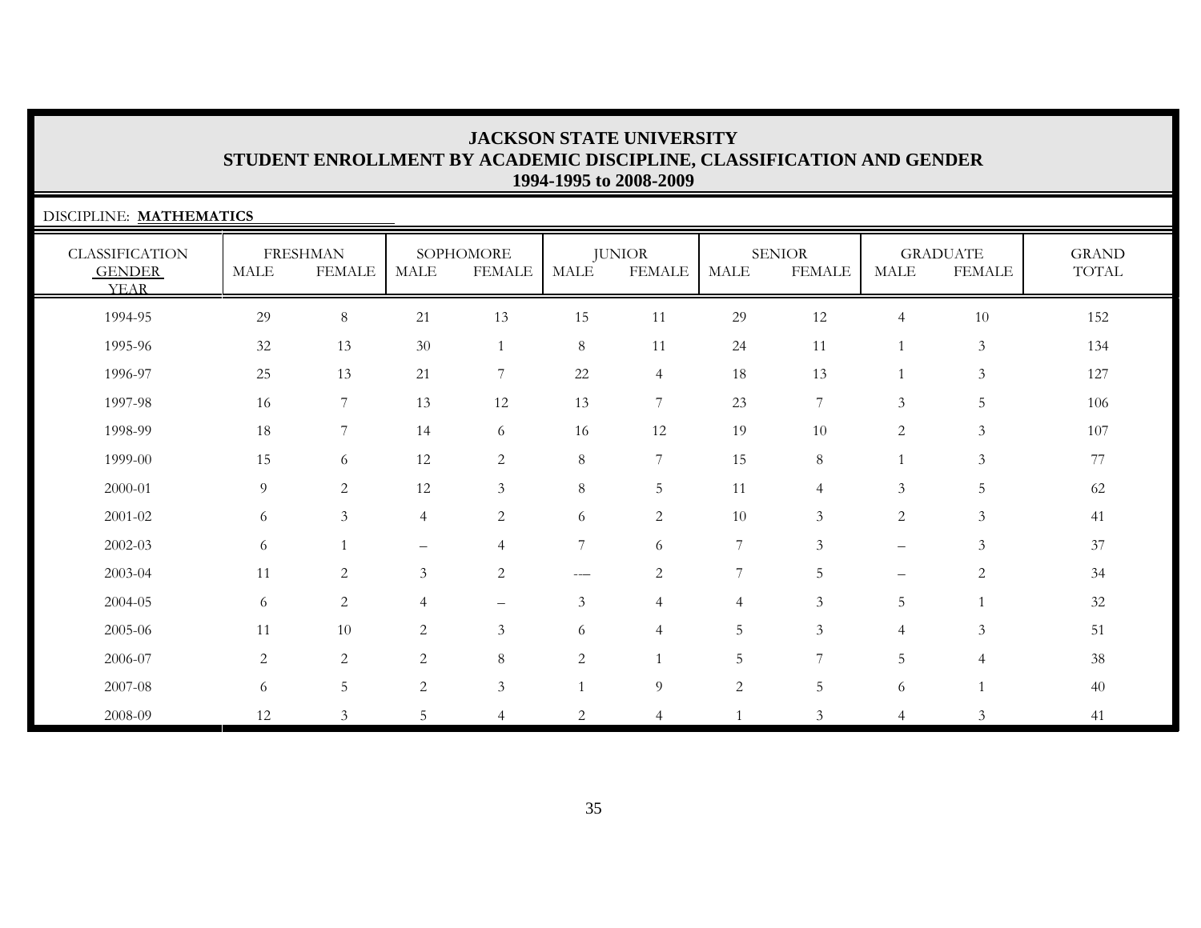# JACKSON STATE UNIVERSITY
## STUDENT ENROLLMENT BY ACADEMIC DISCIPLINE, CLASSIFICATION AND GENDER
### 1994-1995 to 2008-2009

DISCIPLINE: **MATHEMATICS**

| CLASSIFICATION GENDER YEAR | FRESHMAN | | SOPHOMORE | | JUNIOR | | SENIOR | | GRADUATE | | GRAND TOTAL |
|---|---|---|---|---|---|---|---|---|---|---|---|
| | MALE | FEMALE | MALE | FEMALE | MALE | FEMALE | MALE | FEMALE | MALE | FEMALE | |
| 1994-95 | 29 | 8 | 21 | 13 | 15 | 11 | 29 | 12 | 4 | 10 | 152 |
| 1995-96 | 32 | 13 | 30 | 1 | 8 | 11 | 24 | 11 | 1 | 3 | 134 |
| 1996-97 | 25 | 13 | 21 | 7 | 22 | 4 | 18 | 13 | 1 | 3 | 127 |
| 1997-98 | 16 | 7 | 13 | 12 | 13 | 7 | 23 | 7 | 3 | 5 | 106 |
| 1998-99 | 18 | 7 | 14 | 6 | 16 | 12 | 19 | 10 | 2 | 3 | 107 |
| 1999-00 | 15 | 6 | 12 | 2 | 8 | 7 | 15 | 8 | 1 | 3 | 77 |
| 2000-01 | 9 | 2 | 12 | 3 | 8 | 5 | 11 | 4 | 3 | 5 | 62 |
| 2001-02 | 6 | 3 | 4 | 2 | 6 | 2 | 10 | 3 | 2 | 3 | 41 |
| 2002-03 | 6 | 1 | – | 4 | 7 | 6 | 7 | 3 | – | 3 | 37 |
| 2003-04 | 11 | 2 | 3 | 2 | --- | 2 | 7 | 5 | – | 2 | 34 |
| 2004-05 | 6 | 2 | 4 | – | 3 | 4 | 4 | 3 | 5 | 1 | 32 |
| 2005-06 | 11 | 10 | 2 | 3 | 6 | 4 | 5 | 3 | 4 | 3 | 51 |
| 2006-07 | 2 | 2 | 2 | 8 | 2 | 1 | 5 | 7 | 5 | 4 | 38 |
| 2007-08 | 6 | 5 | 2 | 3 | 1 | 9 | 2 | 5 | 6 | 1 | 40 |
| 2008-09 | 12 | 3 | 5 | 4 | 2 | 4 | 1 | 3 | 4 | 3 | 41 |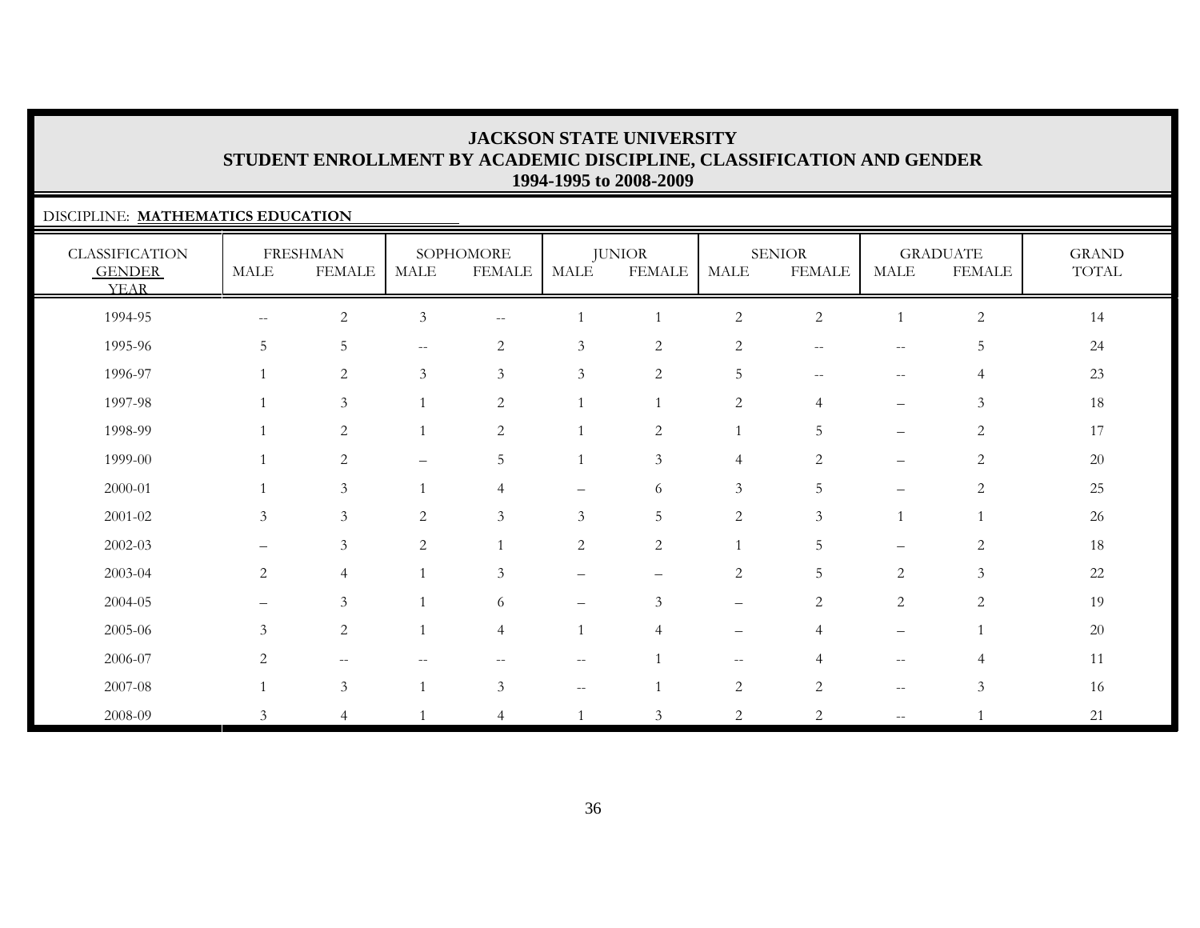# JACKSON STATE UNIVERSITY
## STUDENT ENROLLMENT BY ACADEMIC DISCIPLINE, CLASSIFICATION AND GENDER
### 1994-1995 to 2008-2009

DISCIPLINE: **MATHEMATICS EDUCATION**

| CLASSIFICATION GENDER YEAR | FRESHMAN | | SOPHOMORE | | JUNIOR | | SENIOR | | GRADUATE | | GRAND TOTAL |
|---|---|---|---|---|---|---|---|---|---|---|---|
| | MALE | FEMALE | MALE | FEMALE | MALE | FEMALE | MALE | FEMALE | MALE | FEMALE | |
| 1994-95 | -- | 2 | 3 | -- | 1 | 1 | 2 | 2 | 1 | 2 | 14 |
| 1995-96 | 5 | 5 | -- | 2 | 3 | 2 | 2 | -- | -- | 5 | 24 |
| 1996-97 | 1 | 2 | 3 | 3 | 3 | 2 | 5 | -- | -- | 4 | 23 |
| 1997-98 | 1 | 3 | 1 | 2 | 1 | 1 | 2 | 4 | – | 3 | 18 |
| 1998-99 | 1 | 2 | 1 | 2 | 1 | 2 | 1 | 5 | – | 2 | 17 |
| 1999-00 | 1 | 2 | – | 5 | 1 | 3 | 4 | 2 | – | 2 | 20 |
| 2000-01 | 1 | 3 | 1 | 4 | – | 6 | 3 | 5 | – | 2 | 25 |
| 2001-02 | 3 | 3 | 2 | 3 | 3 | 5 | 2 | 3 | 1 | 1 | 26 |
| 2002-03 | – | 3 | 2 | 1 | 2 | 2 | 1 | 5 | – | 2 | 18 |
| 2003-04 | 2 | 4 | 1 | 3 | – | – | 2 | 5 | 2 | 3 | 22 |
| 2004-05 | – | 3 | 1 | 6 | – | 3 | – | 2 | 2 | 2 | 19 |
| 2005-06 | 3 | 2 | 1 | 4 | 1 | 4 | – | 4 | – | 1 | 20 |
| 2006-07 | 2 | -- | -- | -- | -- | 1 | -- | 4 | -- | 4 | 11 |
| 2007-08 | 1 | 3 | 1 | 3 | -- | 1 | 2 | 2 | -- | 3 | 16 |
| 2008-09 | 3 | 4 | 1 | 4 | 1 | 3 | 2 | 2 | -- | 1 | 21 |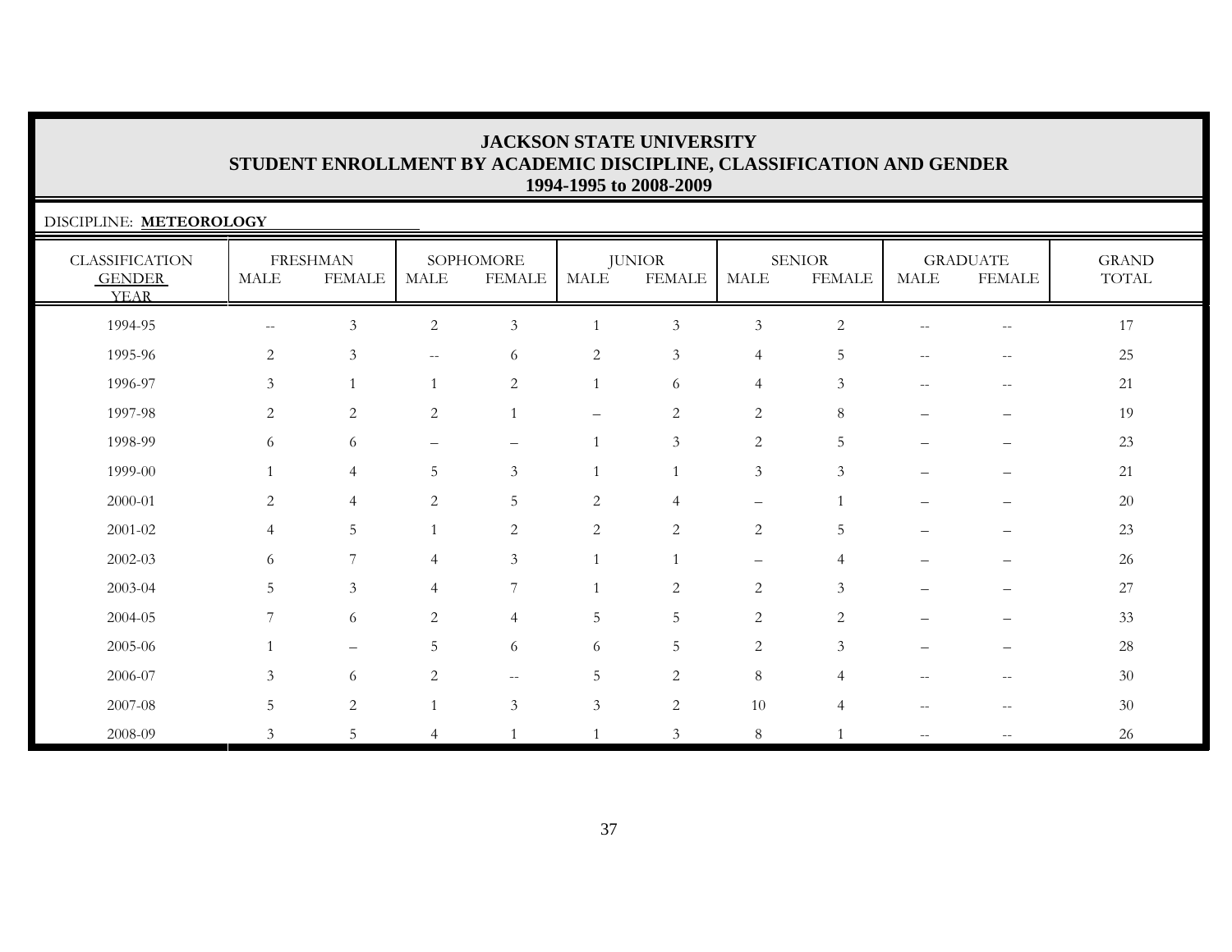# JACKSON STATE UNIVERSITY
## STUDENT ENROLLMENT BY ACADEMIC DISCIPLINE, CLASSIFICATION AND GENDER
### 1994-1995 to 2008-2009

DISCIPLINE: **METEOROLOGY**

| CLASSIFICATION GENDER YEAR | FRESHMAN | | SOPHOMORE | | JUNIOR | | SENIOR | | GRADUATE | | GRAND TOTAL |
|---|---|---|---|---|---|---|---|---|---|---|---|
| | MALE | FEMALE | MALE | FEMALE | MALE | FEMALE | MALE | FEMALE | MALE | FEMALE | |
| 1994-95 | -- | 3 | 2 | 3 | 1 | 3 | 3 | 2 | -- | -- | 17 |
| 1995-96 | 2 | 3 | -- | 6 | 2 | 3 | 4 | 5 | -- | -- | 25 |
| 1996-97 | 3 | 1 | 1 | 2 | 1 | 6 | 4 | 3 | -- | -- | 21 |
| 1997-98 | 2 | 2 | 2 | 1 | – | 2 | 2 | 8 | – | – | 19 |
| 1998-99 | 6 | 6 | – | – | 1 | 3 | 2 | 5 | – | – | 23 |
| 1999-00 | 1 | 4 | 5 | 3 | 1 | 1 | 3 | 3 | – | – | 21 |
| 2000-01 | 2 | 4 | 2 | 5 | 2 | 4 | – | 1 | – | – | 20 |
| 2001-02 | 4 | 5 | 1 | 2 | 2 | 2 | 2 | 5 | – | – | 23 |
| 2002-03 | 6 | 7 | 4 | 3 | 1 | 1 | – | 4 | – | – | 26 |
| 2003-04 | 5 | 3 | 4 | 7 | 1 | 2 | 2 | 3 | – | – | 27 |
| 2004-05 | 7 | 6 | 2 | 4 | 5 | 5 | 2 | 2 | – | – | 33 |
| 2005-06 | 1 | – | 5 | 6 | 6 | 5 | 2 | 3 | – | – | 28 |
| 2006-07 | 3 | 6 | 2 | -- | 5 | 2 | 8 | 4 | -- | -- | 30 |
| 2007-08 | 5 | 2 | 1 | 3 | 3 | 2 | 10 | 4 | -- | -- | 30 |
| 2008-09 | 3 | 5 | 4 | 1 | 1 | 3 | 8 | 1 | -- | -- | 26 |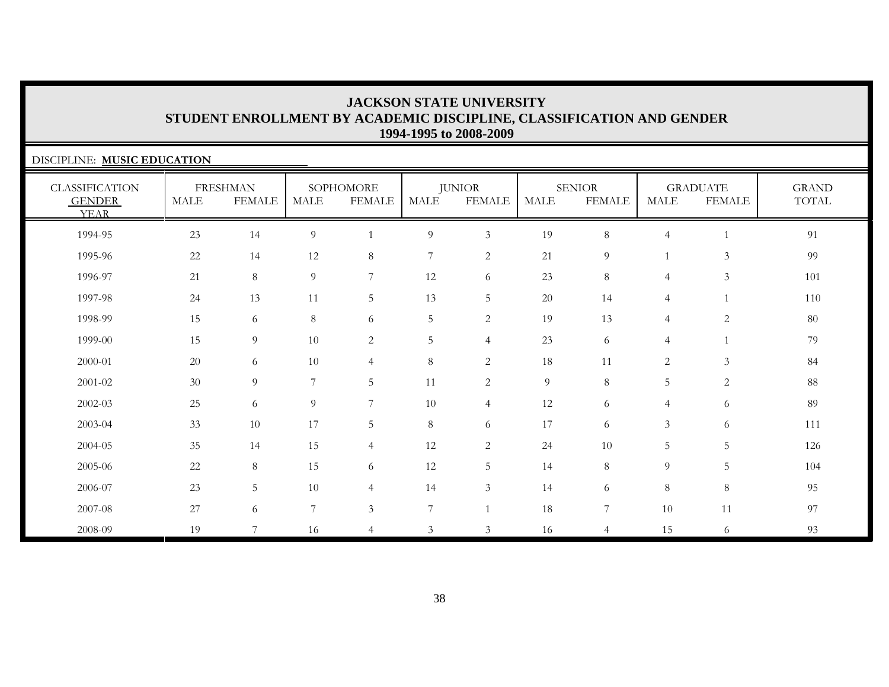# JACKSON STATE UNIVERSITY
## STUDENT ENROLLMENT BY ACADEMIC DISCIPLINE, CLASSIFICATION AND GENDER
### 1994-1995 to 2008-2009

DISCIPLINE: **MUSIC EDUCATION**

| CLASSIFICATION GENDER YEAR | FRESHMAN | | SOPHOMORE | | JUNIOR | | SENIOR | | GRADUATE | | GRAND TOTAL |
|---|---|---|---|---|---|---|---|---|---|---|---|
| | MALE | FEMALE | MALE | FEMALE | MALE | FEMALE | MALE | FEMALE | MALE | FEMALE | |
| 1994-95 | 23 | 14 | 9 | 1 | 9 | 3 | 19 | 8 | 4 | 1 | 91 |
| 1995-96 | 22 | 14 | 12 | 8 | 7 | 2 | 21 | 9 | 1 | 3 | 99 |
| 1996-97 | 21 | 8 | 9 | 7 | 12 | 6 | 23 | 8 | 4 | 3 | 101 |
| 1997-98 | 24 | 13 | 11 | 5 | 13 | 5 | 20 | 14 | 4 | 1 | 110 |
| 1998-99 | 15 | 6 | 8 | 6 | 5 | 2 | 19 | 13 | 4 | 2 | 80 |
| 1999-00 | 15 | 9 | 10 | 2 | 5 | 4 | 23 | 6 | 4 | 1 | 79 |
| 2000-01 | 20 | 6 | 10 | 4 | 8 | 2 | 18 | 11 | 2 | 3 | 84 |
| 2001-02 | 30 | 9 | 7 | 5 | 11 | 2 | 9 | 8 | 5 | 2 | 88 |
| 2002-03 | 25 | 6 | 9 | 7 | 10 | 4 | 12 | 6 | 4 | 6 | 89 |
| 2003-04 | 33 | 10 | 17 | 5 | 8 | 6 | 17 | 6 | 3 | 6 | 111 |
| 2004-05 | 35 | 14 | 15 | 4 | 12 | 2 | 24 | 10 | 5 | 5 | 126 |
| 2005-06 | 22 | 8 | 15 | 6 | 12 | 5 | 14 | 8 | 9 | 5 | 104 |
| 2006-07 | 23 | 5 | 10 | 4 | 14 | 3 | 14 | 6 | 8 | 8 | 95 |
| 2007-08 | 27 | 6 | 7 | 3 | 7 | 1 | 18 | 7 | 10 | 11 | 97 |
| 2008-09 | 19 | 7 | 16 | 4 | 3 | 3 | 16 | 4 | 15 | 6 | 93 |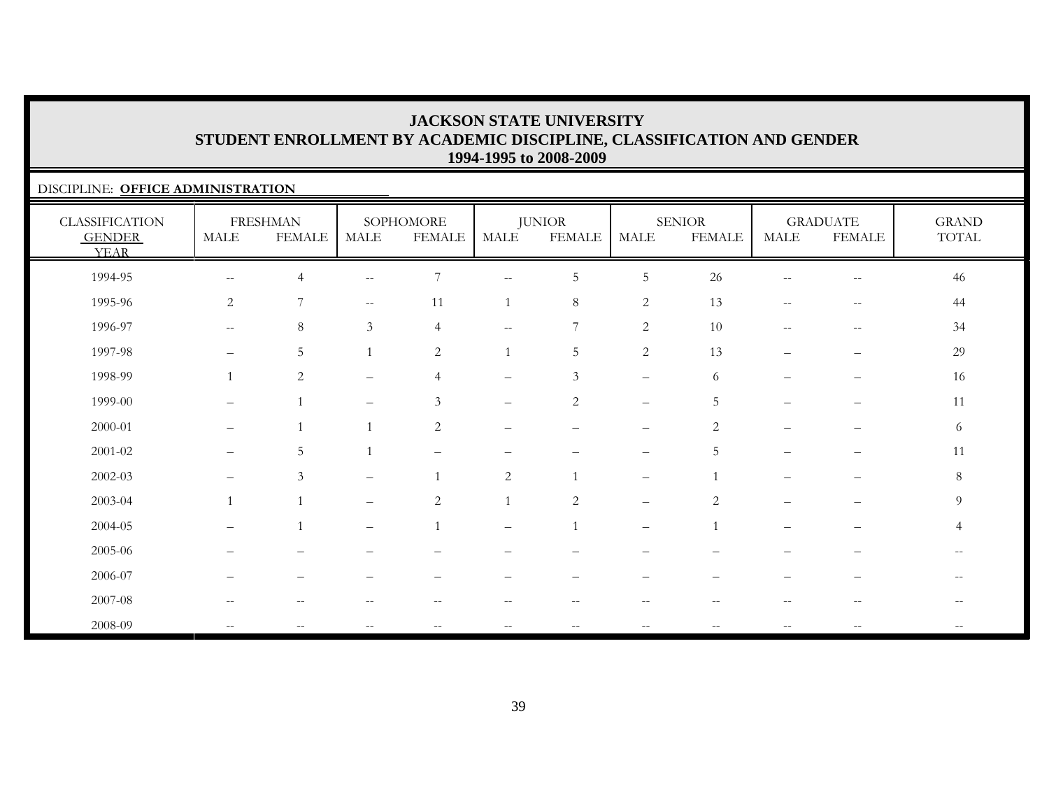# JACKSON STATE UNIVERSITY
## STUDENT ENROLLMENT BY ACADEMIC DISCIPLINE, CLASSIFICATION AND GENDER
### 1994-1995 to 2008-2009

DISCIPLINE: **OFFICE ADMINISTRATION**

| CLASSIFICATION GENDER YEAR | FRESHMAN MALE | FRESHMAN FEMALE | SOPHOMORE MALE | SOPHOMORE FEMALE | JUNIOR MALE | JUNIOR FEMALE | SENIOR MALE | SENIOR FEMALE | GRADUATE MALE | GRADUATE FEMALE | GRAND TOTAL |
|---|---|---|---|---|---|---|---|---|---|---|---|
| 1994-95 | -- | 4 | -- | 7 | -- | 5 | 5 | 26 | -- | -- | 46 |
| 1995-96 | 2 | 7 | -- | 11 | 1 | 8 | 2 | 13 | -- | -- | 44 |
| 1996-97 | -- | 8 | 3 | 4 | -- | 7 | 2 | 10 | -- | -- | 34 |
| 1997-98 | – | 5 | 1 | 2 | 1 | 5 | 2 | 13 | – | – | 29 |
| 1998-99 | 1 | 2 | – | 4 | – | 3 | – | 6 | – | – | 16 |
| 1999-00 | – | 1 | – | 3 | – | 2 | – | 5 | – | – | 11 |
| 2000-01 | – | 1 | 1 | 2 | – | – | – | 2 | – | – | 6 |
| 2001-02 | – | 5 | 1 | – | – | – | – | 5 | – | – | 11 |
| 2002-03 | – | 3 | – | 1 | 2 | 1 | – | 1 | – | – | 8 |
| 2003-04 | 1 | 1 | – | 2 | 1 | 2 | – | 2 | – | – | 9 |
| 2004-05 | – | 1 | – | 1 | – | 1 | – | 1 | – | – | 4 |
| 2005-06 | – | – | – | – | – | – | – | – | – | – | -- |
| 2006-07 | – | – | – | – | – | – | – | – | – | – | -- |
| 2007-08 | -- | -- | -- | -- | -- | -- | -- | -- | -- | -- | -- |
| 2008-09 | -- | -- | -- | -- | -- | -- | -- | -- | -- | -- | -- |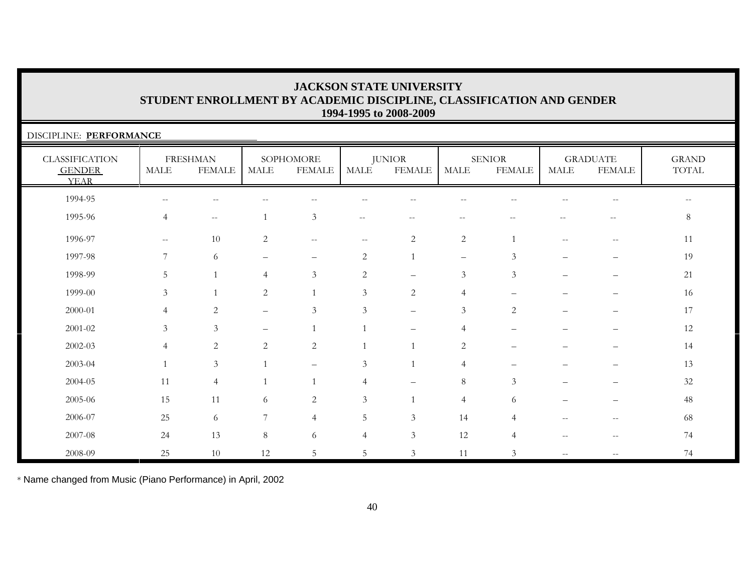# JACKSON STATE UNIVERSITY
## STUDENT ENROLLMENT BY ACADEMIC DISCIPLINE, CLASSIFICATION AND GENDER
### 1994-1995 to 2008-2009

DISCIPLINE: **PERFORMANCE**

| CLASSIFICATION GENDER YEAR | FRESHMAN | | SOPHOMORE | | JUNIOR | | SENIOR | | GRADUATE | | GRAND TOTAL |
|---|---|---|---|---|---|---|---|---|---|---|---|
| | MALE | FEMALE | MALE | FEMALE | MALE | FEMALE | MALE | FEMALE | MALE | FEMALE | |
| 1994-95 | -- | -- | -- | -- | -- | -- | -- | -- | -- | -- | -- |
| 1995-96 | 4 | -- | 1 | 3 | -- | -- | -- | -- | -- | -- | 8 |
| 1996-97 | -- | 10 | 2 | -- | -- | 2 | 2 | 1 | -- | -- | 11 |
| 1997-98 | 7 | 6 | – | – | 2 | 1 | – | 3 | – | – | 19 |
| 1998-99 | 5 | 1 | 4 | 3 | 2 | – | 3 | 3 | – | – | 21 |
| 1999-00 | 3 | 1 | 2 | 1 | 3 | 2 | 4 | – | – | – | 16 |
| 2000-01 | 4 | 2 | – | 3 | 3 | – | 3 | 2 | – | – | 17 |
| 2001-02 | 3 | 3 | – | 1 | 1 | – | 4 | – | – | – | 12 |
| 2002-03 | 4 | 2 | 2 | 2 | 1 | 1 | 2 | – | – | – | 14 |
| 2003-04 | 1 | 3 | 1 | – | 3 | 1 | 4 | – | – | – | 13 |
| 2004-05 | 11 | 4 | 1 | 1 | 4 | – | 8 | 3 | – | – | 32 |
| 2005-06 | 15 | 11 | 6 | 2 | 3 | 1 | 4 | 6 | – | – | 48 |
| 2006-07 | 25 | 6 | 7 | 4 | 5 | 3 | 14 | 4 | -- | -- | 68 |
| 2007-08 | 24 | 13 | 8 | 6 | 4 | 3 | 12 | 4 | -- | -- | 74 |
| 2008-09 | 25 | 10 | 12 | 5 | 5 | 3 | 11 | 3 | -- | -- | 74 |

* Name changed from Music (Piano Performance) in April, 2002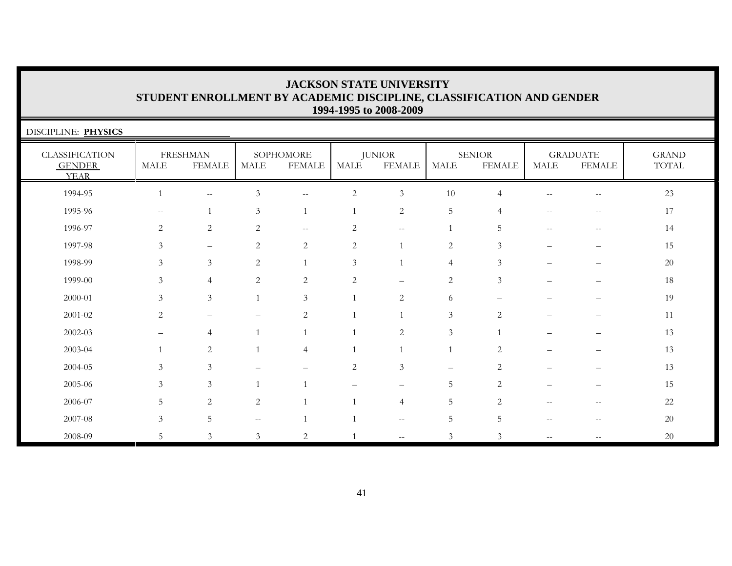# JACKSON STATE UNIVERSITY
## STUDENT ENROLLMENT BY ACADEMIC DISCIPLINE, CLASSIFICATION AND GENDER
### 1994-1995 to 2008-2009

DISCIPLINE: **PHYSICS**

| CLASSIFICATION GENDER YEAR | FRESHMAN | | SOPHOMORE | | JUNIOR | | SENIOR | | GRADUATE | | GRAND TOTAL |
|---|---|---|---|---|---|---|---|---|---|---|---|
| | MALE | FEMALE | MALE | FEMALE | MALE | FEMALE | MALE | FEMALE | MALE | FEMALE | |
| 1994-95 | 1 | -- | 3 | -- | 2 | 3 | 10 | 4 | -- | -- | 23 |
| 1995-96 | -- | 1 | 3 | 1 | 1 | 2 | 5 | 4 | -- | -- | 17 |
| 1996-97 | 2 | 2 | 2 | -- | 2 | -- | 1 | 5 | -- | -- | 14 |
| 1997-98 | 3 | – | 2 | 2 | 2 | 1 | 2 | 3 | – | – | 15 |
| 1998-99 | 3 | 3 | 2 | 1 | 3 | 1 | 4 | 3 | – | – | 20 |
| 1999-00 | 3 | 4 | 2 | 2 | 2 | – | 2 | 3 | – | – | 18 |
| 2000-01 | 3 | 3 | 1 | 3 | 1 | 2 | 6 | – | – | – | 19 |
| 2001-02 | 2 | – | – | 2 | 1 | 1 | 3 | 2 | – | – | 11 |
| 2002-03 | – | 4 | 1 | 1 | 1 | 2 | 3 | 1 | – | – | 13 |
| 2003-04 | 1 | 2 | 1 | 4 | 1 | 1 | 1 | 2 | – | – | 13 |
| 2004-05 | 3 | 3 | – | – | 2 | 3 | – | 2 | – | – | 13 |
| 2005-06 | 3 | 3 | 1 | 1 | – | – | 5 | 2 | – | – | 15 |
| 2006-07 | 5 | 2 | 2 | 1 | 1 | 4 | 5 | 2 | -- | -- | 22 |
| 2007-08 | 3 | 5 | -- | 1 | 1 | -- | 5 | 5 | -- | -- | 20 |
| 2008-09 | 5 | 3 | 3 | 2 | 1 | -- | 3 | 3 | -- | -- | 20 |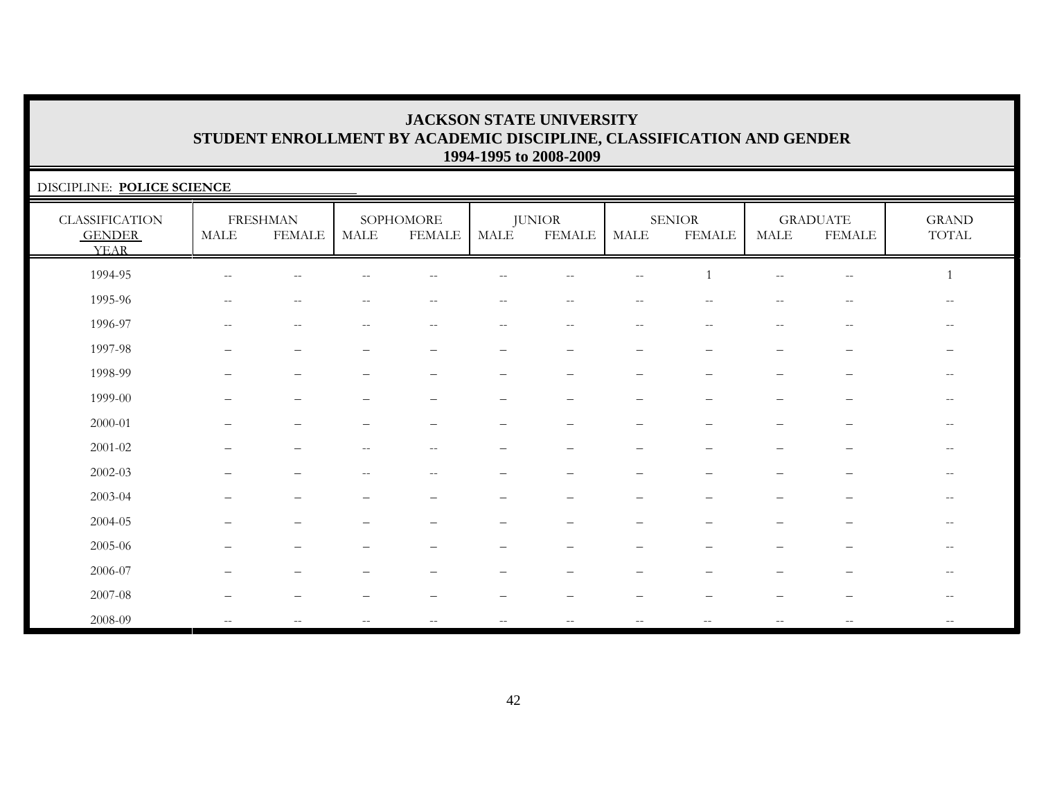# JACKSON STATE UNIVERSITY
## STUDENT ENROLLMENT BY ACADEMIC DISCIPLINE, CLASSIFICATION AND GENDER
### 1994-1995 to 2008-2009

DISCIPLINE: **POLICE SCIENCE**

| CLASSIFICATION GENDER YEAR | FRESHMAN | | SOPHOMORE | | JUNIOR | | SENIOR | | GRADUATE | | GRAND TOTAL |
|---|---|---|---|---|---|---|---|---|---|---|---|
| | MALE | FEMALE | MALE | FEMALE | MALE | FEMALE | MALE | FEMALE | MALE | FEMALE | |
| 1994-95 | -- | -- | -- | -- | -- | -- | -- | 1 | -- | -- | 1 |
| 1995-96 | -- | -- | -- | -- | -- | -- | -- | -- | -- | -- | -- |
| 1996-97 | -- | -- | -- | -- | -- | -- | -- | -- | -- | -- | -- |
| 1997-98 | – | – | – | – | – | – | – | – | – | – | – |
| 1998-99 | – | – | – | – | – | – | – | – | – | – | -- |
| 1999-00 | – | – | – | – | – | – | – | – | – | – | -- |
| 2000-01 | – | – | – | – | – | – | – | – | – | – | -- |
| 2001-02 | – | – | -- | -- | – | – | – | – | – | – | -- |
| 2002-03 | – | – | -- | -- | – | – | – | – | – | – | -- |
| 2003-04 | – | – | – | – | – | – | – | – | – | – | -- |
| 2004-05 | – | – | – | – | – | – | – | – | – | – | -- |
| 2005-06 | – | – | – | – | – | – | – | – | – | – | -- |
| 2006-07 | – | – | – | – | – | – | – | – | – | – | -- |
| 2007-08 | – | – | – | – | – | – | – | – | – | – | -- |
| 2008-09 | -- | -- | -- | -- | -- | -- | -- | -- | -- | -- | -- |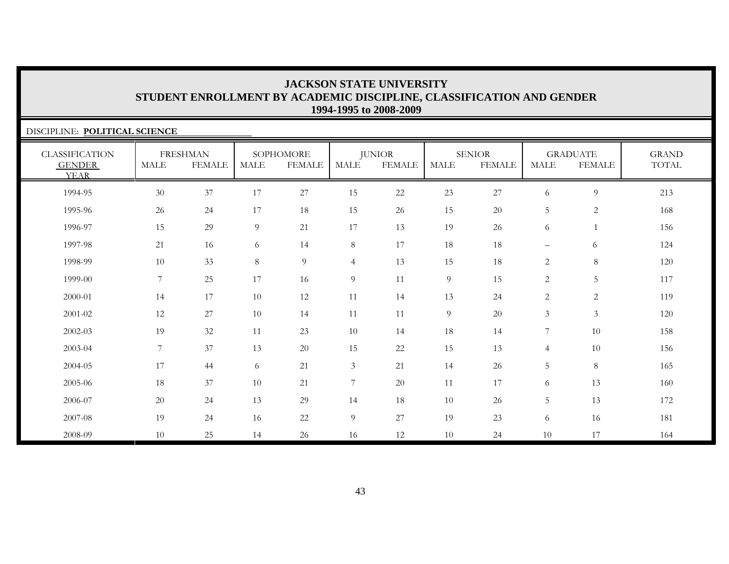# JACKSON STATE UNIVERSITY
## STUDENT ENROLLMENT BY ACADEMIC DISCIPLINE, CLASSIFICATION AND GENDER
### 1994-1995 to 2008-2009

DISCIPLINE: **POLITICAL SCIENCE**

| CLASSIFICATION GENDER YEAR | FRESHMAN | | SOPHOMORE | | JUNIOR | | SENIOR | | GRADUATE | | GRAND TOTAL |
|---|---|---|---|---|---|---|---|---|---|---|---|
| | MALE | FEMALE | MALE | FEMALE | MALE | FEMALE | MALE | FEMALE | MALE | FEMALE | |
| 1994-95 | 30 | 37 | 17 | 27 | 15 | 22 | 23 | 27 | 6 | 9 | 213 |
| 1995-96 | 26 | 24 | 17 | 18 | 15 | 26 | 15 | 20 | 5 | 2 | 168 |
| 1996-97 | 15 | 29 | 9 | 21 | 17 | 13 | 19 | 26 | 6 | 1 | 156 |
| 1997-98 | 21 | 16 | 6 | 14 | 8 | 17 | 18 | 18 | – | 6 | 124 |
| 1998-99 | 10 | 33 | 8 | 9 | 4 | 13 | 15 | 18 | 2 | 8 | 120 |
| 1999-00 | 7 | 25 | 17 | 16 | 9 | 11 | 9 | 15 | 2 | 5 | 117 |
| 2000-01 | 14 | 17 | 10 | 12 | 11 | 14 | 13 | 24 | 2 | 2 | 119 |
| 2001-02 | 12 | 27 | 10 | 14 | 11 | 11 | 9 | 20 | 3 | 3 | 120 |
| 2002-03 | 19 | 32 | 11 | 23 | 10 | 14 | 18 | 14 | 7 | 10 | 158 |
| 2003-04 | 7 | 37 | 13 | 20 | 15 | 22 | 15 | 13 | 4 | 10 | 156 |
| 2004-05 | 17 | 44 | 6 | 21 | 3 | 21 | 14 | 26 | 5 | 8 | 165 |
| 2005-06 | 18 | 37 | 10 | 21 | 7 | 20 | 11 | 17 | 6 | 13 | 160 |
| 2006-07 | 20 | 24 | 13 | 29 | 14 | 18 | 10 | 26 | 5 | 13 | 172 |
| 2007-08 | 19 | 24 | 16 | 22 | 9 | 27 | 19 | 23 | 6 | 16 | 181 |
| 2008-09 | 10 | 25 | 14 | 26 | 16 | 12 | 10 | 24 | 10 | 17 | 164 |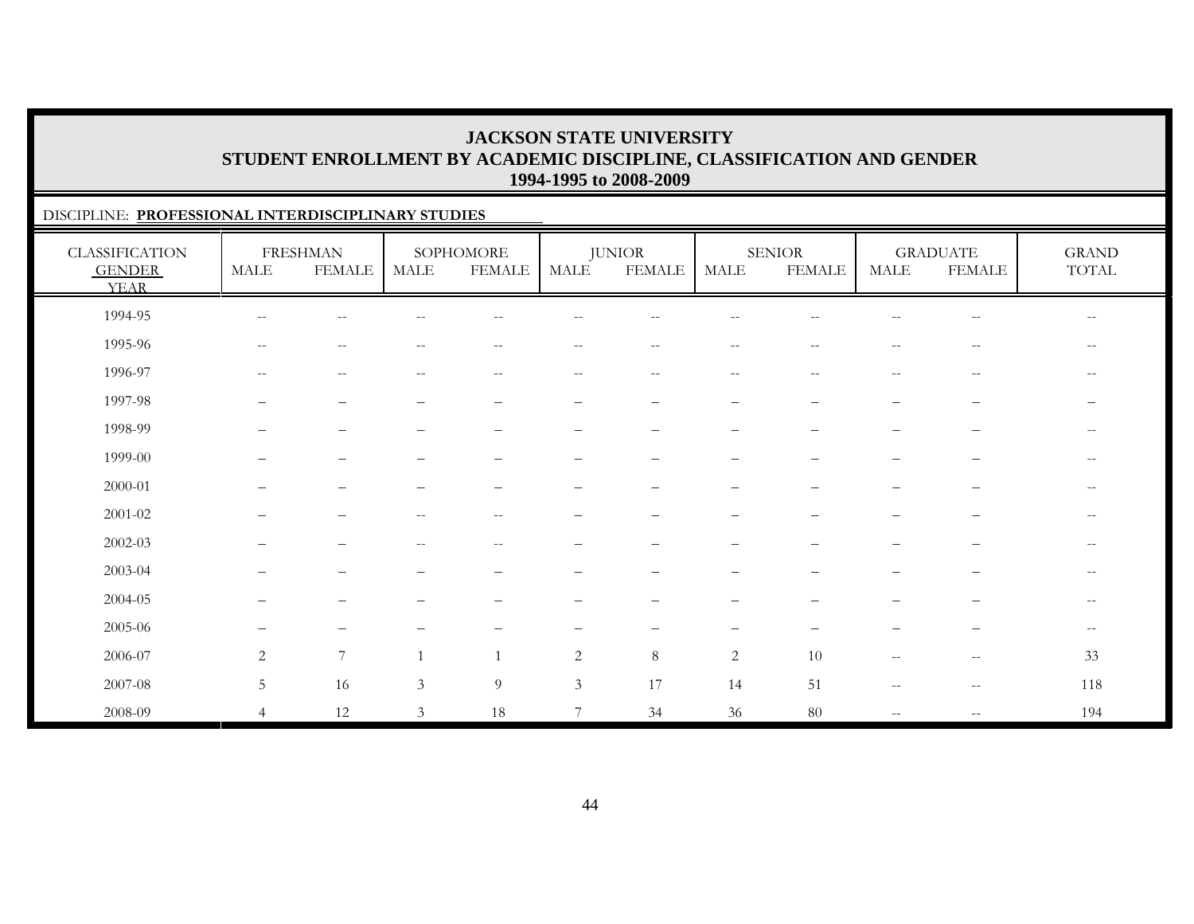# JACKSON STATE UNIVERSITY
## STUDENT ENROLLMENT BY ACADEMIC DISCIPLINE, CLASSIFICATION AND GENDER
### 1994-1995 to 2008-2009

DISCIPLINE: **PROFESSIONAL INTERDISCIPLINARY STUDIES**

| CLASSIFICATION GENDER YEAR | FRESHMAN | | SOPHOMORE | | JUNIOR | | SENIOR | | GRADUATE | | GRAND TOTAL |
|---|---|---|---|---|---|---|---|---|---|---|---|
| | MALE | FEMALE | MALE | FEMALE | MALE | FEMALE | MALE | FEMALE | MALE | FEMALE | |
| 1994-95 | -- | -- | -- | -- | -- | -- | -- | -- | -- | -- | -- |
| 1995-96 | -- | -- | -- | -- | -- | -- | -- | -- | -- | -- | -- |
| 1996-97 | -- | -- | -- | -- | -- | -- | -- | -- | -- | -- | -- |
| 1997-98 | – | – | – | – | – | – | – | – | – | – | – |
| 1998-99 | – | – | – | – | – | – | – | – | – | – | -- |
| 1999-00 | – | – | – | – | – | – | – | – | – | – | -- |
| 2000-01 | – | – | – | – | – | – | – | – | – | – | -- |
| 2001-02 | – | – | -- | -- | – | – | – | – | – | – | -- |
| 2002-03 | – | – | -- | -- | – | – | – | – | – | – | -- |
| 2003-04 | – | – | – | – | – | – | – | – | – | – | -- |
| 2004-05 | – | – | – | – | – | – | – | – | – | – | -- |
| 2005-06 | – | – | – | – | – | – | – | – | – | – | -- |
| 2006-07 | 2 | 7 | 1 | 1 | 2 | 8 | 2 | 10 | -- | -- | 33 |
| 2007-08 | 5 | 16 | 3 | 9 | 3 | 17 | 14 | 51 | -- | -- | 118 |
| 2008-09 | 4 | 12 | 3 | 18 | 7 | 34 | 36 | 80 | -- | -- | 194 |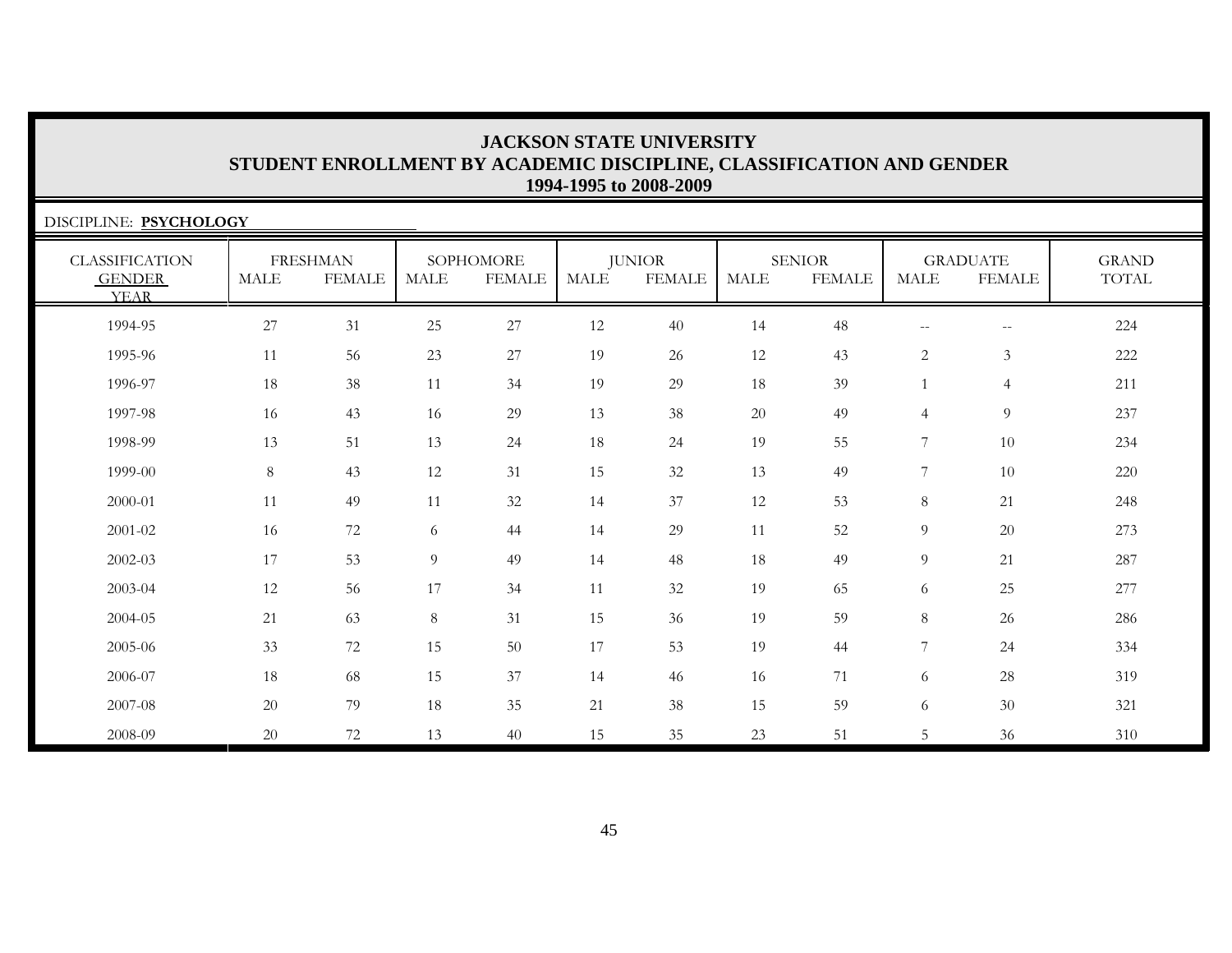# JACKSON STATE UNIVERSITY
## STUDENT ENROLLMENT BY ACADEMIC DISCIPLINE, CLASSIFICATION AND GENDER
### 1994-1995 to 2008-2009

DISCIPLINE: **PSYCHOLOGY**

| CLASSIFICATION | FRESHMAN | | SOPHOMORE | | JUNIOR | | SENIOR | | GRADUATE | | GRAND |
|---|---|---|---|---|---|---|---|---|---|---|---|
| GENDER / YEAR | MALE | FEMALE | MALE | FEMALE | MALE | FEMALE | MALE | FEMALE | MALE | FEMALE | TOTAL |
| 1994-95 | 27 | 31 | 25 | 27 | 12 | 40 | 14 | 48 | -- | -- | 224 |
| 1995-96 | 11 | 56 | 23 | 27 | 19 | 26 | 12 | 43 | 2 | 3 | 222 |
| 1996-97 | 18 | 38 | 11 | 34 | 19 | 29 | 18 | 39 | 1 | 4 | 211 |
| 1997-98 | 16 | 43 | 16 | 29 | 13 | 38 | 20 | 49 | 4 | 9 | 237 |
| 1998-99 | 13 | 51 | 13 | 24 | 18 | 24 | 19 | 55 | 7 | 10 | 234 |
| 1999-00 | 8 | 43 | 12 | 31 | 15 | 32 | 13 | 49 | 7 | 10 | 220 |
| 2000-01 | 11 | 49 | 11 | 32 | 14 | 37 | 12 | 53 | 8 | 21 | 248 |
| 2001-02 | 16 | 72 | 6 | 44 | 14 | 29 | 11 | 52 | 9 | 20 | 273 |
| 2002-03 | 17 | 53 | 9 | 49 | 14 | 48 | 18 | 49 | 9 | 21 | 287 |
| 2003-04 | 12 | 56 | 17 | 34 | 11 | 32 | 19 | 65 | 6 | 25 | 277 |
| 2004-05 | 21 | 63 | 8 | 31 | 15 | 36 | 19 | 59 | 8 | 26 | 286 |
| 2005-06 | 33 | 72 | 15 | 50 | 17 | 53 | 19 | 44 | 7 | 24 | 334 |
| 2006-07 | 18 | 68 | 15 | 37 | 14 | 46 | 16 | 71 | 6 | 28 | 319 |
| 2007-08 | 20 | 79 | 18 | 35 | 21 | 38 | 15 | 59 | 6 | 30 | 321 |
| 2008-09 | 20 | 72 | 13 | 40 | 15 | 35 | 23 | 51 | 5 | 36 | 310 |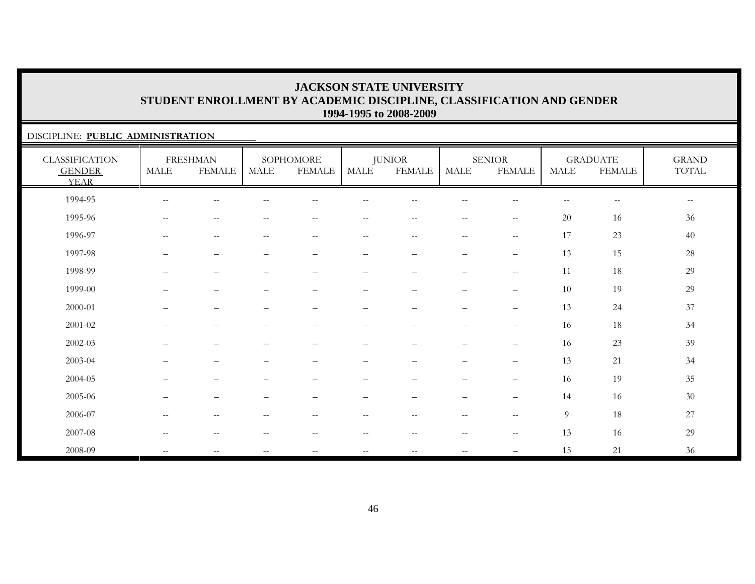# JACKSON STATE UNIVERSITY
## STUDENT ENROLLMENT BY ACADEMIC DISCIPLINE, CLASSIFICATION AND GENDER
### 1994-1995 to 2008-2009

DISCIPLINE: **PUBLIC ADMINISTRATION**

| CLASSIFICATION GENDER YEAR | FRESHMAN | | SOPHOMORE | | JUNIOR | | SENIOR | | GRADUATE | | GRAND TOTAL |
|---|---|---|---|---|---|---|---|---|---|---|---|
| | MALE | FEMALE | MALE | FEMALE | MALE | FEMALE | MALE | FEMALE | MALE | FEMALE | |
| 1994-95 | -- | -- | -- | -- | -- | -- | -- | -- | -- | -- | -- |
| 1995-96 | -- | -- | -- | -- | -- | -- | -- | -- | 20 | 16 | 36 |
| 1996-97 | -- | -- | -- | -- | -- | -- | -- | -- | 17 | 23 | 40 |
| 1997-98 | – | – | – | – | – | – | – | – | 13 | 15 | 28 |
| 1998-99 | – | – | – | – | – | – | – | -- | 11 | 18 | 29 |
| 1999-00 | – | – | – | – | – | – | – | – | 10 | 19 | 29 |
| 2000-01 | – | – | – | – | – | – | – | – | 13 | 24 | 37 |
| 2001-02 | – | – | – | – | – | – | – | – | 16 | 18 | 34 |
| 2002-03 | – | – | -- | -- | – | – | – | – | 16 | 23 | 39 |
| 2003-04 | – | – | – | – | – | – | – | – | 13 | 21 | 34 |
| 2004-05 | – | – | – | – | – | – | – | – | 16 | 19 | 35 |
| 2005-06 | – | – | – | – | – | – | – | – | 14 | 16 | 30 |
| 2006-07 | -- | -- | -- | -- | -- | -- | -- | -- | 9 | 18 | 27 |
| 2007-08 | -- | -- | -- | -- | -- | -- | -- | -- | 13 | 16 | 29 |
| 2008-09 | -- | -- | -- | -- | -- | -- | -- | – | 15 | 21 | 36 |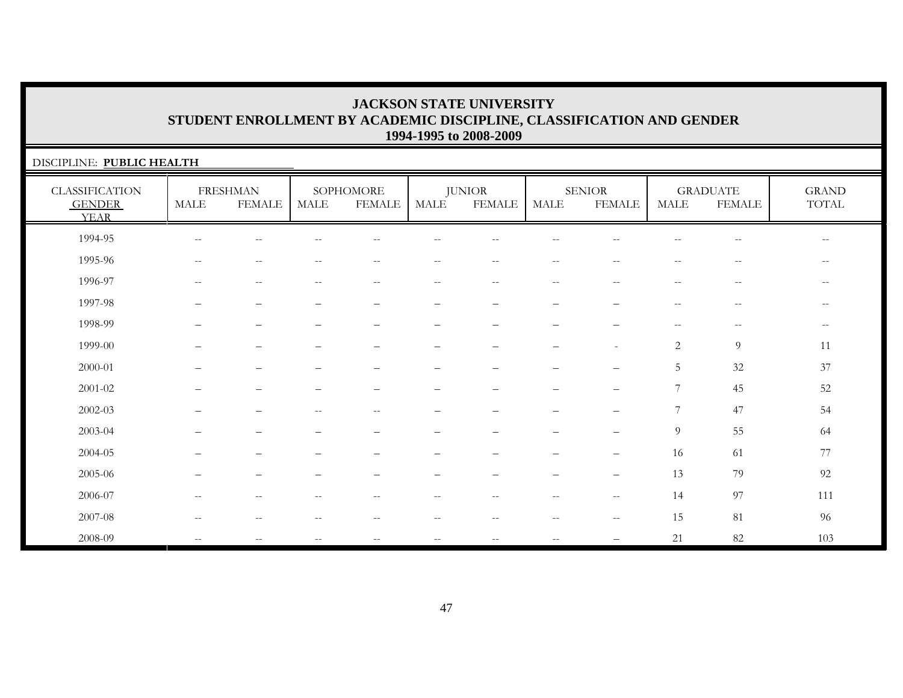# JACKSON STATE UNIVERSITY
## STUDENT ENROLLMENT BY ACADEMIC DISCIPLINE, CLASSIFICATION AND GENDER
### 1994-1995 to 2008-2009

DISCIPLINE: **PUBLIC HEALTH**

| CLASSIFICATION GENDER YEAR | FRESHMAN | | SOPHOMORE | | JUNIOR | | SENIOR | | GRADUATE | | GRAND TOTAL |
|---|---|---|---|---|---|---|---|---|---|---|---|
| | MALE | FEMALE | MALE | FEMALE | MALE | FEMALE | MALE | FEMALE | MALE | FEMALE | |
| 1994-95 | -- | -- | -- | -- | -- | -- | -- | -- | -- | -- | -- |
| 1995-96 | -- | -- | -- | -- | -- | -- | -- | -- | -- | -- | -- |
| 1996-97 | -- | -- | -- | -- | -- | -- | -- | -- | -- | -- | -- |
| 1997-98 | – | – | – | – | – | – | – | – | -- | -- | -- |
| 1998-99 | – | – | – | – | – | – | – | – | -- | -- | -- |
| 1999-00 | – | – | – | – | – | – | – | - | 2 | 9 | 11 |
| 2000-01 | – | – | – | – | – | – | – | – | 5 | 32 | 37 |
| 2001-02 | – | – | – | – | – | – | – | – | 7 | 45 | 52 |
| 2002-03 | – | – | -- | -- | – | – | – | – | 7 | 47 | 54 |
| 2003-04 | – | – | – | – | – | – | – | – | 9 | 55 | 64 |
| 2004-05 | – | – | – | – | – | – | – | – | 16 | 61 | 77 |
| 2005-06 | – | – | – | – | – | – | – | – | 13 | 79 | 92 |
| 2006-07 | -- | -- | -- | -- | -- | -- | -- | -- | 14 | 97 | 111 |
| 2007-08 | -- | -- | -- | -- | -- | -- | -- | -- | 15 | 81 | 96 |
| 2008-09 | -- | -- | -- | -- | -- | -- | -- | – | 21 | 82 | 103 |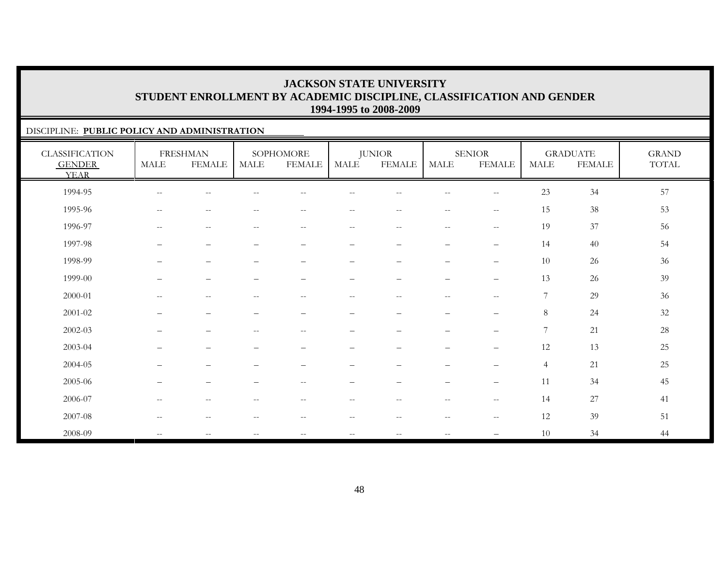# JACKSON STATE UNIVERSITY
## STUDENT ENROLLMENT BY ACADEMIC DISCIPLINE, CLASSIFICATION AND GENDER
### 1994-1995 to 2008-2009

DISCIPLINE: **PUBLIC POLICY AND ADMINISTRATION**

| CLASSIFICATION GENDER YEAR | FRESHMAN | | SOPHOMORE | | JUNIOR | | SENIOR | | GRADUATE | | GRAND TOTAL |
|---|---|---|---|---|---|---|---|---|---|---|---|
| | MALE | FEMALE | MALE | FEMALE | MALE | FEMALE | MALE | FEMALE | MALE | FEMALE | |
| 1994-95 | -- | -- | -- | -- | -- | -- | -- | -- | 23 | 34 | 57 |
| 1995-96 | -- | -- | -- | -- | -- | -- | -- | -- | 15 | 38 | 53 |
| 1996-97 | -- | -- | -- | -- | -- | -- | -- | -- | 19 | 37 | 56 |
| 1997-98 | – | – | – | – | – | – | – | – | 14 | 40 | 54 |
| 1998-99 | – | – | – | – | – | – | – | – | 10 | 26 | 36 |
| 1999-00 | – | – | – | – | – | – | – | – | 13 | 26 | 39 |
| 2000-01 | -- | -- | -- | -- | -- | -- | -- | -- | 7 | 29 | 36 |
| 2001-02 | – | – | – | – | – | – | – | – | 8 | 24 | 32 |
| 2002-03 | – | – | -- | -- | – | – | – | – | 7 | 21 | 28 |
| 2003-04 | – | – | – | – | – | – | – | – | 12 | 13 | 25 |
| 2004-05 | – | – | – | – | – | – | – | – | 4 | 21 | 25 |
| 2005-06 | – | – | – | -- | – | – | – | – | 11 | 34 | 45 |
| 2006-07 | -- | -- | -- | -- | -- | -- | -- | -- | 14 | 27 | 41 |
| 2007-08 | -- | -- | -- | -- | -- | -- | -- | -- | 12 | 39 | 51 |
| 2008-09 | -- | -- | -- | -- | -- | -- | -- | – | 10 | 34 | 44 |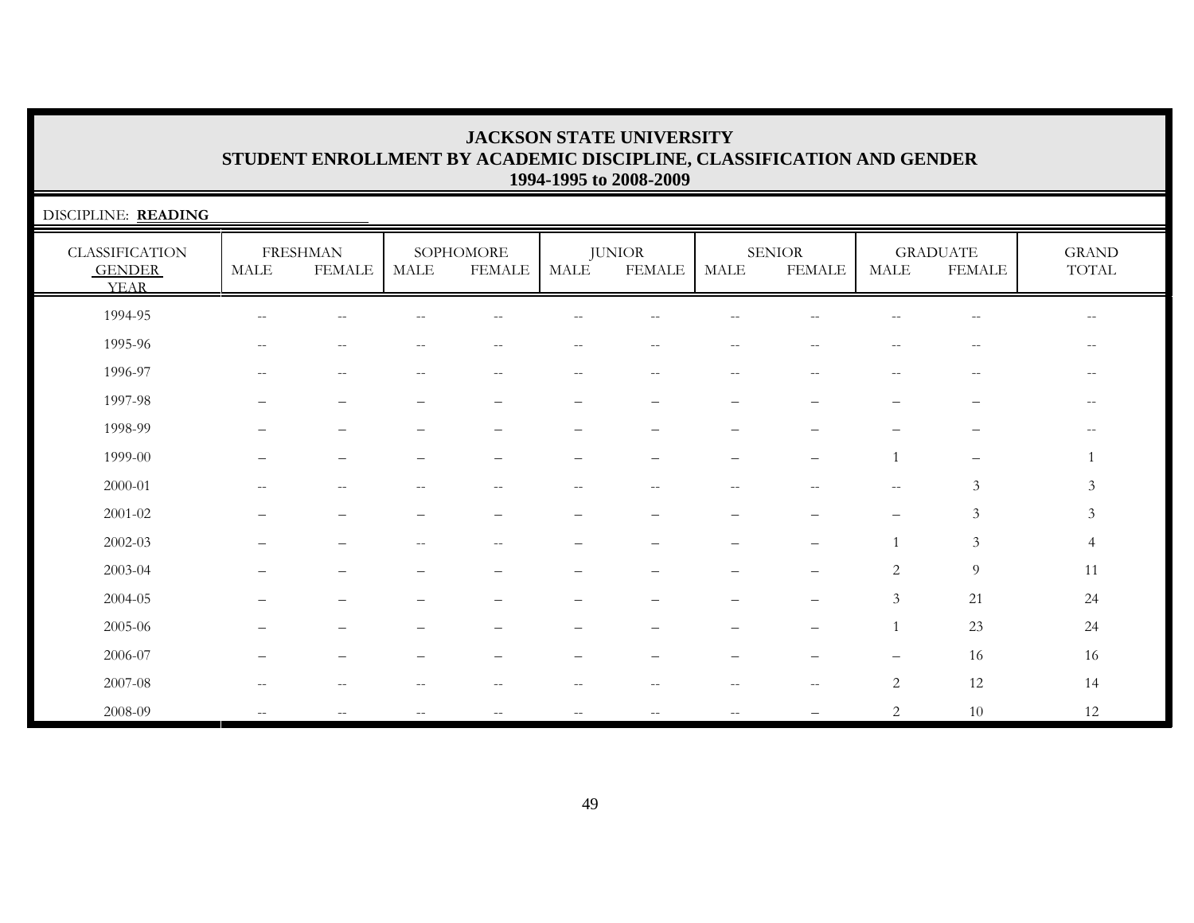# JACKSON STATE UNIVERSITY
## STUDENT ENROLLMENT BY ACADEMIC DISCIPLINE, CLASSIFICATION AND GENDER
### 1994-1995 to 2008-2009

DISCIPLINE: **READING**

| CLASSIFICATION GENDER YEAR | FRESHMAN | | SOPHOMORE | | JUNIOR | | SENIOR | | GRADUATE | | GRAND TOTAL |
|---|---|---|---|---|---|---|---|---|---|---|---|
| | MALE | FEMALE | MALE | FEMALE | MALE | FEMALE | MALE | FEMALE | MALE | FEMALE | |
| 1994-95 | -- | -- | -- | -- | -- | -- | -- | -- | -- | -- | -- |
| 1995-96 | -- | -- | -- | -- | -- | -- | -- | -- | -- | -- | -- |
| 1996-97 | -- | -- | -- | -- | -- | -- | -- | -- | -- | -- | -- |
| 1997-98 | – | – | – | – | – | – | – | – | – | – | -- |
| 1998-99 | – | – | – | – | – | – | – | – | – | – | -- |
| 1999-00 | – | – | – | – | – | – | – | – | 1 | – | 1 |
| 2000-01 | -- | -- | -- | -- | -- | -- | -- | -- | -- | 3 | 3 |
| 2001-02 | – | – | – | – | – | – | – | – | – | 3 | 3 |
| 2002-03 | – | – | -- | -- | – | – | – | – | 1 | 3 | 4 |
| 2003-04 | – | – | – | – | – | – | – | – | 2 | 9 | 11 |
| 2004-05 | – | – | – | – | – | – | – | – | 3 | 21 | 24 |
| 2005-06 | – | – | – | – | – | – | – | – | 1 | 23 | 24 |
| 2006-07 | – | – | – | – | – | – | – | – | – | 16 | 16 |
| 2007-08 | -- | -- | -- | -- | -- | -- | -- | -- | 2 | 12 | 14 |
| 2008-09 | -- | -- | -- | -- | -- | -- | -- | – | 2 | 10 | 12 |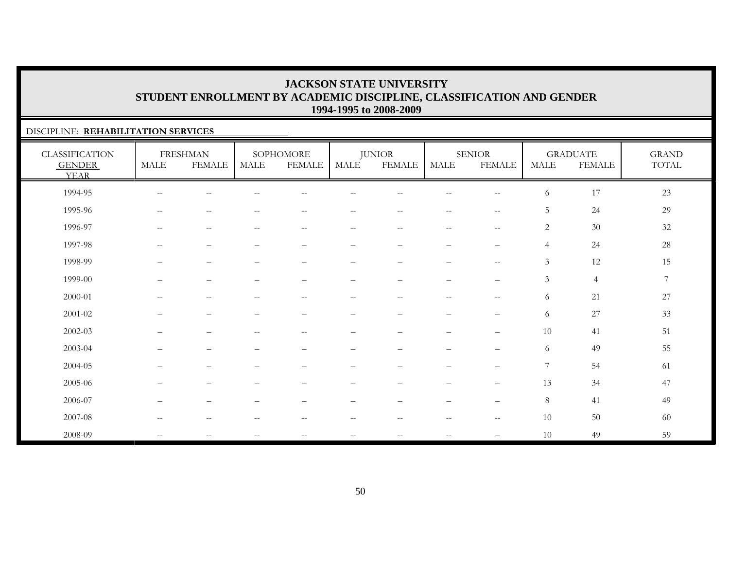# JACKSON STATE UNIVERSITY
## STUDENT ENROLLMENT BY ACADEMIC DISCIPLINE, CLASSIFICATION AND GENDER
### 1994-1995 to 2008-2009

DISCIPLINE: **REHABILITATION SERVICES**

| CLASSIFICATION GENDER YEAR | FRESHMAN | | SOPHOMORE | | JUNIOR | | SENIOR | | GRADUATE | | GRAND TOTAL |
|---|---|---|---|---|---|---|---|---|---|---|---|
| | MALE | FEMALE | MALE | FEMALE | MALE | FEMALE | MALE | FEMALE | MALE | FEMALE | |
| 1994-95 | -- | -- | -- | -- | -- | -- | -- | -- | 6 | 17 | 23 |
| 1995-96 | -- | -- | -- | -- | -- | -- | -- | -- | 5 | 24 | 29 |
| 1996-97 | -- | -- | -- | -- | -- | -- | -- | -- | 2 | 30 | 32 |
| 1997-98 | -- | – | – | – | – | – | – | – | 4 | 24 | 28 |
| 1998-99 | – | – | – | – | – | – | – | -- | 3 | 12 | 15 |
| 1999-00 | – | – | – | – | – | – | – | – | 3 | 4 | 7 |
| 2000-01 | -- | -- | -- | -- | -- | -- | -- | -- | 6 | 21 | 27 |
| 2001-02 | – | – | – | – | – | – | – | – | 6 | 27 | 33 |
| 2002-03 | – | – | -- | -- | – | – | – | – | 10 | 41 | 51 |
| 2003-04 | – | – | – | – | – | – | – | – | 6 | 49 | 55 |
| 2004-05 | – | – | – | – | – | – | – | – | 7 | 54 | 61 |
| 2005-06 | – | – | – | – | – | – | – | – | 13 | 34 | 47 |
| 2006-07 | – | – | – | – | – | – | – | – | 8 | 41 | 49 |
| 2007-08 | -- | -- | -- | -- | -- | -- | -- | -- | 10 | 50 | 60 |
| 2008-09 | -- | -- | -- | -- | -- | -- | -- | – | 10 | 49 | 59 |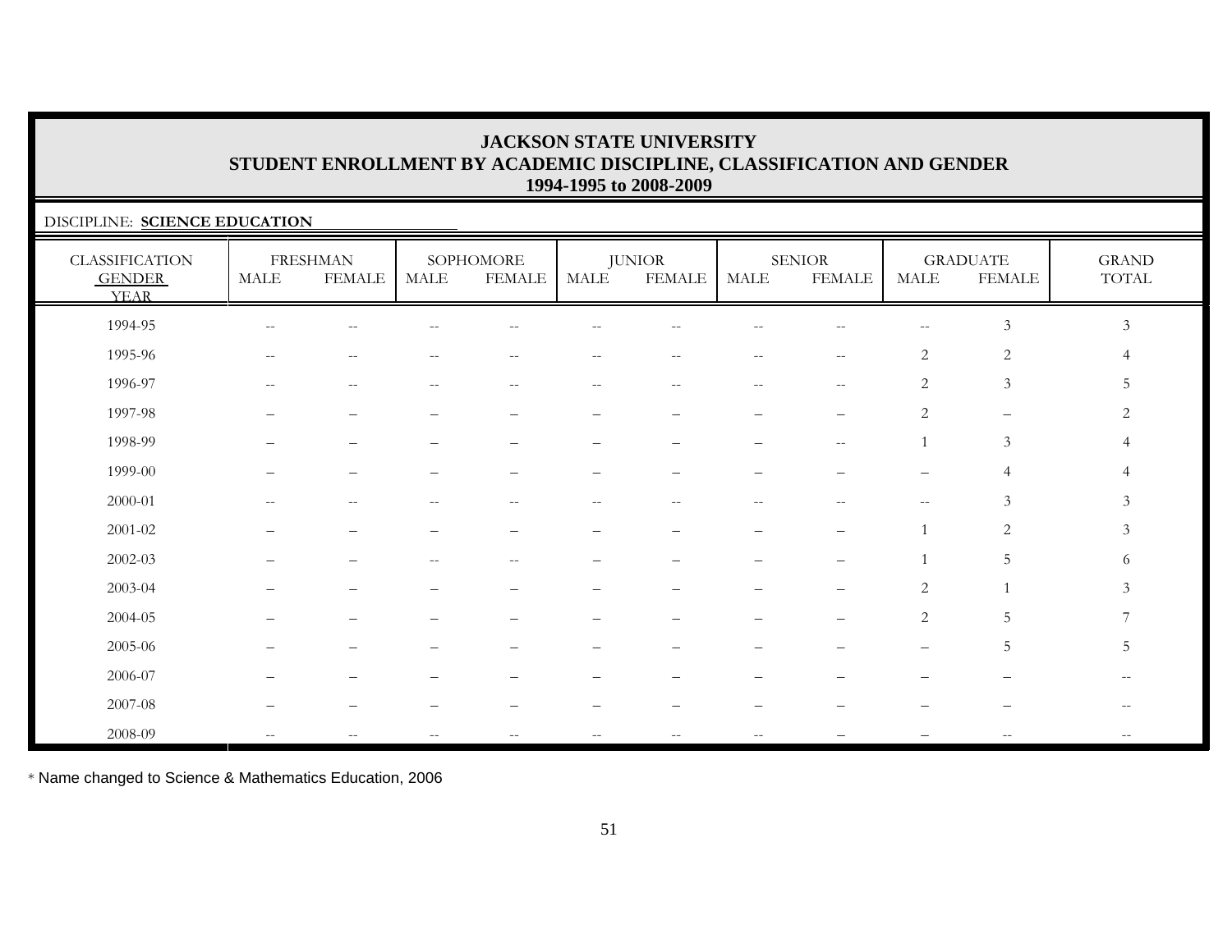# JACKSON STATE UNIVERSITY
## STUDENT ENROLLMENT BY ACADEMIC DISCIPLINE, CLASSIFICATION AND GENDER
### 1994-1995 to 2008-2009

DISCIPLINE: **SCIENCE EDUCATION**

| CLASSIFICATION | FRESHMAN | | SOPHOMORE | | JUNIOR | | SENIOR | | GRADUATE | | GRAND |
|---|---|---|---|---|---|---|---|---|---|---|---|
| GENDER / YEAR | MALE | FEMALE | MALE | FEMALE | MALE | FEMALE | MALE | FEMALE | MALE | FEMALE | TOTAL |
| 1994-95 | -- | -- | -- | -- | -- | -- | -- | -- | -- | 3 | 3 |
| 1995-96 | -- | -- | -- | -- | -- | -- | -- | -- | 2 | 2 | 4 |
| 1996-97 | -- | -- | -- | -- | -- | -- | -- | -- | 2 | 3 | 5 |
| 1997-98 | – | – | – | – | – | – | – | – | 2 | – | 2 |
| 1998-99 | – | – | – | – | – | – | – | -- | 1 | 3 | 4 |
| 1999-00 | – | – | – | – | – | – | – | – | – | 4 | 4 |
| 2000-01 | -- | -- | -- | -- | -- | -- | -- | -- | -- | 3 | 3 |
| 2001-02 | – | – | – | – | – | – | – | – | 1 | 2 | 3 |
| 2002-03 | – | – | -- | -- | – | – | – | – | 1 | 5 | 6 |
| 2003-04 | – | – | – | – | – | – | – | – | 2 | 1 | 3 |
| 2004-05 | – | – | – | – | – | – | – | – | 2 | 5 | 7 |
| 2005-06 | – | – | – | – | – | – | – | – | – | 5 | 5 |
| 2006-07 | – | – | – | – | – | – | – | – | – | – | -- |
| 2007-08 | – | – | – | – | – | – | – | – | – | – | -- |
| 2008-09 | -- | -- | -- | -- | -- | -- | -- | – | – | -- | -- |

* Name changed to Science & Mathematics Education, 2006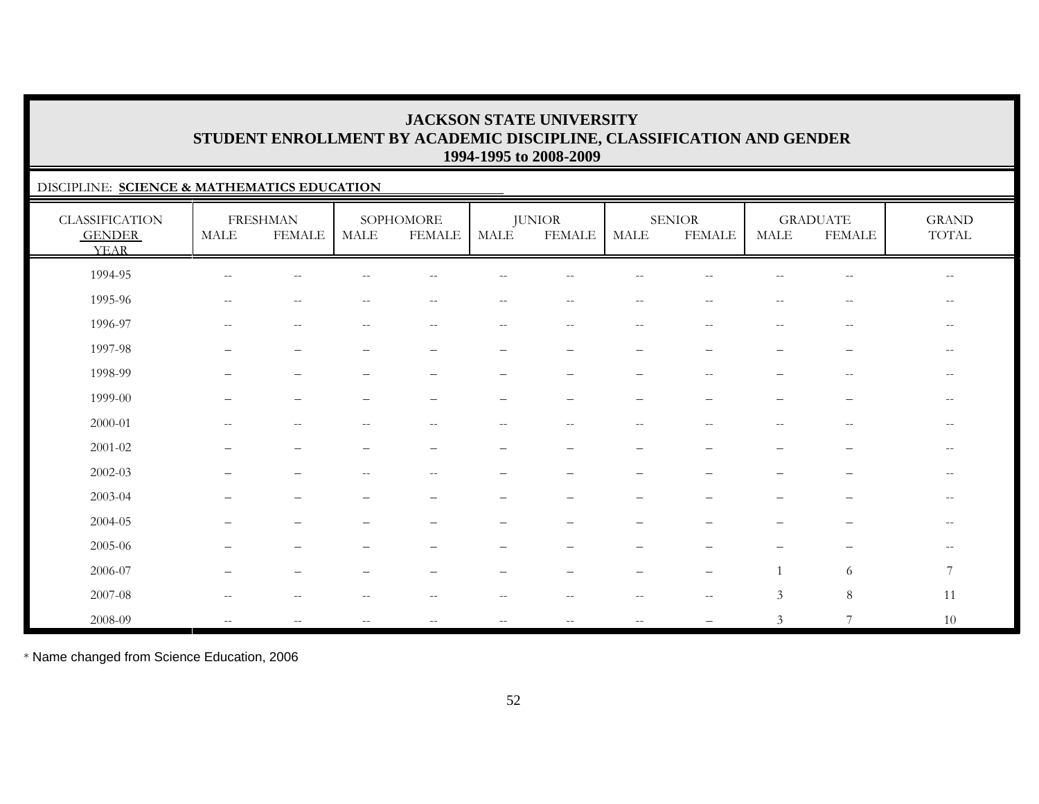# JACKSON STATE UNIVERSITY
## STUDENT ENROLLMENT BY ACADEMIC DISCIPLINE, CLASSIFICATION AND GENDER
### 1994-1995 to 2008-2009

DISCIPLINE: **SCIENCE & MATHEMATICS EDUCATION**

| CLASSIFICATION | FRESHMAN | | SOPHOMORE | | JUNIOR | | SENIOR | | GRADUATE | | GRAND |
|---|---|---|---|---|---|---|---|---|---|---|---|
| GENDER / YEAR | MALE | FEMALE | MALE | FEMALE | MALE | FEMALE | MALE | FEMALE | MALE | FEMALE | TOTAL |
| 1994-95 | -- | -- | -- | -- | -- | -- | -- | -- | -- | -- | -- |
| 1995-96 | -- | -- | -- | -- | -- | -- | -- | -- | -- | -- | -- |
| 1996-97 | -- | -- | -- | -- | -- | -- | -- | -- | -- | -- | -- |
| 1997-98 | – | – | – | – | – | – | – | – | – | – | -- |
| 1998-99 | – | – | – | – | – | – | – | -- | – | -- | -- |
| 1999-00 | – | – | – | – | – | – | – | – | – | – | -- |
| 2000-01 | -- | -- | -- | -- | -- | -- | -- | -- | -- | -- | -- |
| 2001-02 | – | – | – | – | – | – | – | – | – | – | -- |
| 2002-03 | – | – | -- | -- | – | – | – | – | – | – | -- |
| 2003-04 | – | – | – | – | – | – | – | – | – | – | -- |
| 2004-05 | – | – | – | – | – | – | – | – | – | – | -- |
| 2005-06 | – | – | – | – | – | – | – | – | – | – | -- |
| 2006-07 | – | – | – | – | – | – | – | – | 1 | 6 | 7 |
| 2007-08 | -- | -- | -- | -- | -- | -- | -- | -- | 3 | 8 | 11 |
| 2008-09 | -- | -- | -- | -- | -- | -- | -- | – | 3 | 7 | 10 |

* Name changed from Science Education, 2006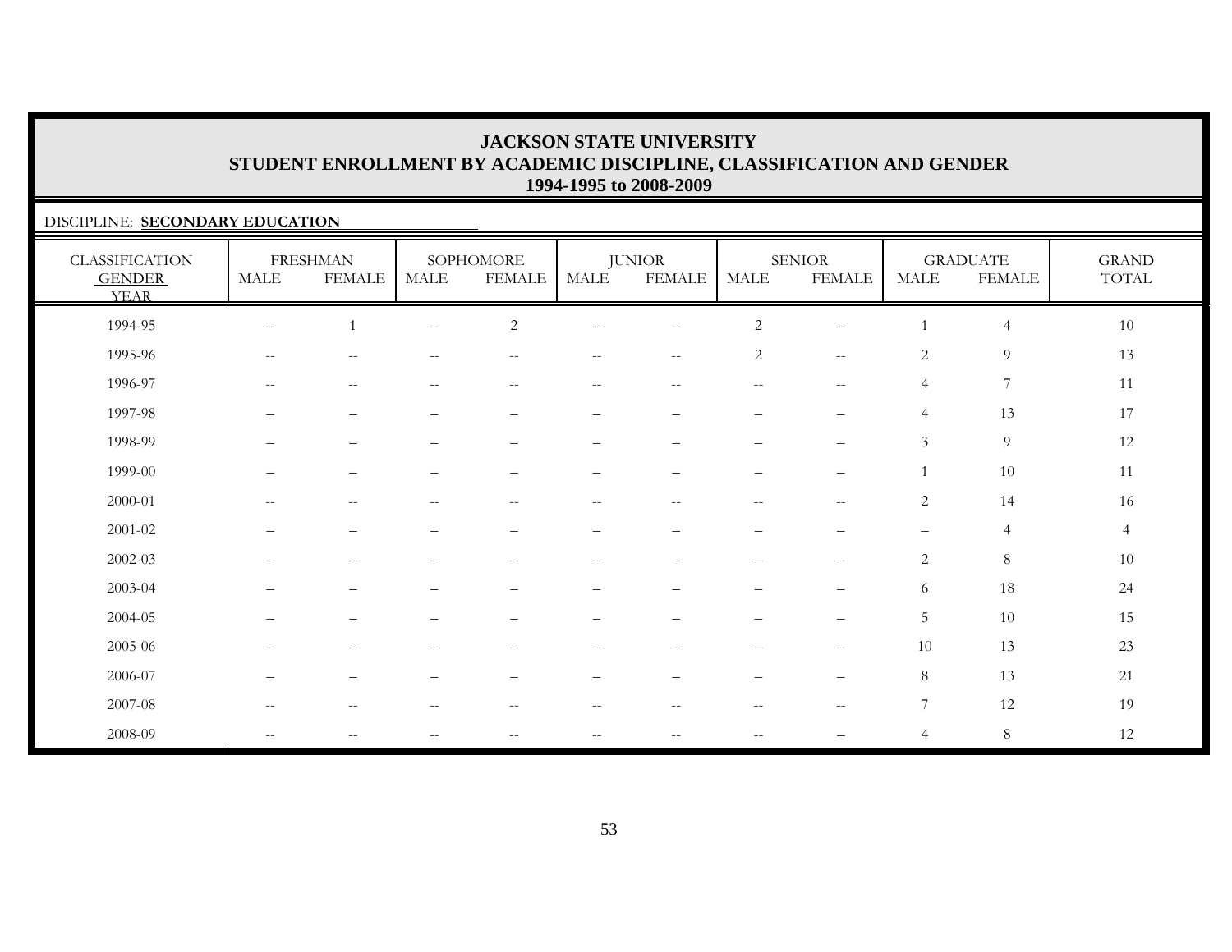# JACKSON STATE UNIVERSITY
## STUDENT ENROLLMENT BY ACADEMIC DISCIPLINE, CLASSIFICATION AND GENDER
### 1994-1995 to 2008-2009

DISCIPLINE: **SECONDARY EDUCATION**

| CLASSIFICATION GENDER YEAR | FRESHMAN | | SOPHOMORE | | JUNIOR | | SENIOR | | GRADUATE | | GRAND TOTAL |
|---|---|---|---|---|---|---|---|---|---|---|---|
| | MALE | FEMALE | MALE | FEMALE | MALE | FEMALE | MALE | FEMALE | MALE | FEMALE | |
| 1994-95 | -- | 1 | -- | 2 | -- | -- | 2 | -- | 1 | 4 | 10 |
| 1995-96 | -- | -- | -- | -- | -- | -- | 2 | -- | 2 | 9 | 13 |
| 1996-97 | -- | -- | -- | -- | -- | -- | -- | -- | 4 | 7 | 11 |
| 1997-98 | – | – | – | – | – | – | – | – | 4 | 13 | 17 |
| 1998-99 | – | – | – | – | – | – | – | – | 3 | 9 | 12 |
| 1999-00 | – | – | – | – | – | – | – | – | 1 | 10 | 11 |
| 2000-01 | -- | -- | -- | -- | -- | -- | -- | -- | 2 | 14 | 16 |
| 2001-02 | – | – | – | – | – | – | – | – | – | 4 | 4 |
| 2002-03 | – | – | – | – | – | – | – | – | 2 | 8 | 10 |
| 2003-04 | – | – | – | – | – | – | – | – | 6 | 18 | 24 |
| 2004-05 | – | – | – | – | – | – | – | – | 5 | 10 | 15 |
| 2005-06 | – | – | – | – | – | – | – | – | 10 | 13 | 23 |
| 2006-07 | – | – | – | – | – | – | – | – | 8 | 13 | 21 |
| 2007-08 | -- | -- | -- | -- | -- | -- | -- | -- | 7 | 12 | 19 |
| 2008-09 | -- | -- | -- | -- | -- | -- | -- | – | 4 | 8 | 12 |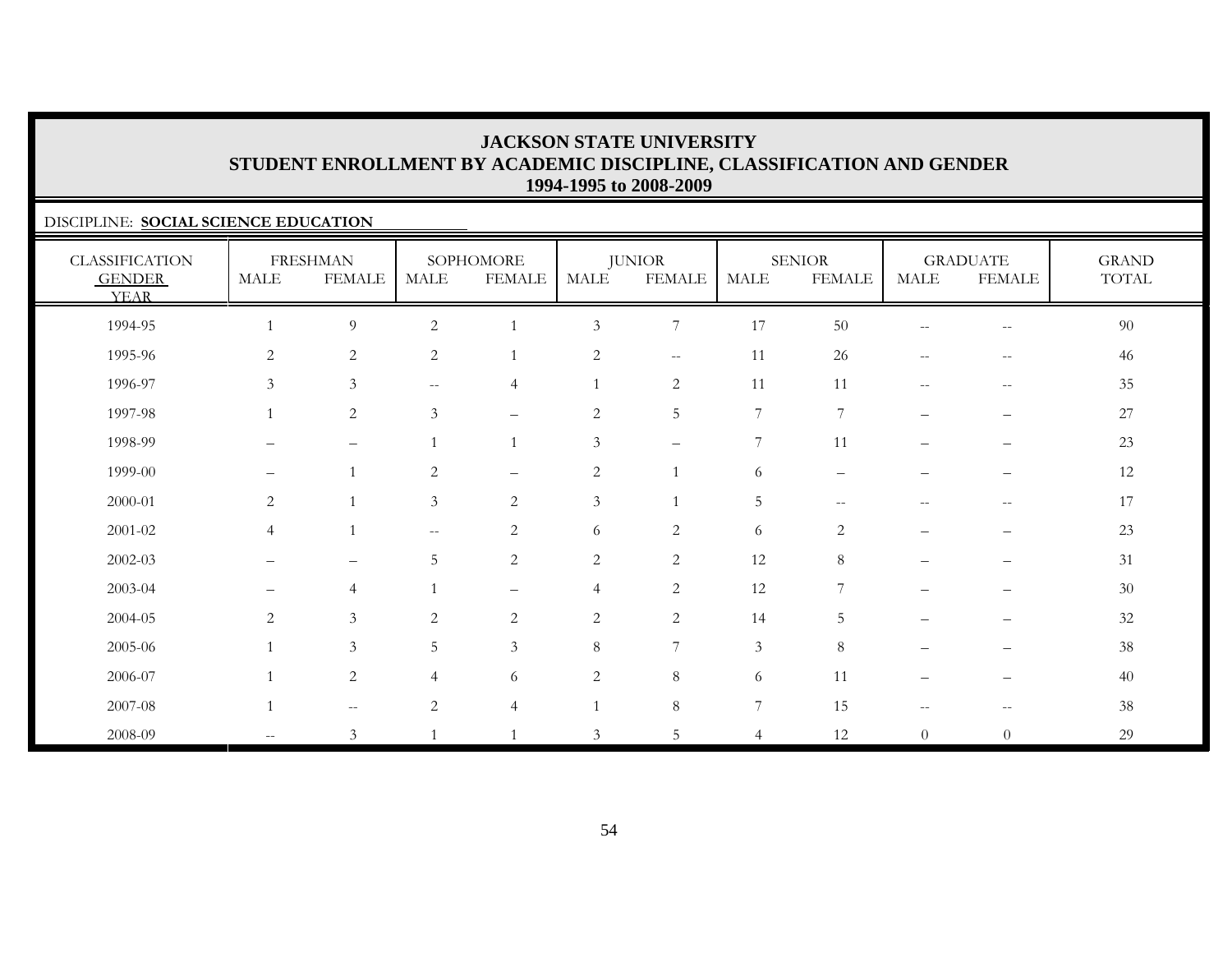# JACKSON STATE UNIVERSITY
## STUDENT ENROLLMENT BY ACADEMIC DISCIPLINE, CLASSIFICATION AND GENDER
### 1994-1995 to 2008-2009

DISCIPLINE: **SOCIAL SCIENCE EDUCATION**

| CLASSIFICATION GENDER YEAR | FRESHMAN | | SOPHOMORE | | JUNIOR | | SENIOR | | GRADUATE | | GRAND TOTAL |
|---|---|---|---|---|---|---|---|---|---|---|---|
| | MALE | FEMALE | MALE | FEMALE | MALE | FEMALE | MALE | FEMALE | MALE | FEMALE | |
| 1994-95 | 1 | 9 | 2 | 1 | 3 | 7 | 17 | 50 | -- | -- | 90 |
| 1995-96 | 2 | 2 | 2 | 1 | 2 | -- | 11 | 26 | -- | -- | 46 |
| 1996-97 | 3 | 3 | -- | 4 | 1 | 2 | 11 | 11 | -- | -- | 35 |
| 1997-98 | 1 | 2 | 3 | – | 2 | 5 | 7 | 7 | – | – | 27 |
| 1998-99 | – | – | 1 | 1 | 3 | – | 7 | 11 | – | – | 23 |
| 1999-00 | – | 1 | 2 | – | 2 | 1 | 6 | – | – | – | 12 |
| 2000-01 | 2 | 1 | 3 | 2 | 3 | 1 | 5 | -- | -- | -- | 17 |
| 2001-02 | 4 | 1 | -- | 2 | 6 | 2 | 6 | 2 | – | – | 23 |
| 2002-03 | – | – | 5 | 2 | 2 | 2 | 12 | 8 | – | – | 31 |
| 2003-04 | – | 4 | 1 | – | 4 | 2 | 12 | 7 | – | – | 30 |
| 2004-05 | 2 | 3 | 2 | 2 | 2 | 2 | 14 | 5 | – | – | 32 |
| 2005-06 | 1 | 3 | 5 | 3 | 8 | 7 | 3 | 8 | – | – | 38 |
| 2006-07 | 1 | 2 | 4 | 6 | 2 | 8 | 6 | 11 | – | – | 40 |
| 2007-08 | 1 | -- | 2 | 4 | 1 | 8 | 7 | 15 | -- | -- | 38 |
| 2008-09 | -- | 3 | 1 | 1 | 3 | 5 | 4 | 12 | 0 | 0 | 29 |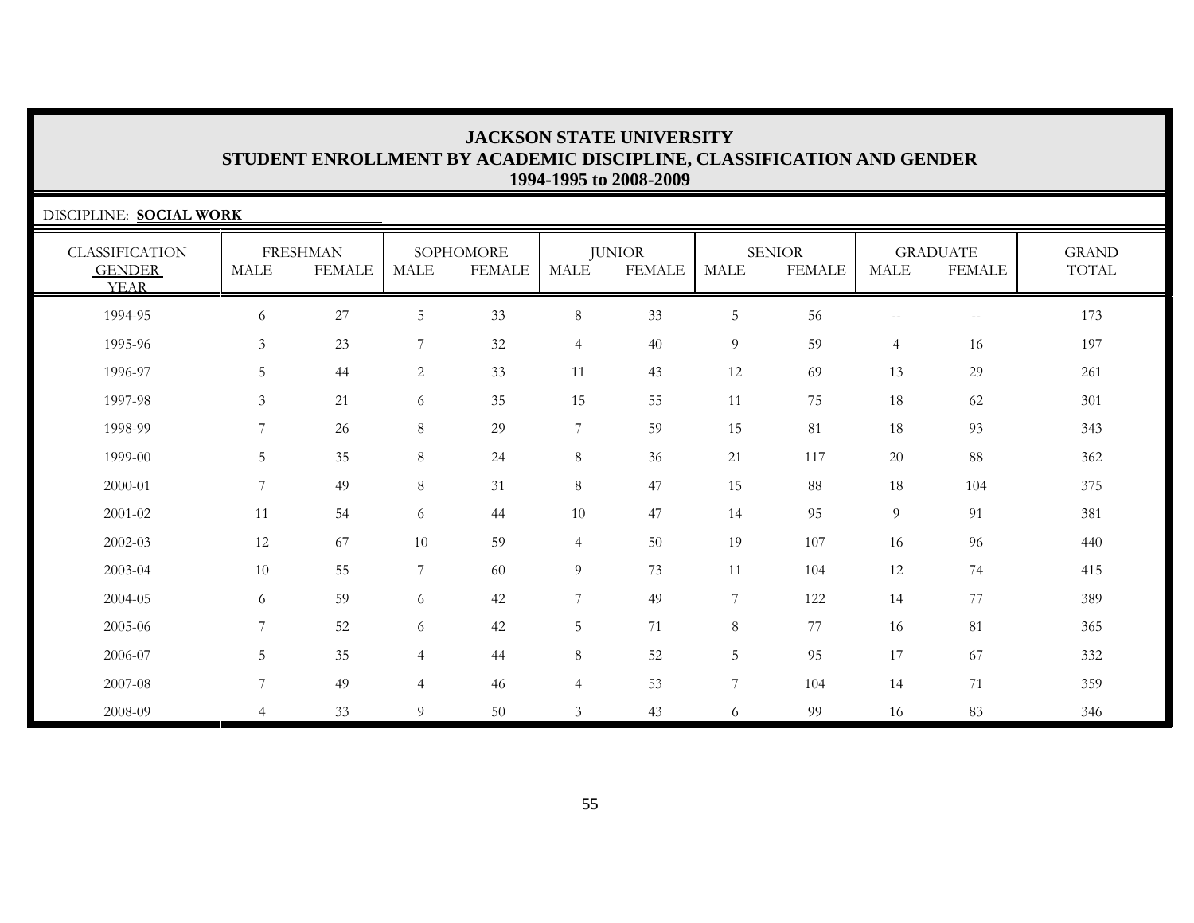# JACKSON STATE UNIVERSITY
## STUDENT ENROLLMENT BY ACADEMIC DISCIPLINE, CLASSIFICATION AND GENDER
### 1994-1995 to 2008-2009

DISCIPLINE: **SOCIAL WORK**

| CLASSIFICATION | FRESHMAN | | SOPHOMORE | | JUNIOR | | SENIOR | | GRADUATE | | GRAND |
|---|---|---|---|---|---|---|---|---|---|---|---|
| GENDER / YEAR | MALE | FEMALE | MALE | FEMALE | MALE | FEMALE | MALE | FEMALE | MALE | FEMALE | TOTAL |
| 1994-95 | 6 | 27 | 5 | 33 | 8 | 33 | 5 | 56 | -- | -- | 173 |
| 1995-96 | 3 | 23 | 7 | 32 | 4 | 40 | 9 | 59 | 4 | 16 | 197 |
| 1996-97 | 5 | 44 | 2 | 33 | 11 | 43 | 12 | 69 | 13 | 29 | 261 |
| 1997-98 | 3 | 21 | 6 | 35 | 15 | 55 | 11 | 75 | 18 | 62 | 301 |
| 1998-99 | 7 | 26 | 8 | 29 | 7 | 59 | 15 | 81 | 18 | 93 | 343 |
| 1999-00 | 5 | 35 | 8 | 24 | 8 | 36 | 21 | 117 | 20 | 88 | 362 |
| 2000-01 | 7 | 49 | 8 | 31 | 8 | 47 | 15 | 88 | 18 | 104 | 375 |
| 2001-02 | 11 | 54 | 6 | 44 | 10 | 47 | 14 | 95 | 9 | 91 | 381 |
| 2002-03 | 12 | 67 | 10 | 59 | 4 | 50 | 19 | 107 | 16 | 96 | 440 |
| 2003-04 | 10 | 55 | 7 | 60 | 9 | 73 | 11 | 104 | 12 | 74 | 415 |
| 2004-05 | 6 | 59 | 6 | 42 | 7 | 49 | 7 | 122 | 14 | 77 | 389 |
| 2005-06 | 7 | 52 | 6 | 42 | 5 | 71 | 8 | 77 | 16 | 81 | 365 |
| 2006-07 | 5 | 35 | 4 | 44 | 8 | 52 | 5 | 95 | 17 | 67 | 332 |
| 2007-08 | 7 | 49 | 4 | 46 | 4 | 53 | 7 | 104 | 14 | 71 | 359 |
| 2008-09 | 4 | 33 | 9 | 50 | 3 | 43 | 6 | 99 | 16 | 83 | 346 |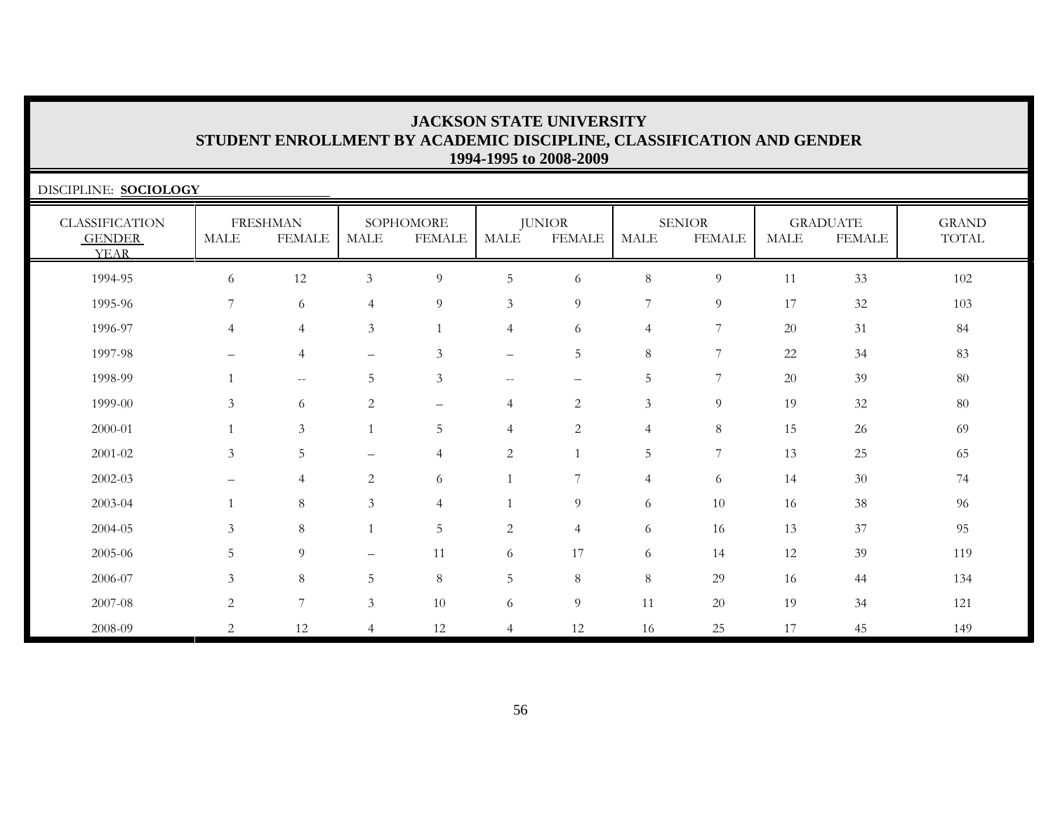# JACKSON STATE UNIVERSITY
## STUDENT ENROLLMENT BY ACADEMIC DISCIPLINE, CLASSIFICATION AND GENDER
### 1994-1995 to 2008-2009

DISCIPLINE: **SOCIOLOGY**

| CLASSIFICATION | FRESHMAN | | SOPHOMORE | | JUNIOR | | SENIOR | | GRADUATE | | GRAND |
|---|---|---|---|---|---|---|---|---|---|---|---|
| GENDER / YEAR | MALE | FEMALE | MALE | FEMALE | MALE | FEMALE | MALE | FEMALE | MALE | FEMALE | TOTAL |
| 1994-95 | 6 | 12 | 3 | 9 | 5 | 6 | 8 | 9 | 11 | 33 | 102 |
| 1995-96 | 7 | 6 | 4 | 9 | 3 | 9 | 7 | 9 | 17 | 32 | 103 |
| 1996-97 | 4 | 4 | 3 | 1 | 4 | 6 | 4 | 7 | 20 | 31 | 84 |
| 1997-98 | – | 4 | – | 3 | – | 5 | 8 | 7 | 22 | 34 | 83 |
| 1998-99 | 1 | -- | 5 | 3 | -- | – | 5 | 7 | 20 | 39 | 80 |
| 1999-00 | 3 | 6 | 2 | – | 4 | 2 | 3 | 9 | 19 | 32 | 80 |
| 2000-01 | 1 | 3 | 1 | 5 | 4 | 2 | 4 | 8 | 15 | 26 | 69 |
| 2001-02 | 3 | 5 | – | 4 | 2 | 1 | 5 | 7 | 13 | 25 | 65 |
| 2002-03 | – | 4 | 2 | 6 | 1 | 7 | 4 | 6 | 14 | 30 | 74 |
| 2003-04 | 1 | 8 | 3 | 4 | 1 | 9 | 6 | 10 | 16 | 38 | 96 |
| 2004-05 | 3 | 8 | 1 | 5 | 2 | 4 | 6 | 16 | 13 | 37 | 95 |
| 2005-06 | 5 | 9 | – | 11 | 6 | 17 | 6 | 14 | 12 | 39 | 119 |
| 2006-07 | 3 | 8 | 5 | 8 | 5 | 8 | 8 | 29 | 16 | 44 | 134 |
| 2007-08 | 2 | 7 | 3 | 10 | 6 | 9 | 11 | 20 | 19 | 34 | 121 |
| 2008-09 | 2 | 12 | 4 | 12 | 4 | 12 | 16 | 25 | 17 | 45 | 149 |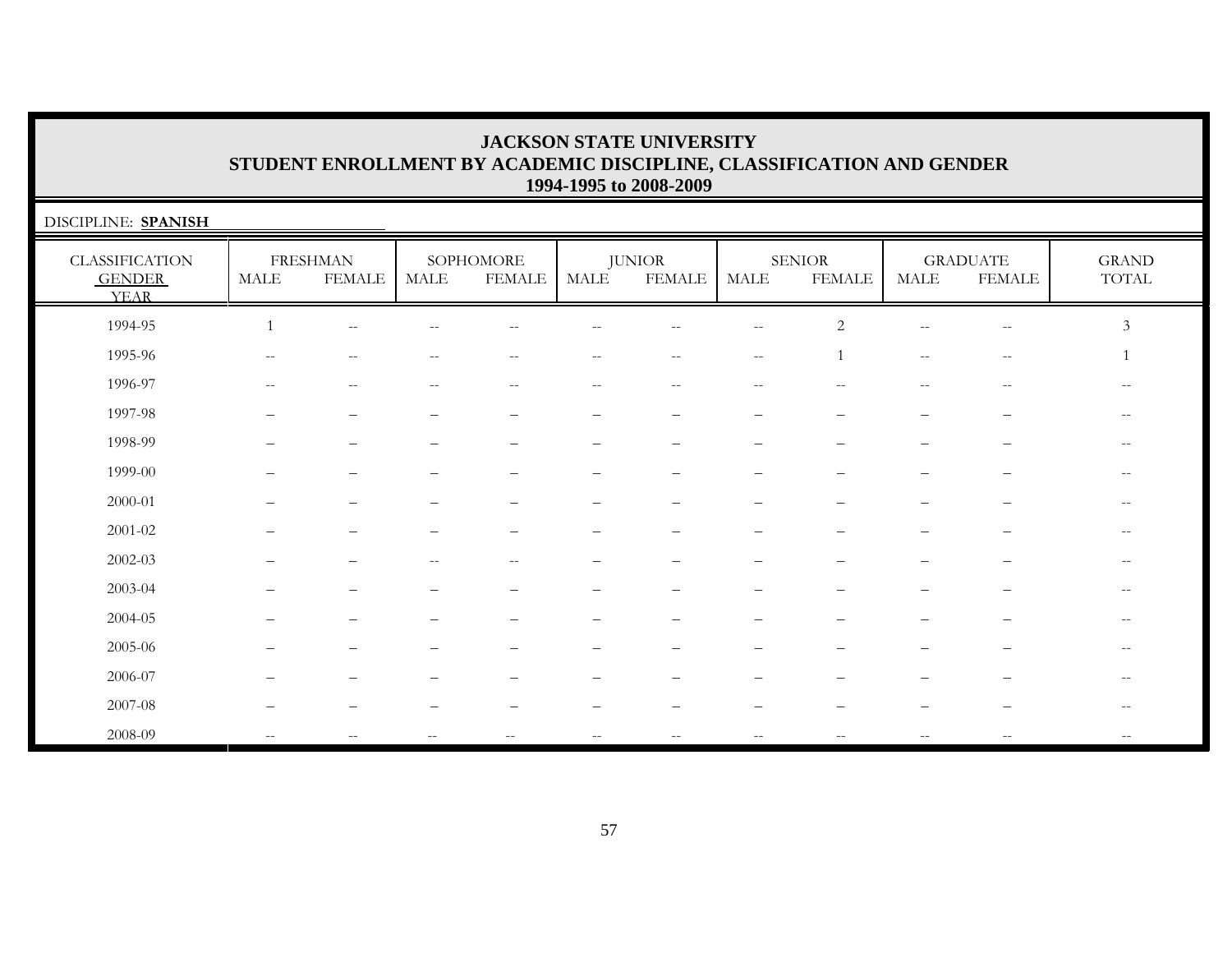# JACKSON STATE UNIVERSITY
## STUDENT ENROLLMENT BY ACADEMIC DISCIPLINE, CLASSIFICATION AND GENDER
### 1994-1995 to 2008-2009

DISCIPLINE: **SPANISH**

| CLASSIFICATION GENDER YEAR | FRESHMAN | | SOPHOMORE | | JUNIOR | | SENIOR | | GRADUATE | | GRAND TOTAL |
|---|---|---|---|---|---|---|---|---|---|---|---|
| | MALE | FEMALE | MALE | FEMALE | MALE | FEMALE | MALE | FEMALE | MALE | FEMALE | |
| 1994-95 | 1 | -- | -- | -- | -- | -- | -- | 2 | -- | -- | 3 |
| 1995-96 | -- | -- | -- | -- | -- | -- | -- | 1 | -- | -- | 1 |
| 1996-97 | -- | -- | -- | -- | -- | -- | -- | -- | -- | -- | -- |
| 1997-98 | – | – | – | – | – | – | – | – | – | – | -- |
| 1998-99 | – | – | – | – | – | – | – | – | – | – | -- |
| 1999-00 | – | – | – | – | – | – | – | – | – | – | -- |
| 2000-01 | – | – | – | – | – | – | – | – | – | – | -- |
| 2001-02 | – | – | – | – | – | – | – | – | – | – | -- |
| 2002-03 | – | – | -- | -- | – | – | – | – | – | – | -- |
| 2003-04 | – | – | – | – | – | – | – | – | – | – | -- |
| 2004-05 | – | – | – | – | – | – | – | – | – | – | -- |
| 2005-06 | – | – | – | – | – | – | – | – | – | – | -- |
| 2006-07 | – | – | – | – | – | – | – | – | – | – | -- |
| 2007-08 | – | – | – | – | – | – | – | – | – | – | -- |
| 2008-09 | -- | -- | -- | -- | -- | -- | -- | -- | -- | -- | -- |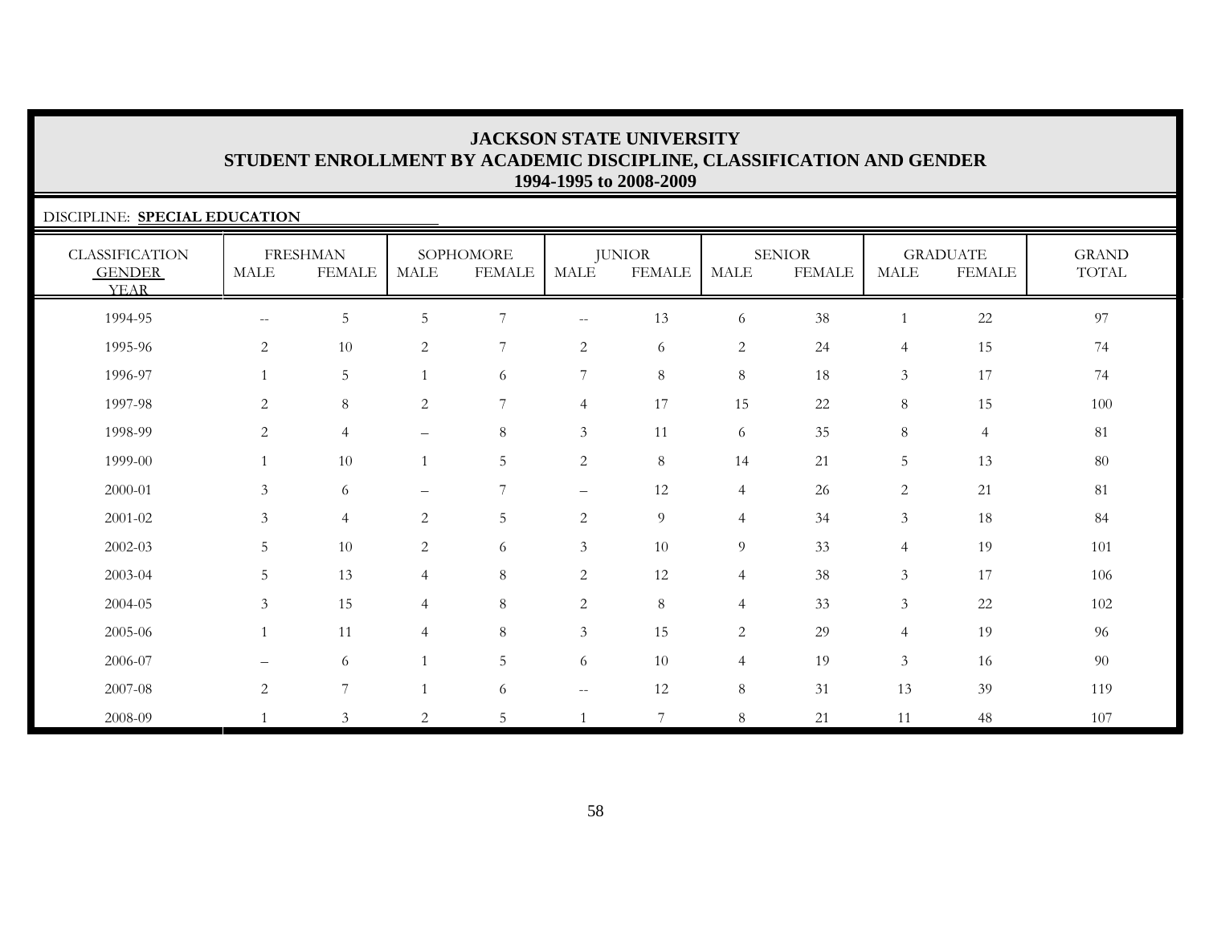# JACKSON STATE UNIVERSITY
## STUDENT ENROLLMENT BY ACADEMIC DISCIPLINE, CLASSIFICATION AND GENDER
### 1994-1995 to 2008-2009

DISCIPLINE: **SPECIAL EDUCATION**

| CLASSIFICATION GENDER YEAR | FRESHMAN | | SOPHOMORE | | JUNIOR | | SENIOR | | GRADUATE | | GRAND TOTAL |
|---|---|---|---|---|---|---|---|---|---|---|---|
| | MALE | FEMALE | MALE | FEMALE | MALE | FEMALE | MALE | FEMALE | MALE | FEMALE | |
| 1994-95 | -- | 5 | 5 | 7 | -- | 13 | 6 | 38 | 1 | 22 | 97 |
| 1995-96 | 2 | 10 | 2 | 7 | 2 | 6 | 2 | 24 | 4 | 15 | 74 |
| 1996-97 | 1 | 5 | 1 | 6 | 7 | 8 | 8 | 18 | 3 | 17 | 74 |
| 1997-98 | 2 | 8 | 2 | 7 | 4 | 17 | 15 | 22 | 8 | 15 | 100 |
| 1998-99 | 2 | 4 | – | 8 | 3 | 11 | 6 | 35 | 8 | 4 | 81 |
| 1999-00 | 1 | 10 | 1 | 5 | 2 | 8 | 14 | 21 | 5 | 13 | 80 |
| 2000-01 | 3 | 6 | – | 7 | – | 12 | 4 | 26 | 2 | 21 | 81 |
| 2001-02 | 3 | 4 | 2 | 5 | 2 | 9 | 4 | 34 | 3 | 18 | 84 |
| 2002-03 | 5 | 10 | 2 | 6 | 3 | 10 | 9 | 33 | 4 | 19 | 101 |
| 2003-04 | 5 | 13 | 4 | 8 | 2 | 12 | 4 | 38 | 3 | 17 | 106 |
| 2004-05 | 3 | 15 | 4 | 8 | 2 | 8 | 4 | 33 | 3 | 22 | 102 |
| 2005-06 | 1 | 11 | 4 | 8 | 3 | 15 | 2 | 29 | 4 | 19 | 96 |
| 2006-07 | – | 6 | 1 | 5 | 6 | 10 | 4 | 19 | 3 | 16 | 90 |
| 2007-08 | 2 | 7 | 1 | 6 | -- | 12 | 8 | 31 | 13 | 39 | 119 |
| 2008-09 | 1 | 3 | 2 | 5 | 1 | 7 | 8 | 21 | 11 | 48 | 107 |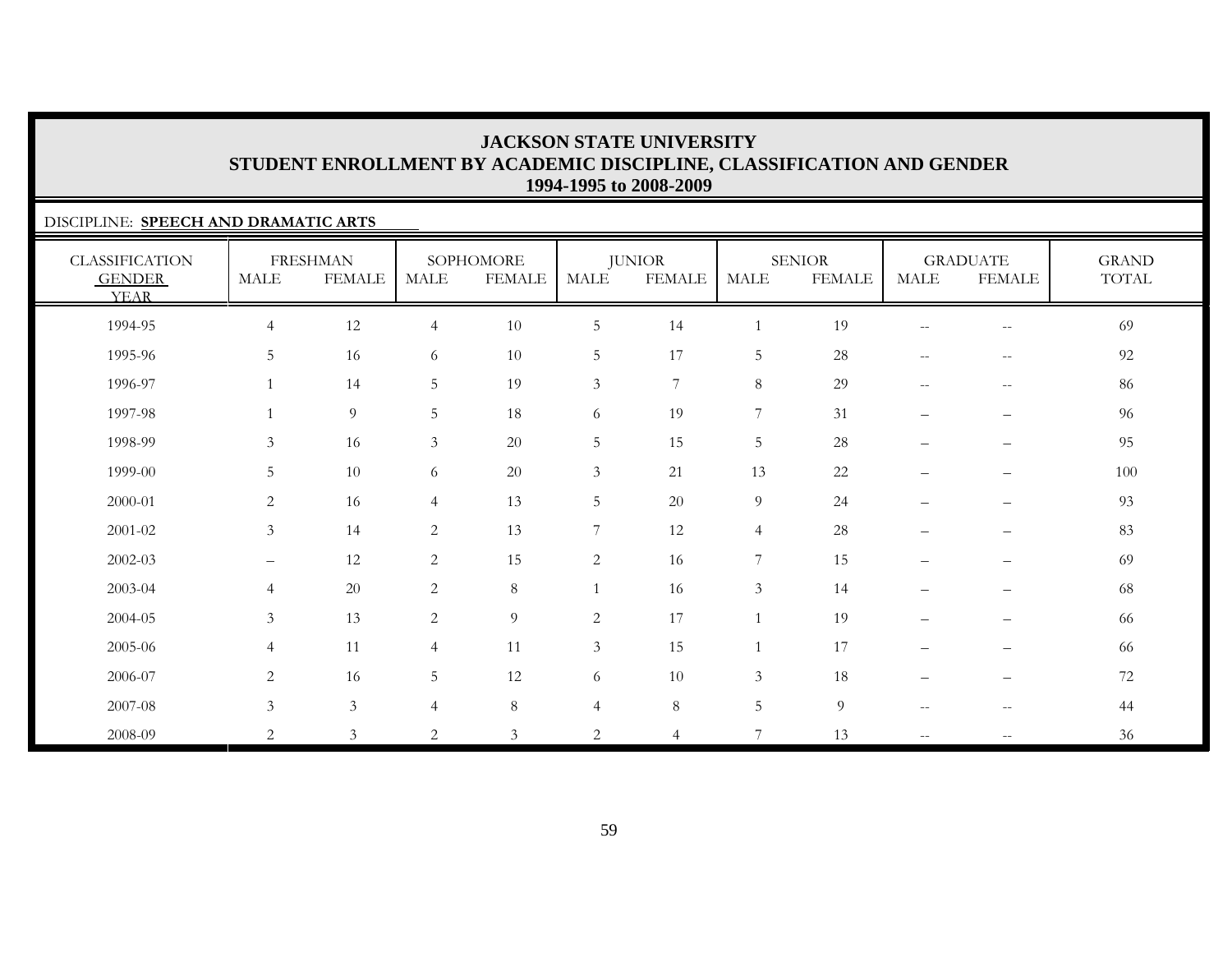# JACKSON STATE UNIVERSITY
## STUDENT ENROLLMENT BY ACADEMIC DISCIPLINE, CLASSIFICATION AND GENDER
### 1994-1995 to 2008-2009

DISCIPLINE: **SPEECH AND DRAMATIC ARTS**

| CLASSIFICATION GENDER YEAR | FRESHMAN | | SOPHOMORE | | JUNIOR | | SENIOR | | GRADUATE | | GRAND TOTAL |
|---|---|---|---|---|---|---|---|---|---|---|---|
| | MALE | FEMALE | MALE | FEMALE | MALE | FEMALE | MALE | FEMALE | MALE | FEMALE | |
| 1994-95 | 4 | 12 | 4 | 10 | 5 | 14 | 1 | 19 | -- | -- | 69 |
| 1995-96 | 5 | 16 | 6 | 10 | 5 | 17 | 5 | 28 | -- | -- | 92 |
| 1996-97 | 1 | 14 | 5 | 19 | 3 | 7 | 8 | 29 | -- | -- | 86 |
| 1997-98 | 1 | 9 | 5 | 18 | 6 | 19 | 7 | 31 | – | – | 96 |
| 1998-99 | 3 | 16 | 3 | 20 | 5 | 15 | 5 | 28 | – | – | 95 |
| 1999-00 | 5 | 10 | 6 | 20 | 3 | 21 | 13 | 22 | – | – | 100 |
| 2000-01 | 2 | 16 | 4 | 13 | 5 | 20 | 9 | 24 | – | – | 93 |
| 2001-02 | 3 | 14 | 2 | 13 | 7 | 12 | 4 | 28 | – | – | 83 |
| 2002-03 | – | 12 | 2 | 15 | 2 | 16 | 7 | 15 | – | – | 69 |
| 2003-04 | 4 | 20 | 2 | 8 | 1 | 16 | 3 | 14 | – | – | 68 |
| 2004-05 | 3 | 13 | 2 | 9 | 2 | 17 | 1 | 19 | – | – | 66 |
| 2005-06 | 4 | 11 | 4 | 11 | 3 | 15 | 1 | 17 | – | – | 66 |
| 2006-07 | 2 | 16 | 5 | 12 | 6 | 10 | 3 | 18 | – | – | 72 |
| 2007-08 | 3 | 3 | 4 | 8 | 4 | 8 | 5 | 9 | -- | -- | 44 |
| 2008-09 | 2 | 3 | 2 | 3 | 2 | 4 | 7 | 13 | -- | -- | 36 |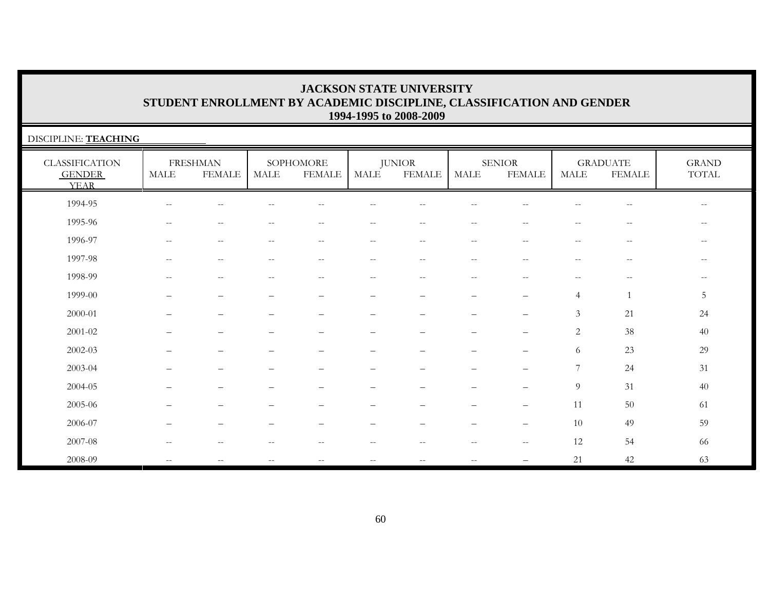# JACKSON STATE UNIVERSITY
## STUDENT ENROLLMENT BY ACADEMIC DISCIPLINE, CLASSIFICATION AND GENDER
### 1994-1995 to 2008-2009

DISCIPLINE: **TEACHING**

| CLASSIFICATION GENDER YEAR | FRESHMAN | | SOPHOMORE | | JUNIOR | | SENIOR | | GRADUATE | | GRAND TOTAL |
|---|---|---|---|---|---|---|---|---|---|---|---|
| | MALE | FEMALE | MALE | FEMALE | MALE | FEMALE | MALE | FEMALE | MALE | FEMALE | |
| 1994-95 | -- | -- | -- | -- | -- | -- | -- | -- | -- | -- | -- |
| 1995-96 | -- | -- | -- | -- | -- | -- | -- | -- | -- | -- | -- |
| 1996-97 | -- | -- | -- | -- | -- | -- | -- | -- | -- | -- | -- |
| 1997-98 | -- | -- | -- | -- | -- | -- | -- | -- | -- | -- | -- |
| 1998-99 | -- | -- | -- | -- | -- | -- | -- | -- | -- | -- | -- |
| 1999-00 | – | – | – | – | – | – | – | – | 4 | 1 | 5 |
| 2000-01 | – | – | – | – | – | – | – | – | 3 | 21 | 24 |
| 2001-02 | – | – | – | – | – | – | – | – | 2 | 38 | 40 |
| 2002-03 | – | – | – | – | – | – | – | – | 6 | 23 | 29 |
| 2003-04 | – | – | – | – | – | – | – | – | 7 | 24 | 31 |
| 2004-05 | – | – | – | – | – | – | – | – | 9 | 31 | 40 |
| 2005-06 | – | – | – | – | – | – | – | – | 11 | 50 | 61 |
| 2006-07 | – | – | – | – | – | – | – | – | 10 | 49 | 59 |
| 2007-08 | -- | -- | -- | -- | -- | -- | -- | -- | 12 | 54 | 66 |
| 2008-09 | -- | -- | -- | -- | -- | -- | -- | – | 21 | 42 | 63 |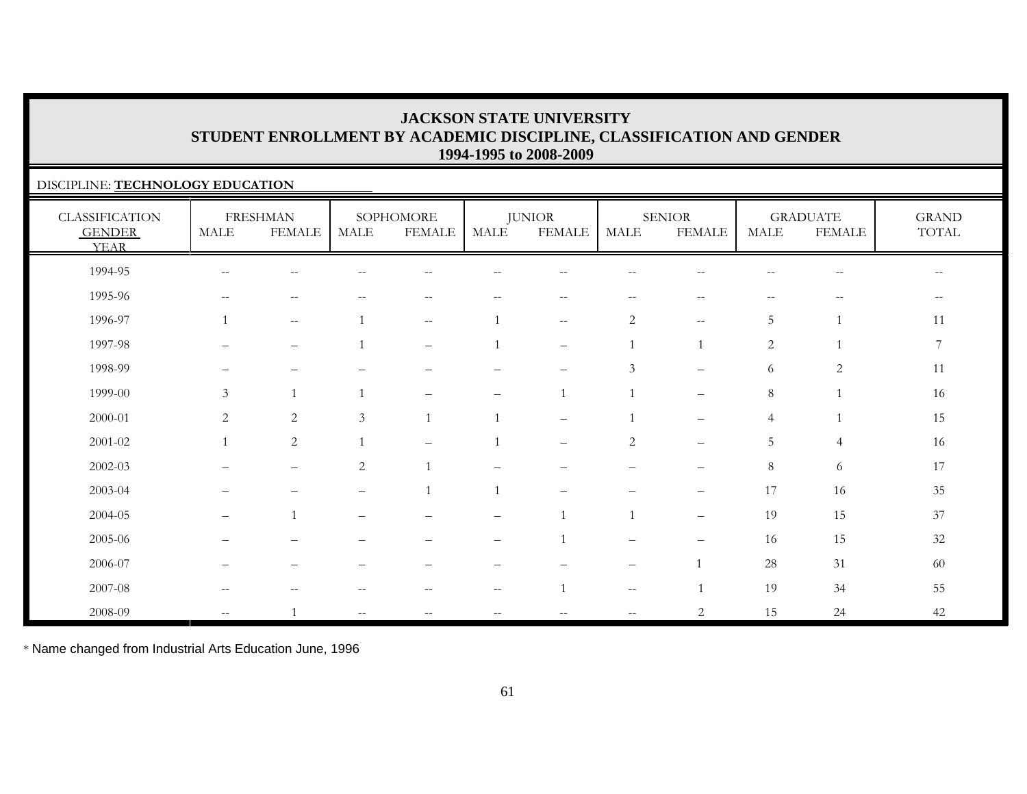# JACKSON STATE UNIVERSITY
## STUDENT ENROLLMENT BY ACADEMIC DISCIPLINE, CLASSIFICATION AND GENDER
### 1994-1995 to 2008-2009

DISCIPLINE: **TECHNOLOGY EDUCATION**

| CLASSIFICATION GENDER YEAR | FRESHMAN | | SOPHOMORE | | JUNIOR | | SENIOR | | GRADUATE | | GRAND TOTAL |
|---|---|---|---|---|---|---|---|---|---|---|---|
| | MALE | FEMALE | MALE | FEMALE | MALE | FEMALE | MALE | FEMALE | MALE | FEMALE | |
| 1994-95 | -- | -- | -- | -- | -- | -- | -- | -- | -- | -- | -- |
| 1995-96 | -- | -- | -- | -- | -- | -- | -- | -- | -- | -- | -- |
| 1996-97 | 1 | -- | 1 | -- | 1 | -- | 2 | -- | 5 | 1 | 11 |
| 1997-98 | – | – | 1 | – | 1 | – | 1 | 1 | 2 | 1 | 7 |
| 1998-99 | – | – | – | – | – | – | 3 | – | 6 | 2 | 11 |
| 1999-00 | 3 | 1 | 1 | – | – | 1 | 1 | – | 8 | 1 | 16 |
| 2000-01 | 2 | 2 | 3 | 1 | 1 | – | 1 | – | 4 | 1 | 15 |
| 2001-02 | 1 | 2 | 1 | – | 1 | – | 2 | – | 5 | 4 | 16 |
| 2002-03 | – | – | 2 | 1 | – | – | – | – | 8 | 6 | 17 |
| 2003-04 | – | – | – | 1 | 1 | – | – | – | 17 | 16 | 35 |
| 2004-05 | – | 1 | – | – | – | 1 | 1 | – | 19 | 15 | 37 |
| 2005-06 | – | – | – | – | – | 1 | – | – | 16 | 15 | 32 |
| 2006-07 | – | – | – | – | – | – | – | 1 | 28 | 31 | 60 |
| 2007-08 | -- | -- | -- | -- | -- | 1 | -- | 1 | 19 | 34 | 55 |
| 2008-09 | -- | 1 | -- | -- | -- | -- | -- | 2 | 15 | 24 | 42 |

* Name changed from Industrial Arts Education June, 1996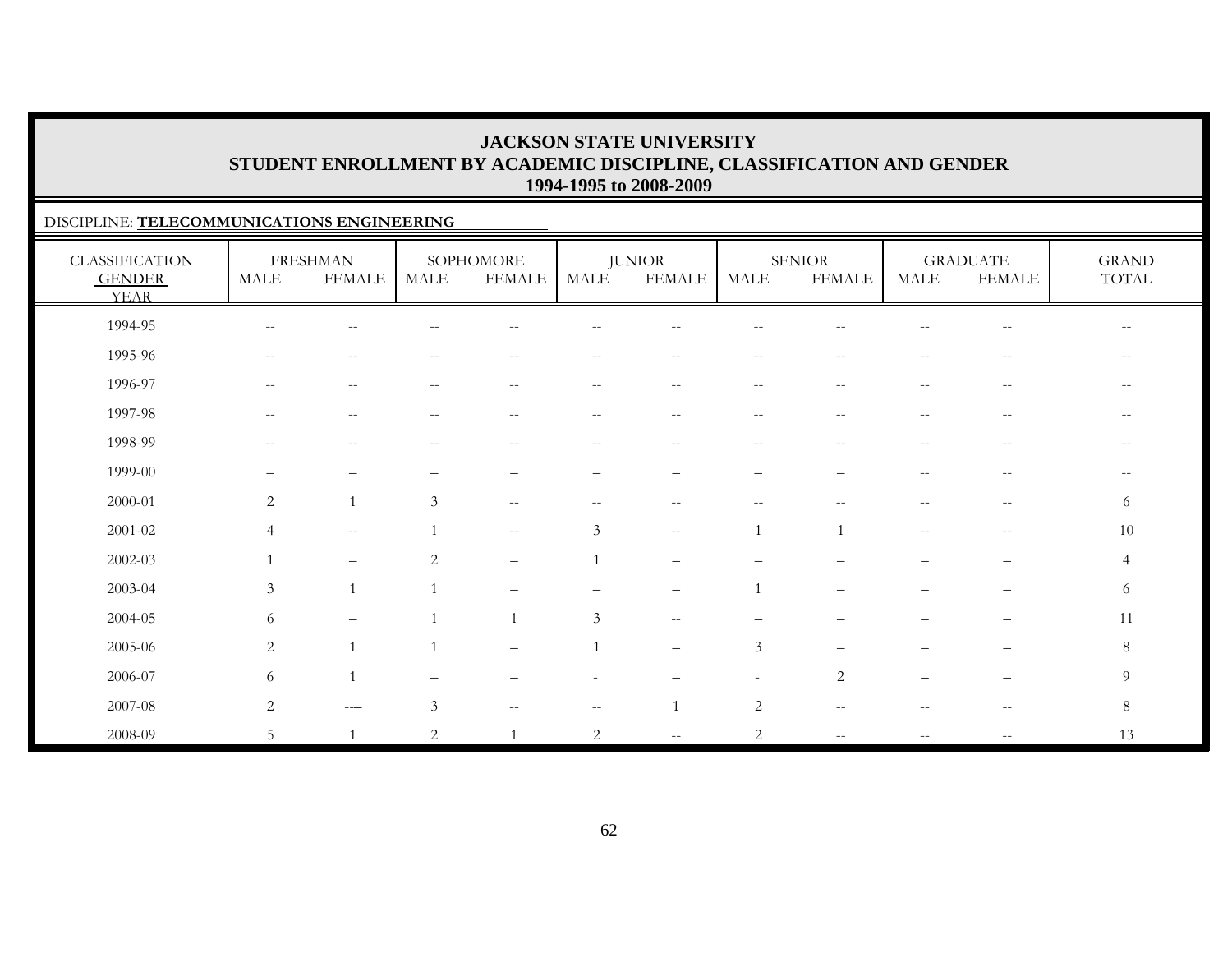# JACKSON STATE UNIVERSITY
## STUDENT ENROLLMENT BY ACADEMIC DISCIPLINE, CLASSIFICATION AND GENDER
### 1994-1995 to 2008-2009

DISCIPLINE: **TELECOMMUNICATIONS ENGINEERING**

| CLASSIFICATION | FRESHMAN | | SOPHOMORE | | JUNIOR | | SENIOR | | GRADUATE | | GRAND |
|---|---|---|---|---|---|---|---|---|---|---|---|
| GENDER / YEAR | MALE | FEMALE | MALE | FEMALE | MALE | FEMALE | MALE | FEMALE | MALE | FEMALE | TOTAL |
| 1994-95 | -- | -- | -- | -- | -- | -- | -- | -- | -- | -- | -- |
| 1995-96 | -- | -- | -- | -- | -- | -- | -- | -- | -- | -- | -- |
| 1996-97 | -- | -- | -- | -- | -- | -- | -- | -- | -- | -- | -- |
| 1997-98 | -- | -- | -- | -- | -- | -- | -- | -- | -- | -- | -- |
| 1998-99 | -- | -- | -- | -- | -- | -- | -- | -- | -- | -- | -- |
| 1999-00 | – | – | – | – | – | – | – | – | -- | -- | -- |
| 2000-01 | 2 | 1 | 3 | -- | -- | -- | -- | -- | -- | -- | 6 |
| 2001-02 | 4 | -- | 1 | -- | 3 | -- | 1 | 1 | -- | -- | 10 |
| 2002-03 | 1 | – | 2 | – | 1 | – | – | – | – | – | 4 |
| 2003-04 | 3 | 1 | 1 | – | – | – | 1 | – | – | – | 6 |
| 2004-05 | 6 | – | 1 | 1 | 3 | -- | – | – | – | – | 11 |
| 2005-06 | 2 | 1 | 1 | – | 1 | – | 3 | – | – | – | 8 |
| 2006-07 | 6 | 1 | – | – | - | – | - | 2 | – | – | 9 |
| 2007-08 | 2 | --– | 3 | -- | -- | 1 | 2 | -- | -- | -- | 8 |
| 2008-09 | 5 | 1 | 2 | 1 | 2 | -- | 2 | -- | -- | -- | 13 |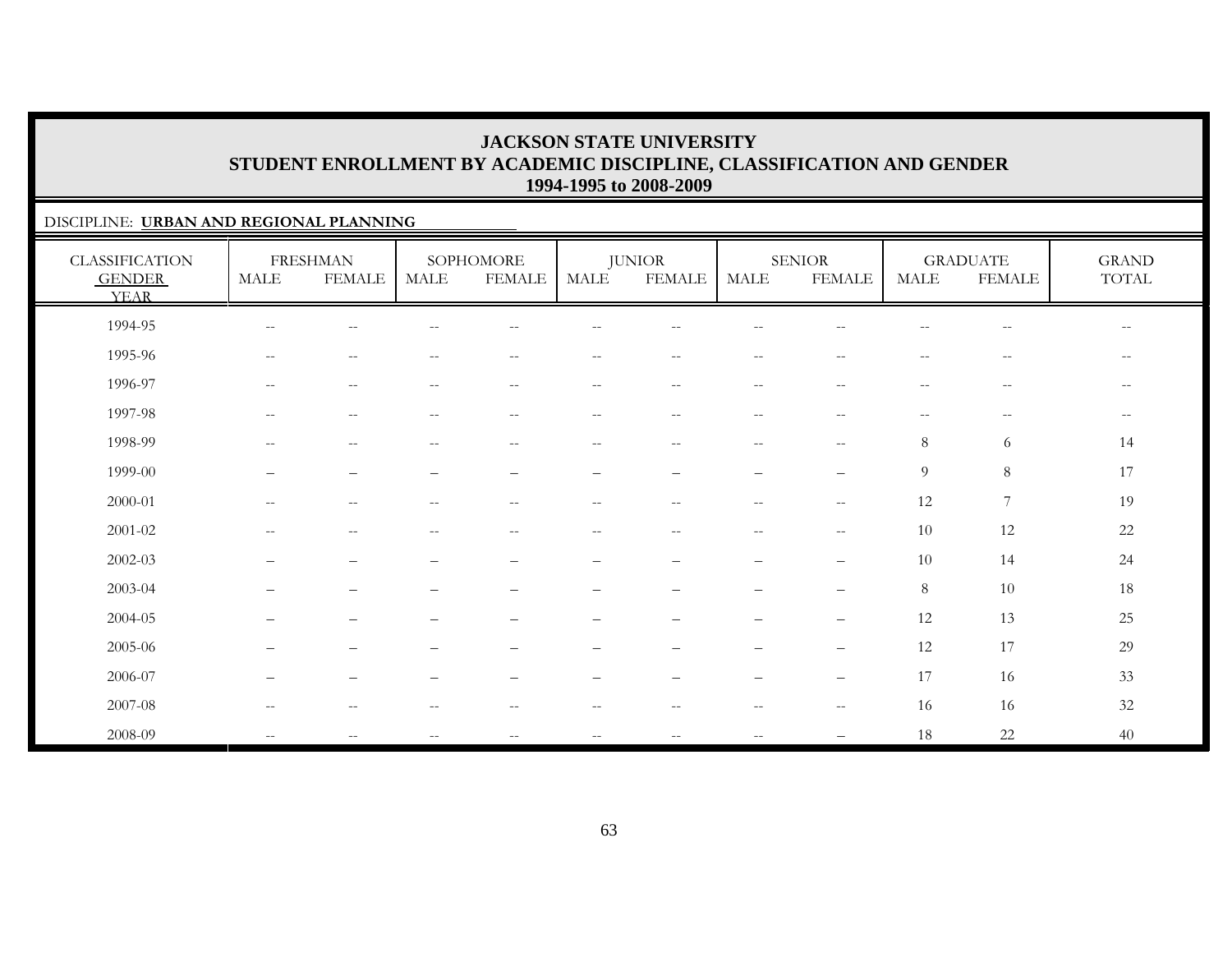# JACKSON STATE UNIVERSITY
## STUDENT ENROLLMENT BY ACADEMIC DISCIPLINE, CLASSIFICATION AND GENDER
### 1994-1995 to 2008-2009

DISCIPLINE: **URBAN AND REGIONAL PLANNING**

| CLASSIFICATION | FRESHMAN | | SOPHOMORE | | JUNIOR | | SENIOR | | GRADUATE | | GRAND |
|---|---|---|---|---|---|---|---|---|---|---|---|
| GENDER / YEAR | MALE | FEMALE | MALE | FEMALE | MALE | FEMALE | MALE | FEMALE | MALE | FEMALE | TOTAL |
| 1994-95 | -- | -- | -- | -- | -- | -- | -- | -- | -- | -- | -- |
| 1995-96 | -- | -- | -- | -- | -- | -- | -- | -- | -- | -- | -- |
| 1996-97 | -- | -- | -- | -- | -- | -- | -- | -- | -- | -- | -- |
| 1997-98 | -- | -- | -- | -- | -- | -- | -- | -- | -- | -- | -- |
| 1998-99 | -- | -- | -- | -- | -- | -- | -- | -- | 8 | 6 | 14 |
| 1999-00 | – | – | – | – | – | – | – | – | 9 | 8 | 17 |
| 2000-01 | -- | -- | -- | -- | -- | -- | -- | -- | 12 | 7 | 19 |
| 2001-02 | -- | -- | -- | -- | -- | -- | -- | -- | 10 | 12 | 22 |
| 2002-03 | – | – | – | – | – | – | – | – | 10 | 14 | 24 |
| 2003-04 | – | – | – | – | – | – | – | – | 8 | 10 | 18 |
| 2004-05 | – | – | – | – | – | – | – | – | 12 | 13 | 25 |
| 2005-06 | – | – | – | – | – | – | – | – | 12 | 17 | 29 |
| 2006-07 | – | – | – | – | – | – | – | – | 17 | 16 | 33 |
| 2007-08 | -- | -- | -- | -- | -- | -- | -- | -- | 16 | 16 | 32 |
| 2008-09 | -- | -- | -- | -- | -- | -- | -- | – | 18 | 22 | 40 |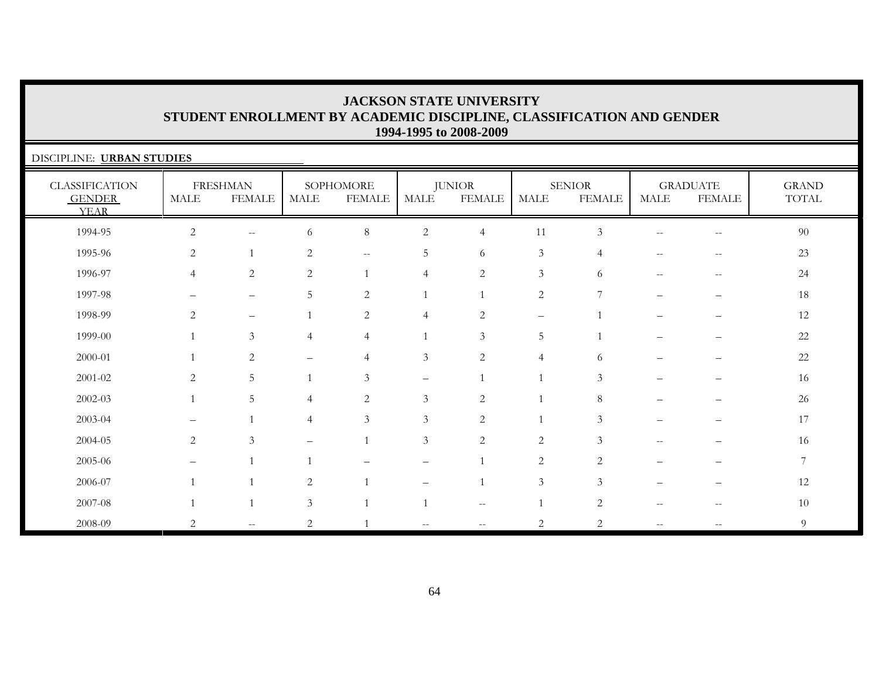# JACKSON STATE UNIVERSITY
## STUDENT ENROLLMENT BY ACADEMIC DISCIPLINE, CLASSIFICATION AND GENDER
### 1994-1995 to 2008-2009

DISCIPLINE: **URBAN STUDIES**

| CLASSIFICATION GENDER YEAR | FRESHMAN | | SOPHOMORE | | JUNIOR | | SENIOR | | GRADUATE | | GRAND TOTAL |
|---|---|---|---|---|---|---|---|---|---|---|---|
| | MALE | FEMALE | MALE | FEMALE | MALE | FEMALE | MALE | FEMALE | MALE | FEMALE | |
| 1994-95 | 2 | -- | 6 | 8 | 2 | 4 | 11 | 3 | -- | -- | 90 |
| 1995-96 | 2 | 1 | 2 | -- | 5 | 6 | 3 | 4 | -- | -- | 23 |
| 1996-97 | 4 | 2 | 2 | 1 | 4 | 2 | 3 | 6 | -- | -- | 24 |
| 1997-98 | – | – | 5 | 2 | 1 | 1 | 2 | 7 | – | – | 18 |
| 1998-99 | 2 | – | 1 | 2 | 4 | 2 | – | 1 | – | – | 12 |
| 1999-00 | 1 | 3 | 4 | 4 | 1 | 3 | 5 | 1 | – | – | 22 |
| 2000-01 | 1 | 2 | – | 4 | 3 | 2 | 4 | 6 | – | – | 22 |
| 2001-02 | 2 | 5 | 1 | 3 | – | 1 | 1 | 3 | – | – | 16 |
| 2002-03 | 1 | 5 | 4 | 2 | 3 | 2 | 1 | 8 | – | – | 26 |
| 2003-04 | – | 1 | 4 | 3 | 3 | 2 | 1 | 3 | – | – | 17 |
| 2004-05 | 2 | 3 | – | 1 | 3 | 2 | 2 | 3 | -- | – | 16 |
| 2005-06 | – | 1 | 1 | – | – | 1 | 2 | 2 | – | – | 7 |
| 2006-07 | 1 | 1 | 2 | 1 | – | 1 | 3 | 3 | – | – | 12 |
| 2007-08 | 1 | 1 | 3 | 1 | 1 | -- | 1 | 2 | -- | -- | 10 |
| 2008-09 | 2 | -- | 2 | 1 | -- | -- | 2 | 2 | -- | -- | 9 |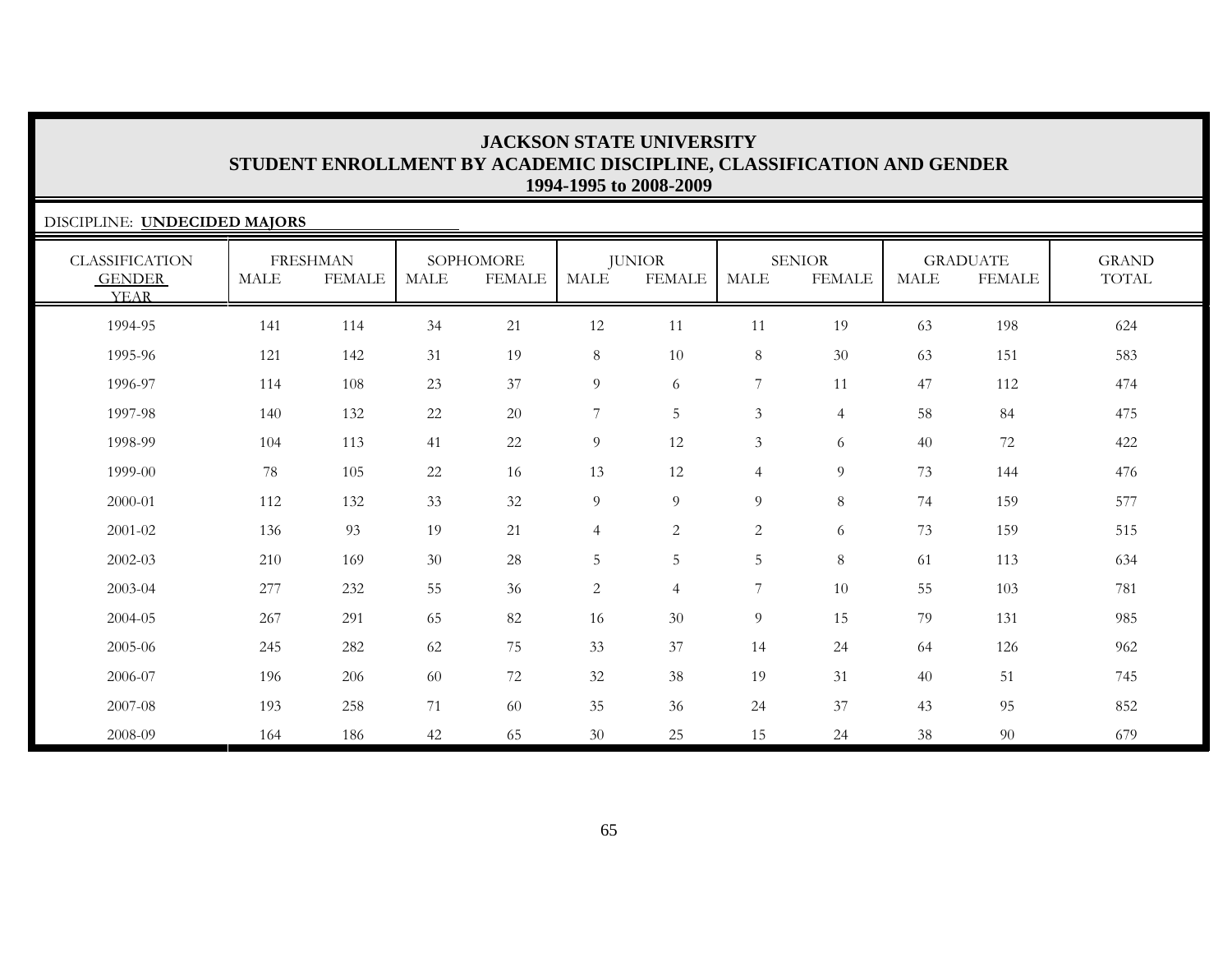# JACKSON STATE UNIVERSITY
## STUDENT ENROLLMENT BY ACADEMIC DISCIPLINE, CLASSIFICATION AND GENDER
### 1994-1995 to 2008-2009

DISCIPLINE: **UNDECIDED MAJORS**

| CLASSIFICATION | FRESHMAN | | SOPHOMORE | | JUNIOR | | SENIOR | | GRADUATE | | GRAND |
|---|---|---|---|---|---|---|---|---|---|---|---|
| GENDER<br>YEAR | MALE | FEMALE | MALE | FEMALE | MALE | FEMALE | MALE | FEMALE | MALE | FEMALE | TOTAL |
| 1994-95 | 141 | 114 | 34 | 21 | 12 | 11 | 11 | 19 | 63 | 198 | 624 |
| 1995-96 | 121 | 142 | 31 | 19 | 8 | 10 | 8 | 30 | 63 | 151 | 583 |
| 1996-97 | 114 | 108 | 23 | 37 | 9 | 6 | 7 | 11 | 47 | 112 | 474 |
| 1997-98 | 140 | 132 | 22 | 20 | 7 | 5 | 3 | 4 | 58 | 84 | 475 |
| 1998-99 | 104 | 113 | 41 | 22 | 9 | 12 | 3 | 6 | 40 | 72 | 422 |
| 1999-00 | 78 | 105 | 22 | 16 | 13 | 12 | 4 | 9 | 73 | 144 | 476 |
| 2000-01 | 112 | 132 | 33 | 32 | 9 | 9 | 9 | 8 | 74 | 159 | 577 |
| 2001-02 | 136 | 93 | 19 | 21 | 4 | 2 | 2 | 6 | 73 | 159 | 515 |
| 2002-03 | 210 | 169 | 30 | 28 | 5 | 5 | 5 | 8 | 61 | 113 | 634 |
| 2003-04 | 277 | 232 | 55 | 36 | 2 | 4 | 7 | 10 | 55 | 103 | 781 |
| 2004-05 | 267 | 291 | 65 | 82 | 16 | 30 | 9 | 15 | 79 | 131 | 985 |
| 2005-06 | 245 | 282 | 62 | 75 | 33 | 37 | 14 | 24 | 64 | 126 | 962 |
| 2006-07 | 196 | 206 | 60 | 72 | 32 | 38 | 19 | 31 | 40 | 51 | 745 |
| 2007-08 | 193 | 258 | 71 | 60 | 35 | 36 | 24 | 37 | 43 | 95 | 852 |
| 2008-09 | 164 | 186 | 42 | 65 | 30 | 25 | 15 | 24 | 38 | 90 | 679 |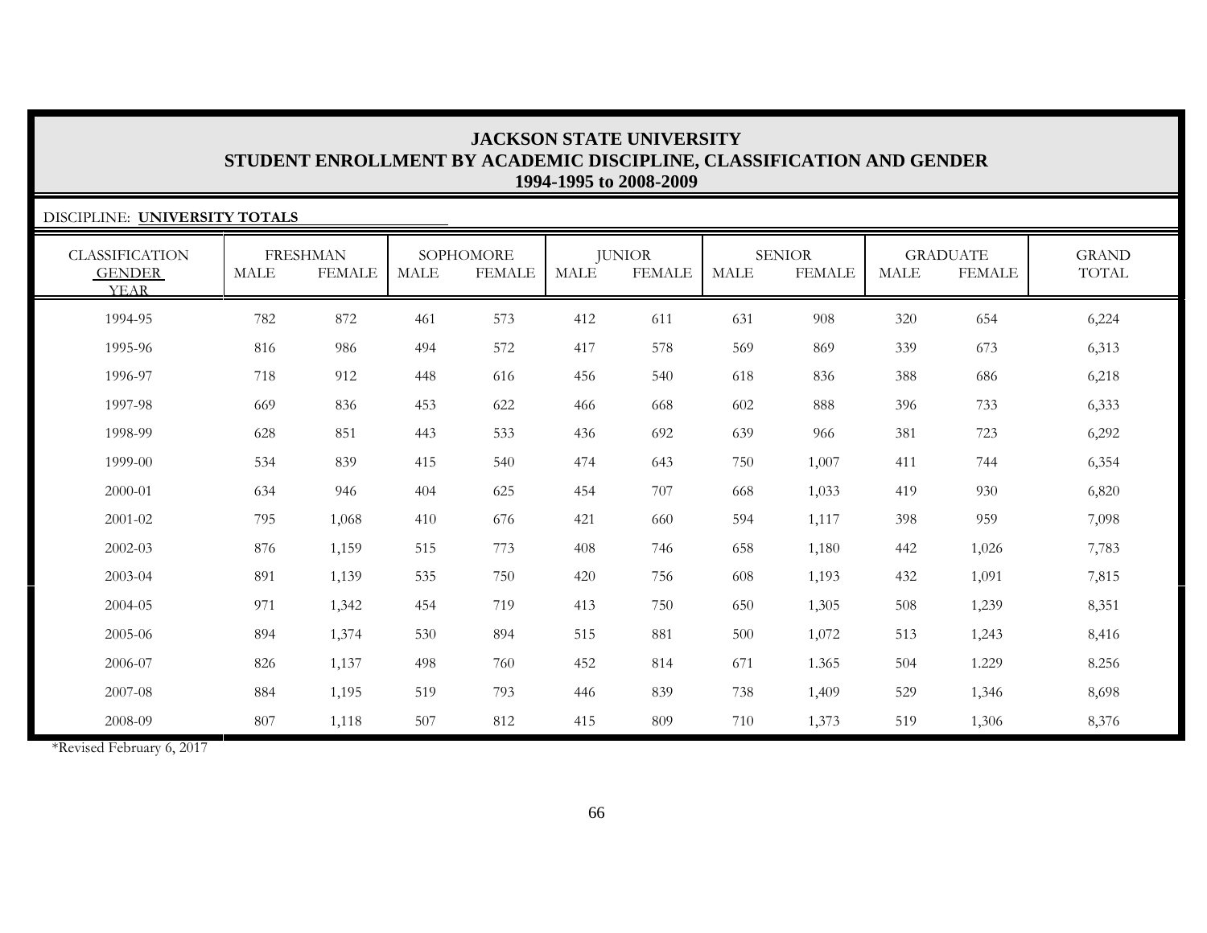# JACKSON STATE UNIVERSITY
## STUDENT ENROLLMENT BY ACADEMIC DISCIPLINE, CLASSIFICATION AND GENDER
### 1994-1995 to 2008-2009

DISCIPLINE: **UNIVERSITY TOTALS**

| CLASSIFICATION | FRESHMAN | | SOPHOMORE | | JUNIOR | | SENIOR | | GRADUATE | | GRAND |
|---|---|---|---|---|---|---|---|---|---|---|---|
| GENDER / YEAR | MALE | FEMALE | MALE | FEMALE | MALE | FEMALE | MALE | FEMALE | MALE | FEMALE | TOTAL |
| 1994-95 | 782 | 872 | 461 | 573 | 412 | 611 | 631 | 908 | 320 | 654 | 6,224 |
| 1995-96 | 816 | 986 | 494 | 572 | 417 | 578 | 569 | 869 | 339 | 673 | 6,313 |
| 1996-97 | 718 | 912 | 448 | 616 | 456 | 540 | 618 | 836 | 388 | 686 | 6,218 |
| 1997-98 | 669 | 836 | 453 | 622 | 466 | 668 | 602 | 888 | 396 | 733 | 6,333 |
| 1998-99 | 628 | 851 | 443 | 533 | 436 | 692 | 639 | 966 | 381 | 723 | 6,292 |
| 1999-00 | 534 | 839 | 415 | 540 | 474 | 643 | 750 | 1,007 | 411 | 744 | 6,354 |
| 2000-01 | 634 | 946 | 404 | 625 | 454 | 707 | 668 | 1,033 | 419 | 930 | 6,820 |
| 2001-02 | 795 | 1,068 | 410 | 676 | 421 | 660 | 594 | 1,117 | 398 | 959 | 7,098 |
| 2002-03 | 876 | 1,159 | 515 | 773 | 408 | 746 | 658 | 1,180 | 442 | 1,026 | 7,783 |
| 2003-04 | 891 | 1,139 | 535 | 750 | 420 | 756 | 608 | 1,193 | 432 | 1,091 | 7,815 |
| 2004-05 | 971 | 1,342 | 454 | 719 | 413 | 750 | 650 | 1,305 | 508 | 1,239 | 8,351 |
| 2005-06 | 894 | 1,374 | 530 | 894 | 515 | 881 | 500 | 1,072 | 513 | 1,243 | 8,416 |
| 2006-07 | 826 | 1,137 | 498 | 760 | 452 | 814 | 671 | 1.365 | 504 | 1.229 | 8.256 |
| 2007-08 | 884 | 1,195 | 519 | 793 | 446 | 839 | 738 | 1,409 | 529 | 1,346 | 8,698 |
| 2008-09 | 807 | 1,118 | 507 | 812 | 415 | 809 | 710 | 1,373 | 519 | 1,306 | 8,376 |

*Revised February 6, 2017